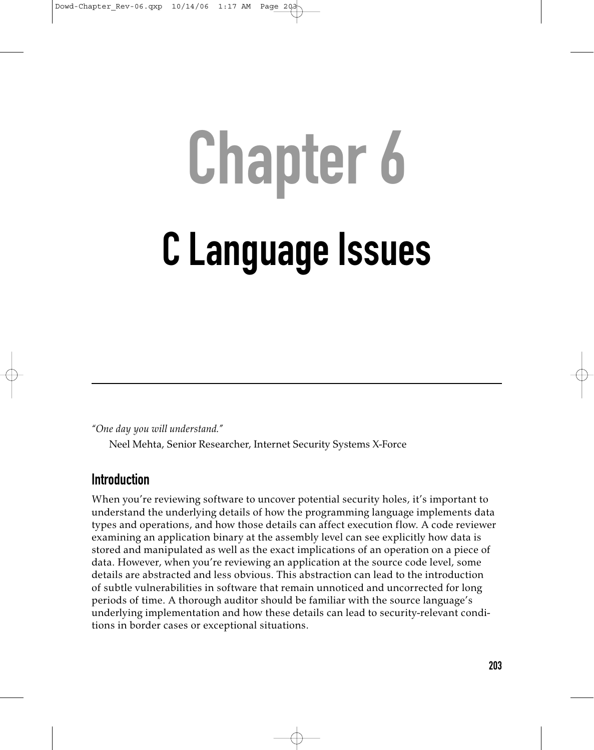# Chapter 6

# C Language Issues

*"One day you will understand."*

Neel Mehta, Senior Researcher, Internet Security Systems X-Force

## Introduction

When you're reviewing software to uncover potential security holes, it's important to understand the underlying details of how the programming language implements data types and operations, and how those details can affect execution flow. A code reviewer examining an application binary at the assembly level can see explicitly how data is stored and manipulated as well as the exact implications of an operation on a piece of data. However, when you're reviewing an application at the source code level, some details are abstracted and less obvious. This abstraction can lead to the introduction of subtle vulnerabilities in software that remain unnoticed and uncorrected for long periods of time. A thorough auditor should be familiar with the source language's underlying implementation and how these details can lead to security-relevant conditions in border cases or exceptional situations.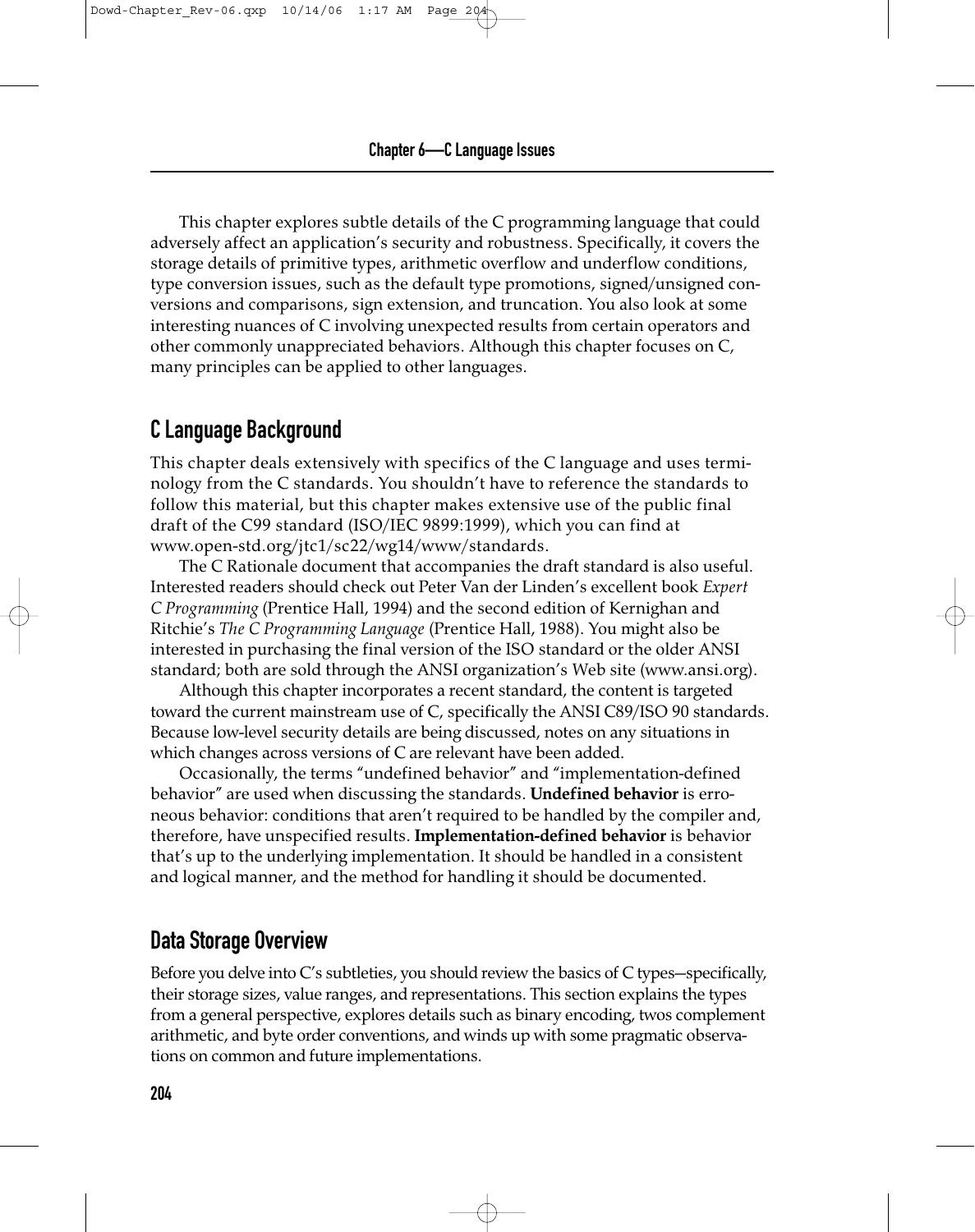This chapter explores subtle details of the C programming language that could adversely affect an application's security and robustness. Specifically, it covers the storage details of primitive types, arithmetic overflow and underflow conditions, type conversion issues, such as the default type promotions, signed/unsigned conversions and comparisons, sign extension, and truncation. You also look at some interesting nuances of C involving unexpected results from certain operators and other commonly unappreciated behaviors. Although this chapter focuses on C, many principles can be applied to other languages.

## C Language Background

This chapter deals extensively with specifics of the C language and uses terminology from the C standards. You shouldn't have to reference the standards to follow this material, but this chapter makes extensive use of the public final draft of the C99 standard (ISO/IEC 9899:1999), which you can find at www.open-std.org/jtc1/sc22/wg14/www/standards.

The C Rationale document that accompanies the draft standard is also useful. Interested readers should check out Peter Van der Linden's excellent book *Expert C Programming* (Prentice Hall, 1994) and the second edition of Kernighan and Ritchie's *The C Programming Language* (Prentice Hall, 1988). You might also be interested in purchasing the final version of the ISO standard or the older ANSI standard; both are sold through the ANSI organization's Web site (www.ansi.org).

Although this chapter incorporates a recent standard, the content is targeted toward the current mainstream use of C, specifically the ANSI C89/ISO 90 standards. Because low-level security details are being discussed, notes on any situations in which changes across versions of C are relevant have been added.

Occasionally, the terms "undefined behavior" and "implementation-defined behavior" are used when discussing the standards. **Undefined behavior** is erroneous behavior: conditions that aren't required to be handled by the compiler and, therefore, have unspecified results. **Implementation-defined behavior** is behavior that's up to the underlying implementation. It should be handled in a consistent and logical manner, and the method for handling it should be documented.

## Data Storage Overview

Before you delve into C's subtleties, you should review the basics of C types—specifically, their storage sizes, value ranges, and representations. This section explains the types from a general perspective, explores details such as binary encoding, twos complement arithmetic, and byte order conventions, and winds up with some pragmatic observations on common and future implementations.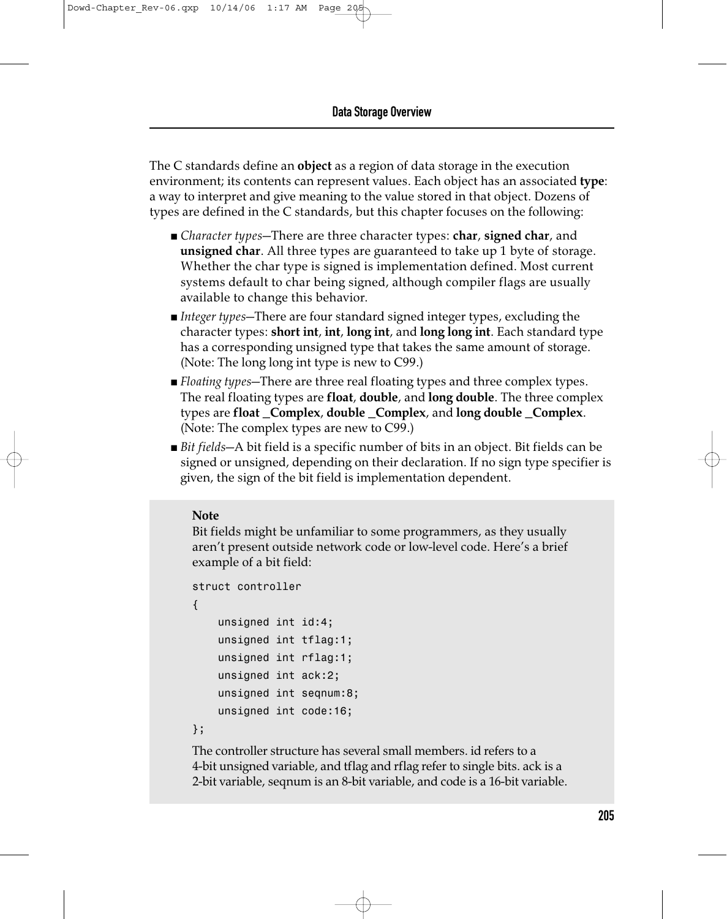The C standards define an **object** as a region of data storage in the execution environment; its contents can represent values. Each object has an associated **type**: a way to interpret and give meaning to the value stored in that object. Dozens of types are defined in the C standards, but this chapter focuses on the following:

- *Character types*—There are three character types: **char**, **signed char**, and **unsigned char**. All three types are guaranteed to take up 1 byte of storage. Whether the char type is signed is implementation defined. Most current systems default to char being signed, although compiler flags are usually available to change this behavior.
- *Integer types*—There are four standard signed integer types, excluding the character types: **short int**, **int**, **long int**, and **long long int**. Each standard type has a corresponding unsigned type that takes the same amount of storage. (Note: The long long int type is new to C99.)
- *Floating types*—There are three real floating types and three complex types. The real floating types are **float**, **double**, and **long double**. The three complex types are **float _Complex**, **double _Complex**, and **long double _Complex**. (Note: The complex types are new to C99.)
- *Bit fields*—A bit field is a specific number of bits in an object. Bit fields can be signed or unsigned, depending on their declaration. If no sign type specifier is given, the sign of the bit field is implementation dependent.

> **Note**
>
> Bit fields might be unfamiliar to some programmers, as they usually aren't present outside network code or low-level code. Here's a brief example of a bit field:
>
> ```
> struct controller
> {
>     unsigned int id:4;
>     unsigned int tflag:1;
>     unsigned int rflag:1;
>     unsigned int ack:2;
>     unsigned int seqnum:8;
>     unsigned int code:16;
> };
> ```
>
> The controller structure has several small members. id refers to a 4-bit unsigned variable, and tflag and rflag refer to single bits. ack is a 2-bit variable, seqnum is an 8-bit variable, and code is a 16-bit variable.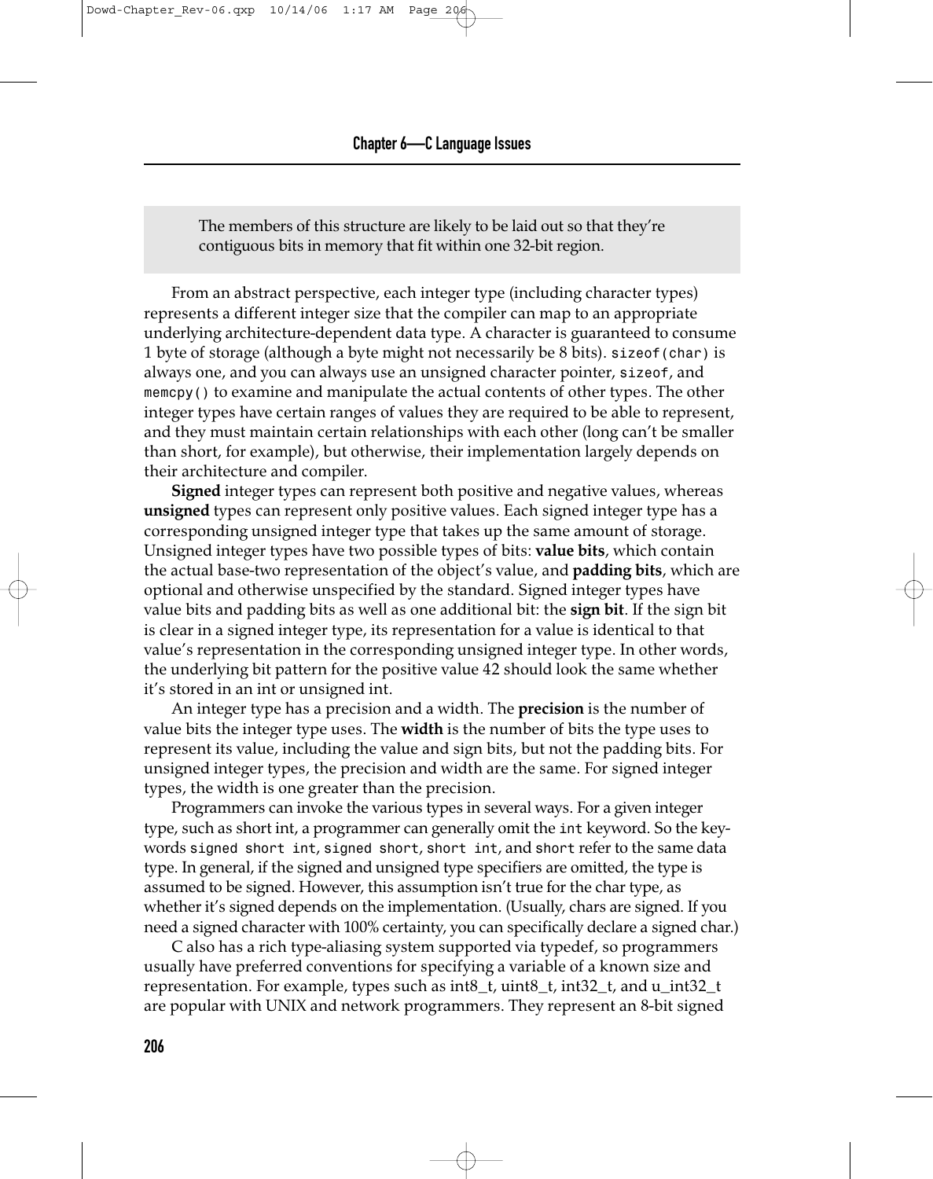> The members of this structure are likely to be laid out so that they're contiguous bits in memory that fit within one 32-bit region.

From an abstract perspective, each integer type (including character types) represents a different integer size that the compiler can map to an appropriate underlying architecture-dependent data type. A character is guaranteed to consume 1 byte of storage (although a byte might not necessarily be 8 bits). `sizeof(char)` is always one, and you can always use an unsigned character pointer, `sizeof`, and `memcpy()` to examine and manipulate the actual contents of other types. The other integer types have certain ranges of values they are required to be able to represent, and they must maintain certain relationships with each other (long can't be smaller than short, for example), but otherwise, their implementation largely depends on their architecture and compiler.

**Signed** integer types can represent both positive and negative values, whereas **unsigned** types can represent only positive values. Each signed integer type has a corresponding unsigned integer type that takes up the same amount of storage. Unsigned integer types have two possible types of bits: **value bits**, which contain the actual base-two representation of the object's value, and **padding bits**, which are optional and otherwise unspecified by the standard. Signed integer types have value bits and padding bits as well as one additional bit: the **sign bit**. If the sign bit is clear in a signed integer type, its representation for a value is identical to that value's representation in the corresponding unsigned integer type. In other words, the underlying bit pattern for the positive value 42 should look the same whether it's stored in an int or unsigned int.

An integer type has a precision and a width. The **precision** is the number of value bits the integer type uses. The **width** is the number of bits the type uses to represent its value, including the value and sign bits, but not the padding bits. For unsigned integer types, the precision and width are the same. For signed integer types, the width is one greater than the precision.

Programmers can invoke the various types in several ways. For a given integer type, such as short int, a programmer can generally omit the `int` keyword. So the keywords `signed short int`, `signed short`, `short int`, and `short` refer to the same data type. In general, if the signed and unsigned type specifiers are omitted, the type is assumed to be signed. However, this assumption isn't true for the char type, as whether it's signed depends on the implementation. (Usually, chars are signed. If you need a signed character with 100% certainty, you can specifically declare a signed char.)

C also has a rich type-aliasing system supported via typedef, so programmers usually have preferred conventions for specifying a variable of a known size and representation. For example, types such as int8_t, uint8_t, int32_t, and u_int32_t are popular with UNIX and network programmers. They represent an 8-bit signed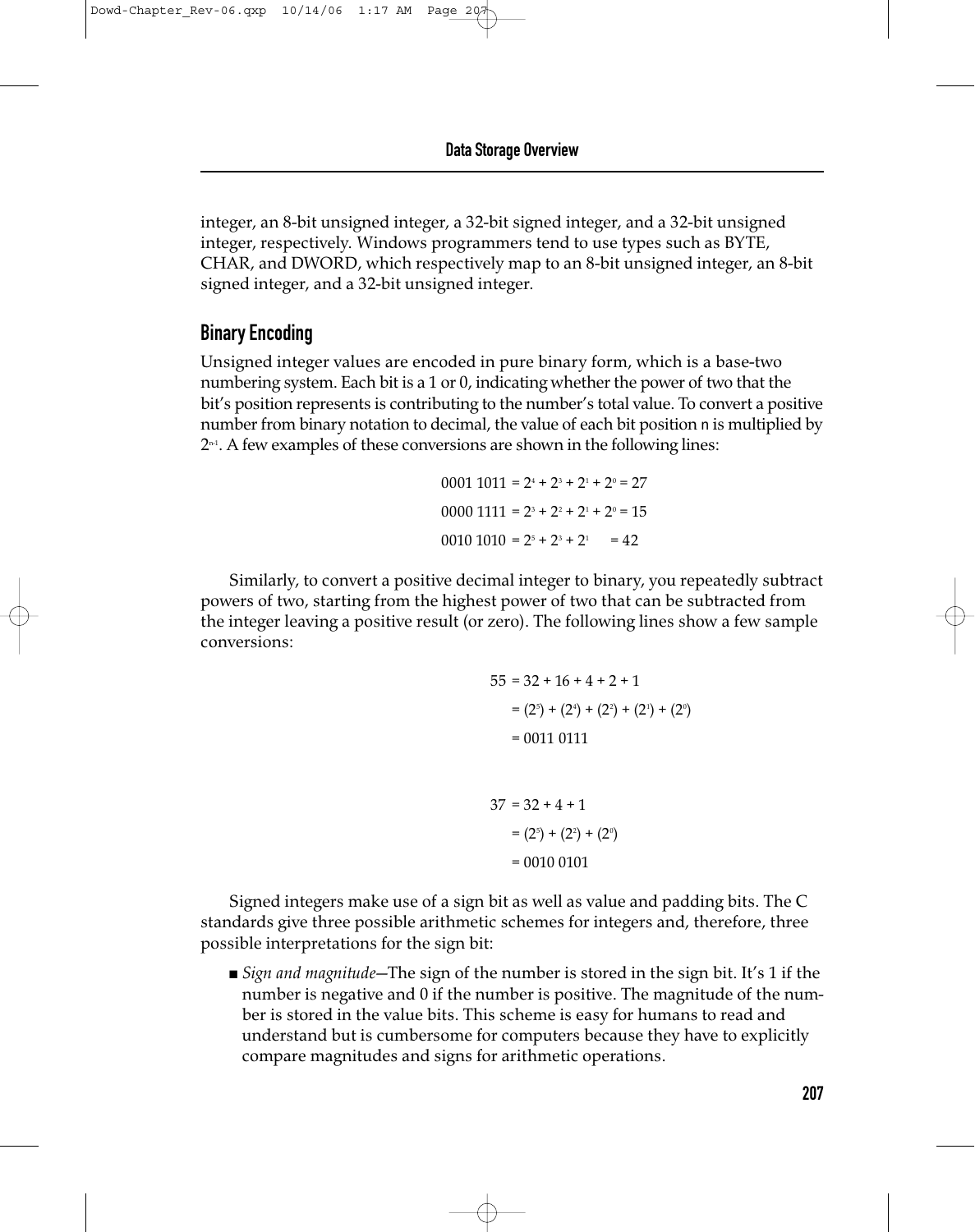integer, an 8-bit unsigned integer, a 32-bit signed integer, and a 32-bit unsigned integer, respectively. Windows programmers tend to use types such as BYTE, CHAR, and DWORD, which respectively map to an 8-bit unsigned integer, an 8-bit signed integer, and a 32-bit unsigned integer.

## Binary Encoding

Unsigned integer values are encoded in pure binary form, which is a base-two numbering system. Each bit is a 1 or 0, indicating whether the power of two that the bit's position represents is contributing to the number's total value. To convert a positive number from binary notation to decimal, the value of each bit position n is multiplied by $2^{n-1}$. A few examples of these conversions are shown in the following lines:

$$0001\ 1011 = 2^4 + 2^3 + 2^1 + 2^0 = 27$$

$$0000\ 1111 = 2^3 + 2^2 + 2^1 + 2^0 = 15$$

$$0010\ 1010 = 2^5 + 2^3 + 2^1 = 42$$

Similarly, to convert a positive decimal integer to binary, you repeatedly subtract powers of two, starting from the highest power of two that can be subtracted from the integer leaving a positive result (or zero). The following lines show a few sample conversions:

$$\begin{aligned} 55 &= 32 + 16 + 4 + 2 + 1 \\ &= (2^5) + (2^4) + (2^2) + (2^1) + (2^0) \\ &= 0011\ 0111 \end{aligned}$$

$$\begin{aligned} 37 &= 32 + 4 + 1 \\ &= (2^5) + (2^2) + (2^0) \\ &= 0010\ 0101 \end{aligned}$$

Signed integers make use of a sign bit as well as value and padding bits. The C standards give three possible arithmetic schemes for integers and, therefore, three possible interpretations for the sign bit:

- *Sign and magnitude*—The sign of the number is stored in the sign bit. It's 1 if the number is negative and 0 if the number is positive. The magnitude of the number is stored in the value bits. This scheme is easy for humans to read and understand but is cumbersome for computers because they have to explicitly compare magnitudes and signs for arithmetic operations.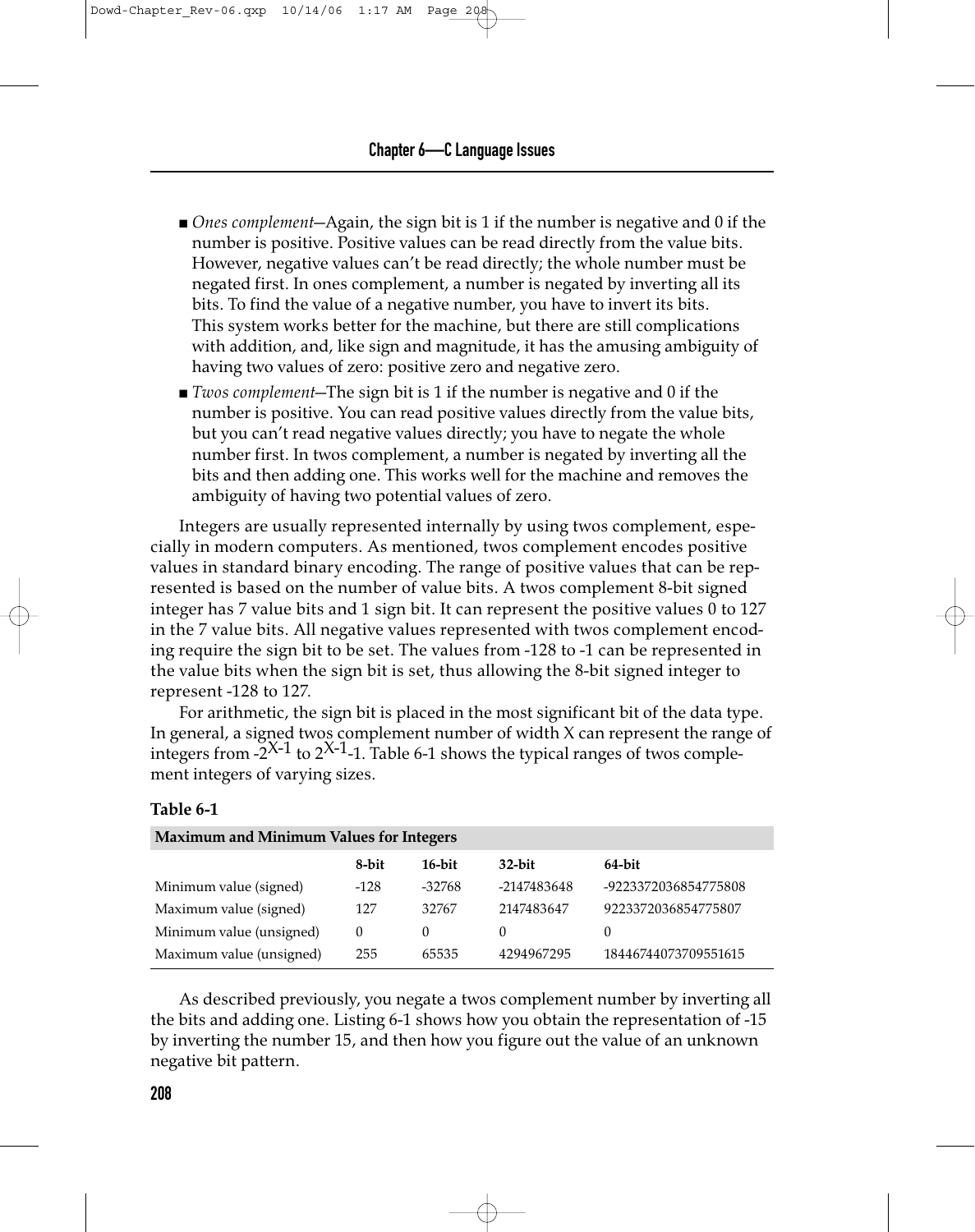- *Ones complement*—Again, the sign bit is 1 if the number is negative and 0 if the number is positive. Positive values can be read directly from the value bits. However, negative values can't be read directly; the whole number must be negated first. In ones complement, a number is negated by inverting all its bits. To find the value of a negative number, you have to invert its bits. This system works better for the machine, but there are still complications with addition, and, like sign and magnitude, it has the amusing ambiguity of having two values of zero: positive zero and negative zero.
- *Twos complement*—The sign bit is 1 if the number is negative and 0 if the number is positive. You can read positive values directly from the value bits, but you can't read negative values directly; you have to negate the whole number first. In twos complement, a number is negated by inverting all the bits and then adding one. This works well for the machine and removes the ambiguity of having two potential values of zero.

Integers are usually represented internally by using twos complement, especially in modern computers. As mentioned, twos complement encodes positive values in standard binary encoding. The range of positive values that can be represented is based on the number of value bits. A twos complement 8-bit signed integer has 7 value bits and 1 sign bit. It can represent the positive values 0 to 127 in the 7 value bits. All negative values represented with twos complement encoding require the sign bit to be set. The values from -128 to -1 can be represented in the value bits when the sign bit is set, thus allowing the 8-bit signed integer to represent -128 to 127.

For arithmetic, the sign bit is placed in the most significant bit of the data type. In general, a signed twos complement number of width X can represent the range of integers from $-2^{X-1}$ to $2^{X-1}-1$. Table 6-1 shows the typical ranges of twos complement integers of varying sizes.

**Table 6-1**

**Maximum and Minimum Values for Integers**

| | 8-bit | 16-bit | 32-bit | 64-bit |
|---|---|---|---|---|
| Minimum value (signed) | -128 | -32768 | -2147483648 | -9223372036854775808 |
| Maximum value (signed) | 127 | 32767 | 2147483647 | 9223372036854775807 |
| Minimum value (unsigned) | 0 | 0 | 0 | 0 |
| Maximum value (unsigned) | 255 | 65535 | 4294967295 | 18446744073709551615 |

As described previously, you negate a twos complement number by inverting all the bits and adding one. Listing 6-1 shows how you obtain the representation of -15 by inverting the number 15, and then how you figure out the value of an unknown negative bit pattern.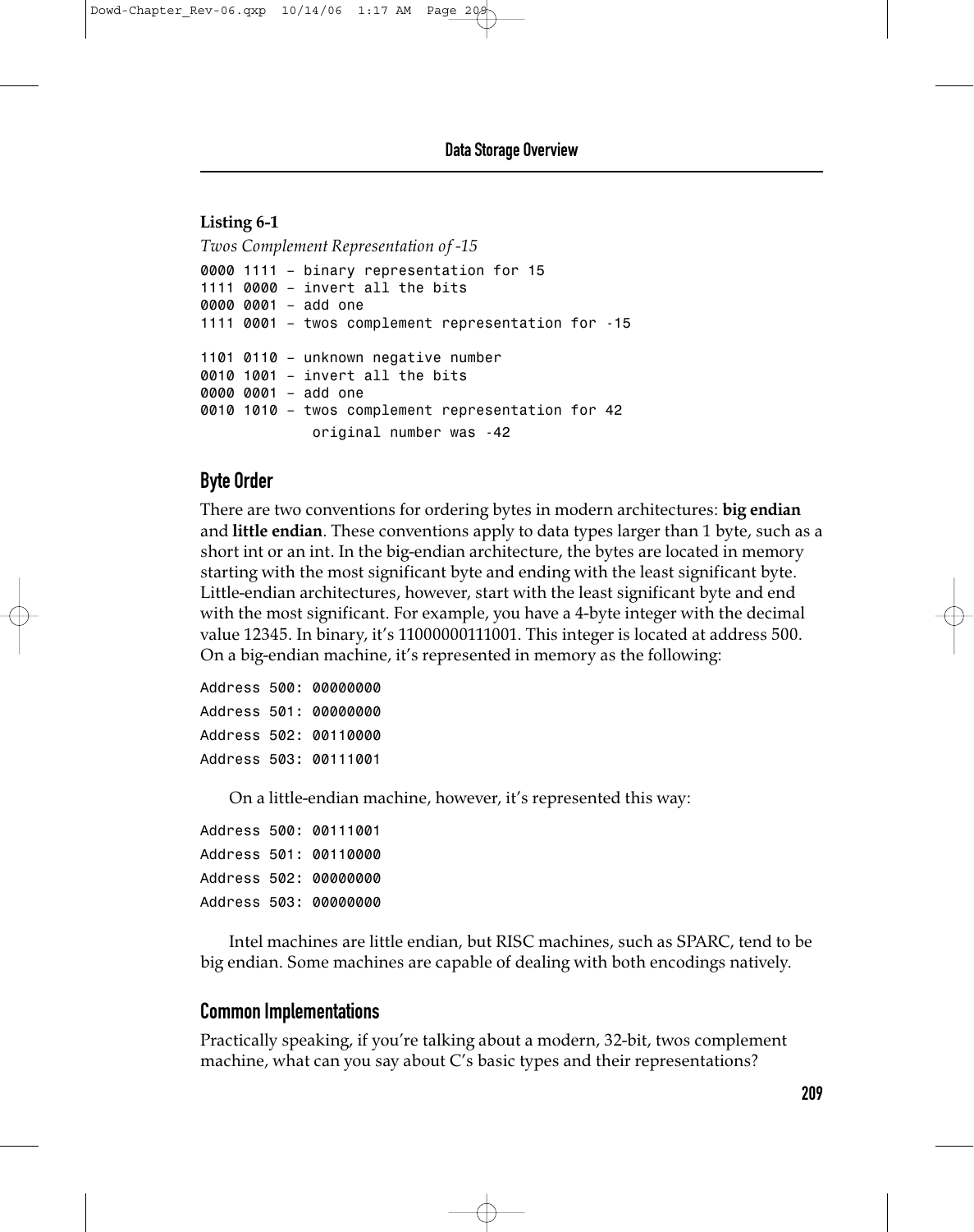**Listing 6-1**

*Twos Complement Representation of -15*

```
0000 1111 – binary representation for 15
1111 0000 – invert all the bits
0000 0001 – add one
1111 0001 – twos complement representation for -15

1101 0110 – unknown negative number
0010 1001 – invert all the bits
0000 0001 – add one
0010 1010 – twos complement representation for 42
             original number was -42
```

## Byte Order

There are two conventions for ordering bytes in modern architectures: **big endian** and **little endian**. These conventions apply to data types larger than 1 byte, such as a short int or an int. In the big-endian architecture, the bytes are located in memory starting with the most significant byte and ending with the least significant byte. Little-endian architectures, however, start with the least significant byte and end with the most significant. For example, you have a 4-byte integer with the decimal value 12345. In binary, it's 11000000111001. This integer is located at address 500. On a big-endian machine, it's represented in memory as the following:

```
Address 500: 00000000
Address 501: 00000000
Address 502: 00110000
Address 503: 00111001
```

On a little-endian machine, however, it's represented this way:

```
Address 500: 00111001
Address 501: 00110000
Address 502: 00000000
Address 503: 00000000
```

Intel machines are little endian, but RISC machines, such as SPARC, tend to be big endian. Some machines are capable of dealing with both encodings natively.

## Common Implementations

Practically speaking, if you're talking about a modern, 32-bit, twos complement machine, what can you say about C's basic types and their representations?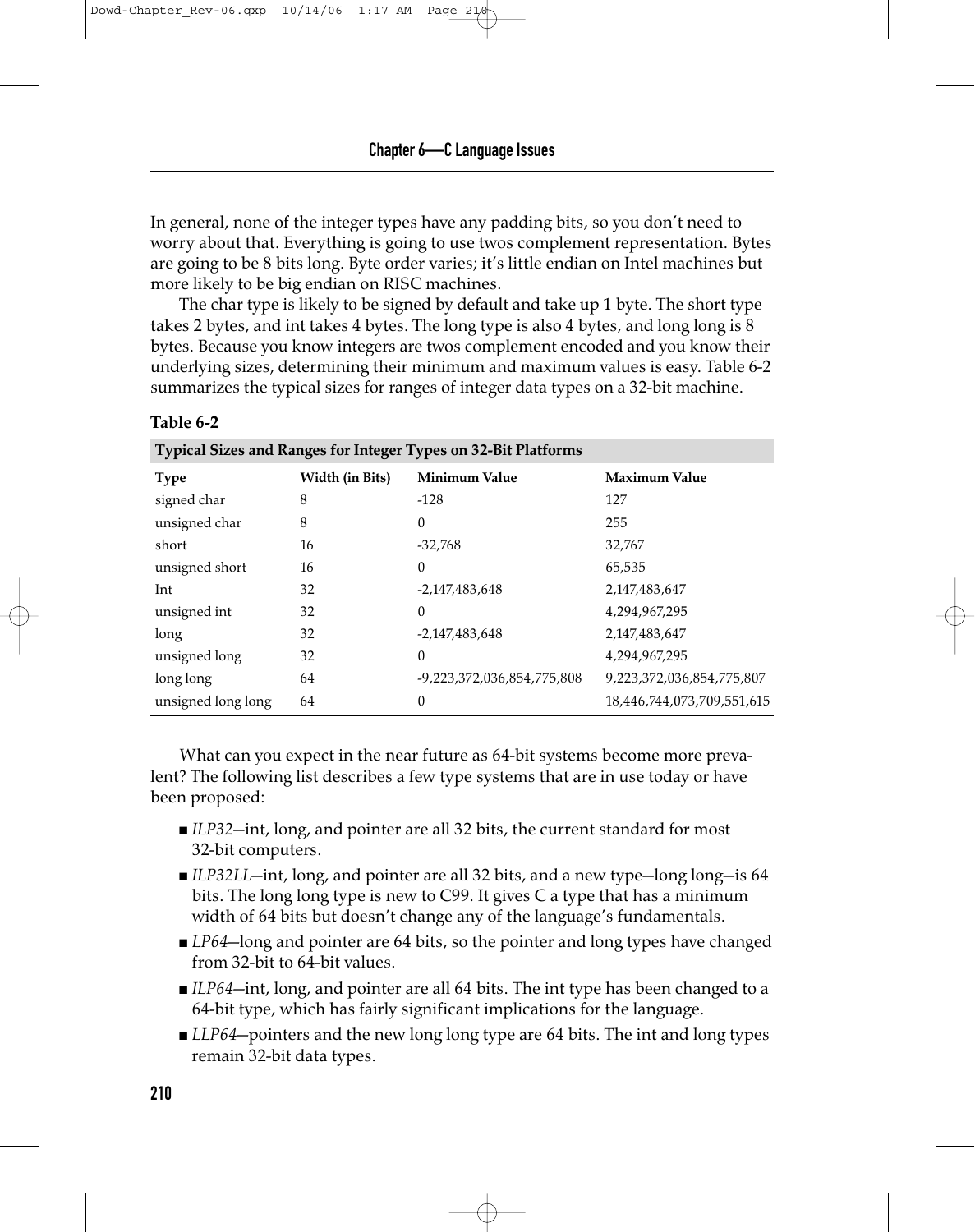In general, none of the integer types have any padding bits, so you don't need to worry about that. Everything is going to use twos complement representation. Bytes are going to be 8 bits long. Byte order varies; it's little endian on Intel machines but more likely to be big endian on RISC machines.

The char type is likely to be signed by default and take up 1 byte. The short type takes 2 bytes, and int takes 4 bytes. The long type is also 4 bytes, and long long is 8 bytes. Because you know integers are twos complement encoded and you know their underlying sizes, determining their minimum and maximum values is easy. Table 6-2 summarizes the typical sizes for ranges of integer data types on a 32-bit machine.

**Table 6-2**

**Typical Sizes and Ranges for Integer Types on 32-Bit Platforms**

| Type | Width (in Bits) | Minimum Value | Maximum Value |
|---|---|---|---|
| signed char | 8 | -128 | 127 |
| unsigned char | 8 | 0 | 255 |
| short | 16 | -32,768 | 32,767 |
| unsigned short | 16 | 0 | 65,535 |
| Int | 32 | -2,147,483,648 | 2,147,483,647 |
| unsigned int | 32 | 0 | 4,294,967,295 |
| long | 32 | -2,147,483,648 | 2,147,483,647 |
| unsigned long | 32 | 0 | 4,294,967,295 |
| long long | 64 | -9,223,372,036,854,775,808 | 9,223,372,036,854,775,807 |
| unsigned long long | 64 | 0 | 18,446,744,073,709,551,615 |

What can you expect in the near future as 64-bit systems become more prevalent? The following list describes a few type systems that are in use today or have been proposed:

- *ILP32*—int, long, and pointer are all 32 bits, the current standard for most 32-bit computers.
- *ILP32LL*—int, long, and pointer are all 32 bits, and a new type—long long—is 64 bits. The long long type is new to C99. It gives C a type that has a minimum width of 64 bits but doesn't change any of the language's fundamentals.
- *LP64*—long and pointer are 64 bits, so the pointer and long types have changed from 32-bit to 64-bit values.
- *ILP64*—int, long, and pointer are all 64 bits. The int type has been changed to a 64-bit type, which has fairly significant implications for the language.
- *LLP64*—pointers and the new long long type are 64 bits. The int and long types remain 32-bit data types.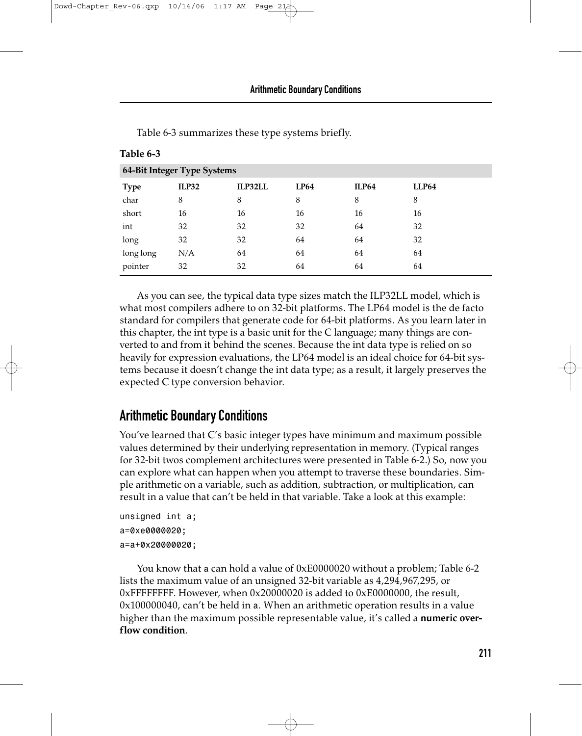Table 6-3 summarizes these type systems briefly.

**Table 6-3**

**64-Bit Integer Type Systems**

| Type | ILP32 | ILP32LL | LP64 | ILP64 | LLP64 |
|---|---|---|---|---|---|
| char | 8 | 8 | 8 | 8 | 8 |
| short | 16 | 16 | 16 | 16 | 16 |
| int | 32 | 32 | 32 | 64 | 32 |
| long | 32 | 32 | 64 | 64 | 32 |
| long long | N/A | 64 | 64 | 64 | 64 |
| pointer | 32 | 32 | 64 | 64 | 64 |

As you can see, the typical data type sizes match the ILP32LL model, which is what most compilers adhere to on 32-bit platforms. The LP64 model is the de facto standard for compilers that generate code for 64-bit platforms. As you learn later in this chapter, the int type is a basic unit for the C language; many things are converted to and from it behind the scenes. Because the int data type is relied on so heavily for expression evaluations, the LP64 model is an ideal choice for 64-bit systems because it doesn't change the int data type; as a result, it largely preserves the expected C type conversion behavior.

## Arithmetic Boundary Conditions

You've learned that C's basic integer types have minimum and maximum possible values determined by their underlying representation in memory. (Typical ranges for 32-bit twos complement architectures were presented in Table 6-2.) So, now you can explore what can happen when you attempt to traverse these boundaries. Simple arithmetic on a variable, such as addition, subtraction, or multiplication, can result in a value that can't be held in that variable. Take a look at this example:

```
unsigned int a;
a=0xe0000020;
a=a+0x20000020;
```

You know that a can hold a value of 0xE0000020 without a problem; Table 6-2 lists the maximum value of an unsigned 32-bit variable as 4,294,967,295, or 0xFFFFFFFF. However, when 0x20000020 is added to 0xE0000000, the result, 0x100000040, can't be held in a. When an arithmetic operation results in a value higher than the maximum possible representable value, it's called a **numeric overflow condition**.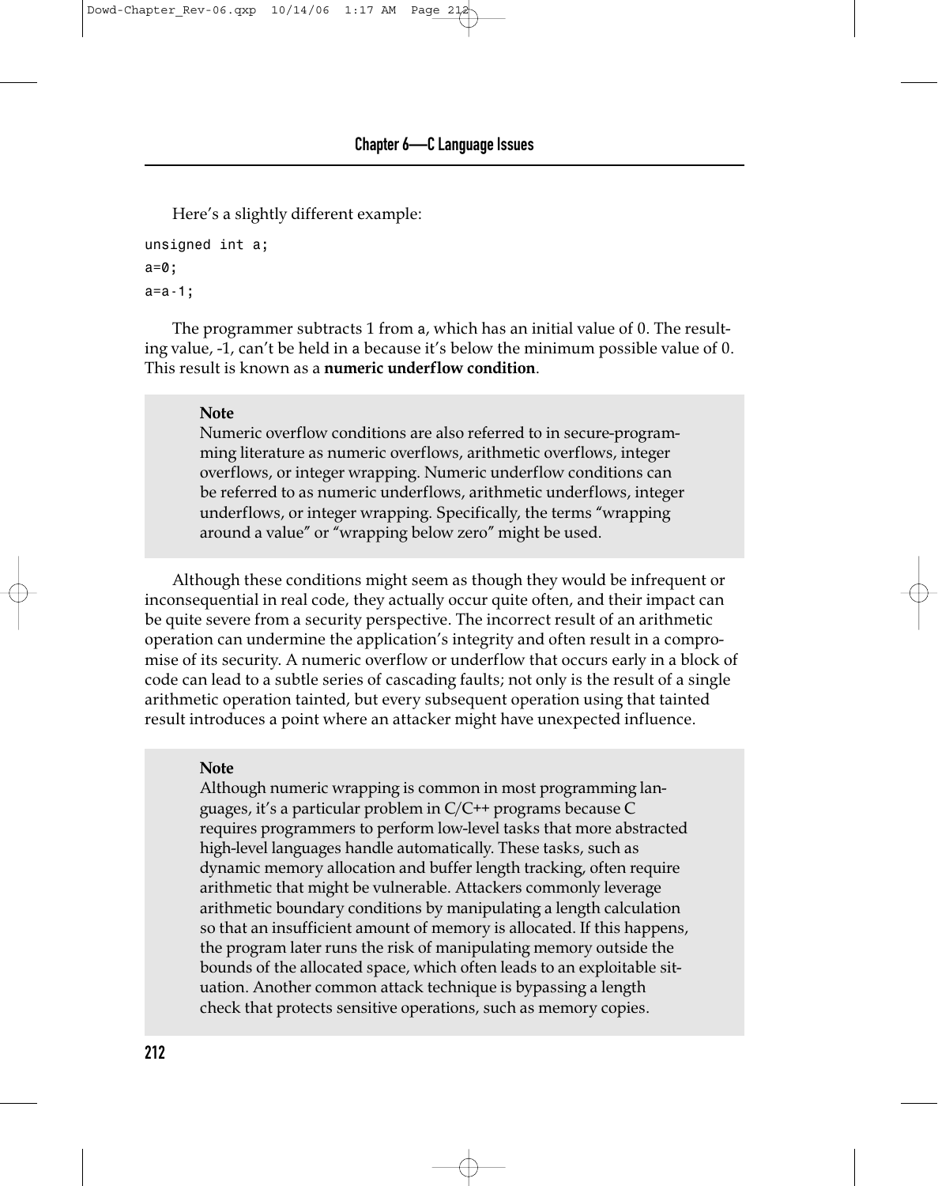Here's a slightly different example:

```
unsigned int a;
a=0;
a=a-1;
```

The programmer subtracts 1 from a, which has an initial value of 0. The resulting value, -1, can't be held in a because it's below the minimum possible value of 0. This result is known as a **numeric underflow condition**.

> **Note**
>
> Numeric overflow conditions are also referred to in secure-programming literature as numeric overflows, arithmetic overflows, integer overflows, or integer wrapping. Numeric underflow conditions can be referred to as numeric underflows, arithmetic underflows, integer underflows, or integer wrapping. Specifically, the terms "wrapping around a value" or "wrapping below zero" might be used.

Although these conditions might seem as though they would be infrequent or inconsequential in real code, they actually occur quite often, and their impact can be quite severe from a security perspective. The incorrect result of an arithmetic operation can undermine the application's integrity and often result in a compromise of its security. A numeric overflow or underflow that occurs early in a block of code can lead to a subtle series of cascading faults; not only is the result of a single arithmetic operation tainted, but every subsequent operation using that tainted result introduces a point where an attacker might have unexpected influence.

> **Note**
>
> Although numeric wrapping is common in most programming languages, it's a particular problem in C/C++ programs because C requires programmers to perform low-level tasks that more abstracted high-level languages handle automatically. These tasks, such as dynamic memory allocation and buffer length tracking, often require arithmetic that might be vulnerable. Attackers commonly leverage arithmetic boundary conditions by manipulating a length calculation so that an insufficient amount of memory is allocated. If this happens, the program later runs the risk of manipulating memory outside the bounds of the allocated space, which often leads to an exploitable situation. Another common attack technique is bypassing a length check that protects sensitive operations, such as memory copies.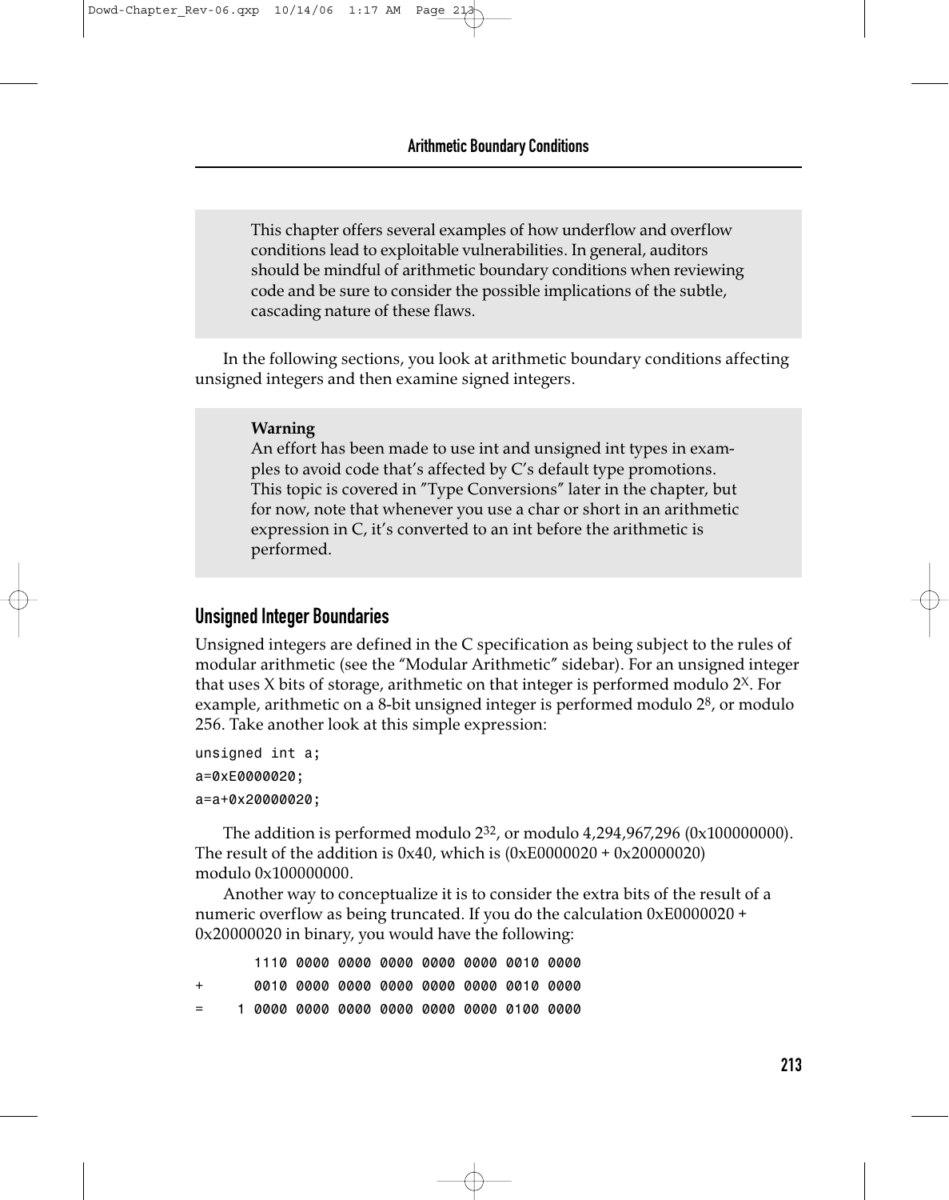> This chapter offers several examples of how underflow and overflow conditions lead to exploitable vulnerabilities. In general, auditors should be mindful of arithmetic boundary conditions when reviewing code and be sure to consider the possible implications of the subtle, cascading nature of these flaws.

In the following sections, you look at arithmetic boundary conditions affecting unsigned integers and then examine signed integers.

> **Warning**
> An effort has been made to use int and unsigned int types in examples to avoid code that's affected by C's default type promotions. This topic is covered in "Type Conversions" later in the chapter, but for now, note that whenever you use a char or short in an arithmetic expression in C, it's converted to an int before the arithmetic is performed.

## Unsigned Integer Boundaries

Unsigned integers are defined in the C specification as being subject to the rules of modular arithmetic (see the "Modular Arithmetic" sidebar). For an unsigned integer that uses X bits of storage, arithmetic on that integer is performed modulo $2^X$. For example, arithmetic on a 8-bit unsigned integer is performed modulo $2^8$, or modulo 256. Take another look at this simple expression:

```
unsigned int a;
a=0xE0000020;
a=a+0x20000020;
```

The addition is performed modulo $2^{32}$, or modulo 4,294,967,296 (0x100000000). The result of the addition is 0x40, which is (0xE0000020 + 0x20000020) modulo 0x100000000.

Another way to conceptualize it is to consider the extra bits of the result of a numeric overflow as being truncated. If you do the calculation 0xE0000020 + 0x20000020 in binary, you would have the following:

```
       1110 0000 0000 0000 0000 0000 0010 0000
+      0010 0000 0000 0000 0000 0000 0010 0000
=    1 0000 0000 0000 0000 0000 0000 0100 0000
```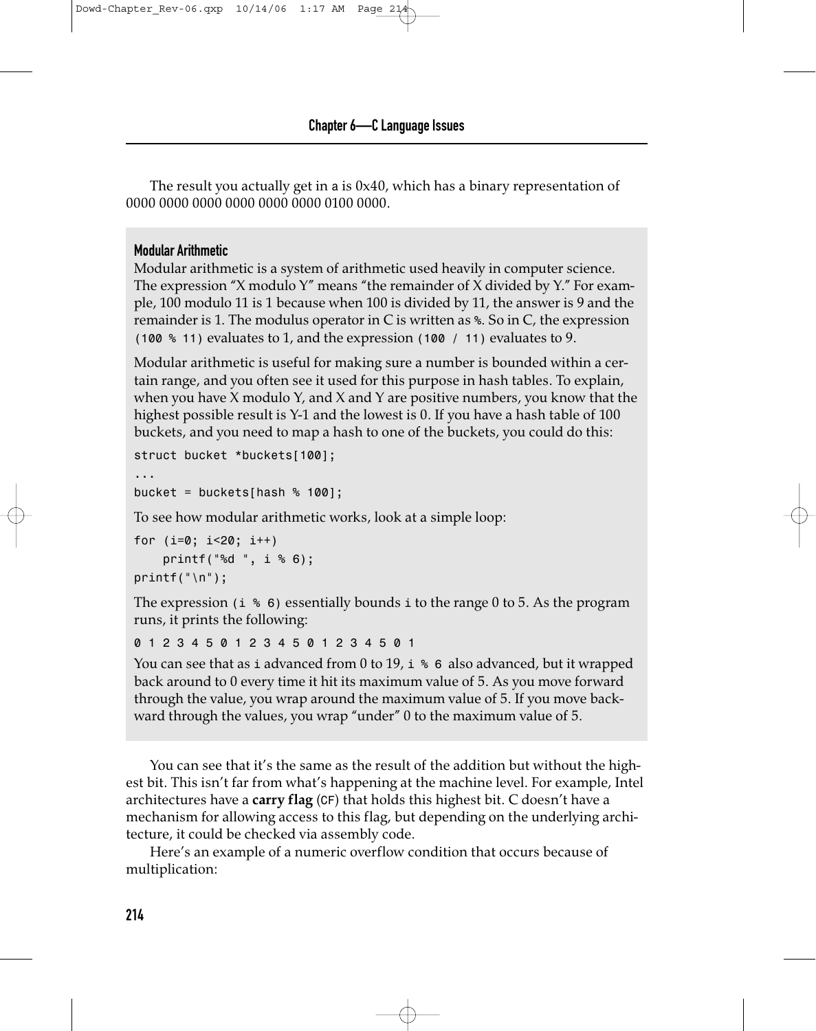The result you actually get in `a` is 0x40, which has a binary representation of 0000 0000 0000 0000 0000 0000 0100 0000.

### Modular Arithmetic

Modular arithmetic is a system of arithmetic used heavily in computer science. The expression "X modulo Y" means "the remainder of X divided by Y." For example, 100 modulo 11 is 1 because when 100 is divided by 11, the answer is 9 and the remainder is 1. The modulus operator in C is written as `%`. So in C, the expression `(100 % 11)` evaluates to 1, and the expression `(100 / 11)` evaluates to 9.

Modular arithmetic is useful for making sure a number is bounded within a certain range, and you often see it used for this purpose in hash tables. To explain, when you have X modulo Y, and X and Y are positive numbers, you know that the highest possible result is Y-1 and the lowest is 0. If you have a hash table of 100 buckets, and you need to map a hash to one of the buckets, you could do this:

```
struct bucket *buckets[100];
...
bucket = buckets[hash % 100];
```

To see how modular arithmetic works, look at a simple loop:

```
for (i=0; i<20; i++)
    printf("%d ", i % 6);
printf("\n");
```

The expression `(i % 6)` essentially bounds `i` to the range 0 to 5. As the program runs, it prints the following:

```
0 1 2 3 4 5 0 1 2 3 4 5 0 1 2 3 4 5 0 1
```

You can see that as `i` advanced from 0 to 19, `i % 6` also advanced, but it wrapped back around to 0 every time it hit its maximum value of 5. As you move forward through the value, you wrap around the maximum value of 5. If you move backward through the values, you wrap "under" 0 to the maximum value of 5.

You can see that it's the same as the result of the addition but without the highest bit. This isn't far from what's happening at the machine level. For example, Intel architectures have a **carry flag** (`CF`) that holds this highest bit. C doesn't have a mechanism for allowing access to this flag, but depending on the underlying architecture, it could be checked via assembly code.

Here's an example of a numeric overflow condition that occurs because of multiplication: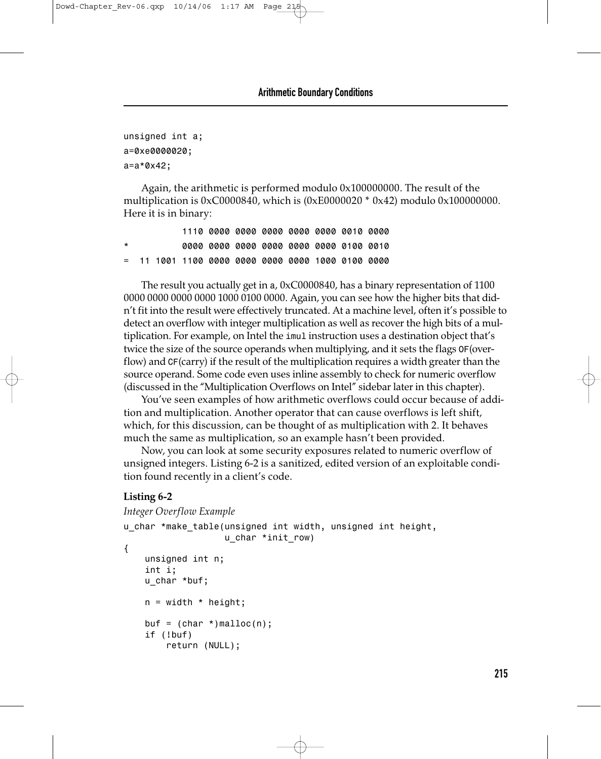```
unsigned int a;
a=0xe0000020;
a=a*0x42;
```

Again, the arithmetic is performed modulo 0x100000000. The result of the multiplication is 0xC0000840, which is (0xE0000020 * 0x42) modulo 0x100000000. Here it is in binary:

```
           1110 0000 0000 0000 0000 0000 0010 0000
*          0000 0000 0000 0000 0000 0000 0100 0010
=  11 1001 1100 0000 0000 0000 0000 1000 0100 0000
```

The result you actually get in a, 0xC0000840, has a binary representation of 1100 0000 0000 0000 0000 1000 0100 0000. Again, you can see how the higher bits that didn't fit into the result were effectively truncated. At a machine level, often it's possible to detect an overflow with integer multiplication as well as recover the high bits of a multiplication. For example, on Intel the `imul` instruction uses a destination object that's twice the size of the source operands when multiplying, and it sets the flags `OF`(overflow) and `CF`(carry) if the result of the multiplication requires a width greater than the source operand. Some code even uses inline assembly to check for numeric overflow (discussed in the "Multiplication Overflows on Intel" sidebar later in this chapter).

You've seen examples of how arithmetic overflows could occur because of addition and multiplication. Another operator that can cause overflows is left shift, which, for this discussion, can be thought of as multiplication with 2. It behaves much the same as multiplication, so an example hasn't been provided.

Now, you can look at some security exposures related to numeric overflow of unsigned integers. Listing 6-2 is a sanitized, edited version of an exploitable condition found recently in a client's code.

**Listing 6-2**

*Integer Overflow Example*

```
u_char *make_table(unsigned int width, unsigned int height,
                   u_char *init_row)
{
    unsigned int n;
    int i;
    u_char *buf;

    n = width * height;

    buf = (char *)malloc(n);
    if (!buf)
        return (NULL);
```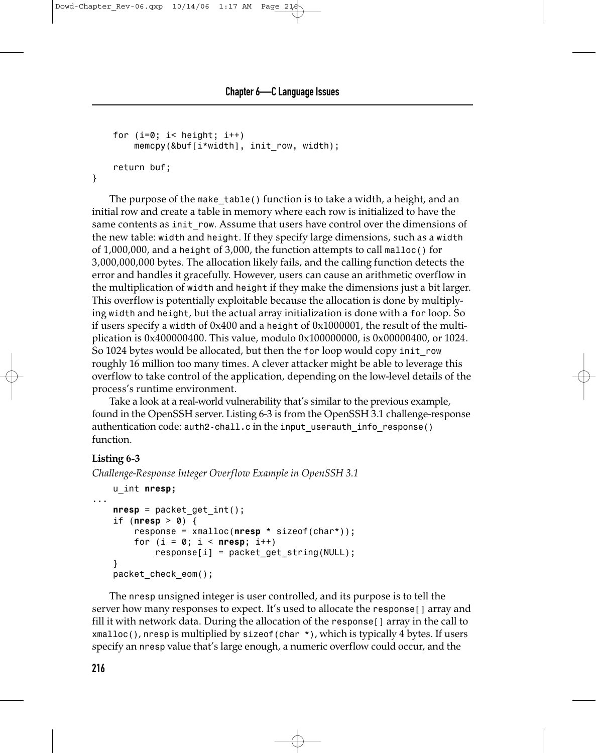```
    for (i=0; i< height; i++)
        memcpy(&buf[i*width], init_row, width);

    return buf;
}
```

The purpose of the `make_table()` function is to take a width, a height, and an initial row and create a table in memory where each row is initialized to have the same contents as `init_row`. Assume that users have control over the dimensions of the new table: `width` and `height`. If they specify large dimensions, such as a `width` of 1,000,000, and a `height` of 3,000, the function attempts to call `malloc()` for 3,000,000,000 bytes. The allocation likely fails, and the calling function detects the error and handles it gracefully. However, users can cause an arithmetic overflow in the multiplication of `width` and `height` if they make the dimensions just a bit larger. This overflow is potentially exploitable because the allocation is done by multiplying `width` and `height`, but the actual array initialization is done with a `for` loop. So if users specify a `width` of 0x400 and a `height` of 0x1000001, the result of the multiplication is 0x400000400. This value, modulo 0x100000000, is 0x00000400, or 1024. So 1024 bytes would be allocated, but then the `for` loop would copy `init_row` roughly 16 million too many times. A clever attacker might be able to leverage this overflow to take control of the application, depending on the low-level details of the process's runtime environment.

Take a look at a real-world vulnerability that's similar to the previous example, found in the OpenSSH server. Listing 6-3 is from the OpenSSH 3.1 challenge-response authentication code: `auth2-chall.c` in the `input_userauth_info_response()` function.

**Listing 6-3**

*Challenge-Response Integer Overflow Example in OpenSSH 3.1*

```
    u_int nresp;
...
    nresp = packet_get_int();
    if (nresp > 0) {
        response = xmalloc(nresp * sizeof(char*));
        for (i = 0; i < nresp; i++)
            response[i] = packet_get_string(NULL);
    }
    packet_check_eom();
```

The `nresp` unsigned integer is user controlled, and its purpose is to tell the server how many responses to expect. It's used to allocate the `response[]` array and fill it with network data. During the allocation of the `response[]` array in the call to `xmalloc()`, `nresp` is multiplied by `sizeof(char *)`, which is typically 4 bytes. If users specify an `nresp` value that's large enough, a numeric overflow could occur, and the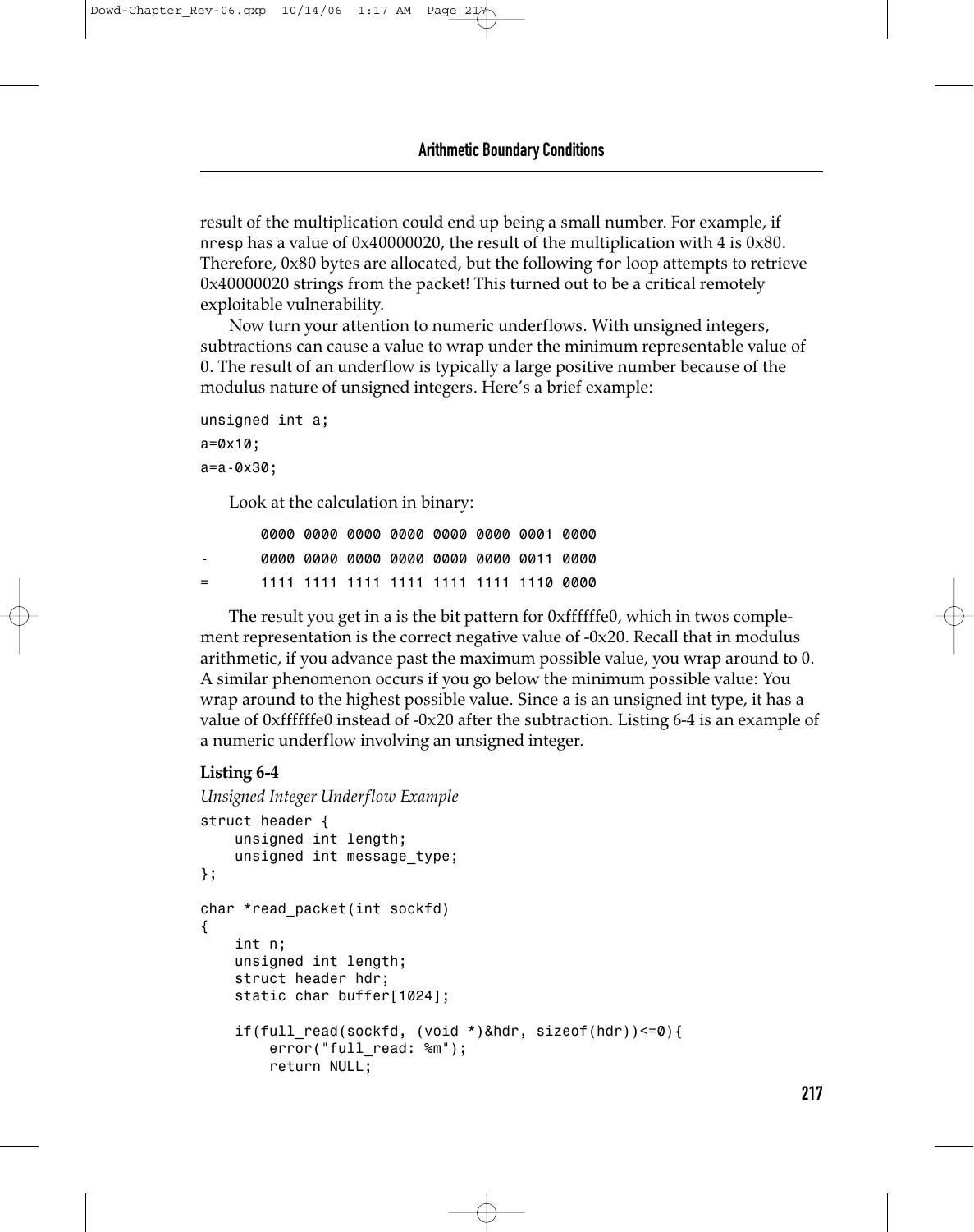result of the multiplication could end up being a small number. For example, if `nresp` has a value of 0x40000020, the result of the multiplication with 4 is 0x80. Therefore, 0x80 bytes are allocated, but the following `for` loop attempts to retrieve 0x40000020 strings from the packet! This turned out to be a critical remotely exploitable vulnerability.

Now turn your attention to numeric underflows. With unsigned integers, subtractions can cause a value to wrap under the minimum representable value of 0. The result of an underflow is typically a large positive number because of the modulus nature of unsigned integers. Here's a brief example:

```
unsigned int a;
a=0x10;
a=a-0x30;
```

Look at the calculation in binary:

```
        0000 0000 0000 0000 0000 0000 0001 0000
-       0000 0000 0000 0000 0000 0000 0011 0000
=       1111 1111 1111 1111 1111 1111 1110 0000
```

The result you get in `a` is the bit pattern for 0xffffffe0, which in twos complement representation is the correct negative value of -0x20. Recall that in modulus arithmetic, if you advance past the maximum possible value, you wrap around to 0. A similar phenomenon occurs if you go below the minimum possible value: You wrap around to the highest possible value. Since `a` is an unsigned int type, it has a value of 0xffffffe0 instead of -0x20 after the subtraction. Listing 6-4 is an example of a numeric underflow involving an unsigned integer.

**Listing 6-4**

*Unsigned Integer Underflow Example*

```
struct header {
    unsigned int length;
    unsigned int message_type;
};

char *read_packet(int sockfd)
{
    int n;
    unsigned int length;
    struct header hdr;
    static char buffer[1024];

    if(full_read(sockfd, (void *)&hdr, sizeof(hdr))<=0){
        error("full_read: %m");
        return NULL;
```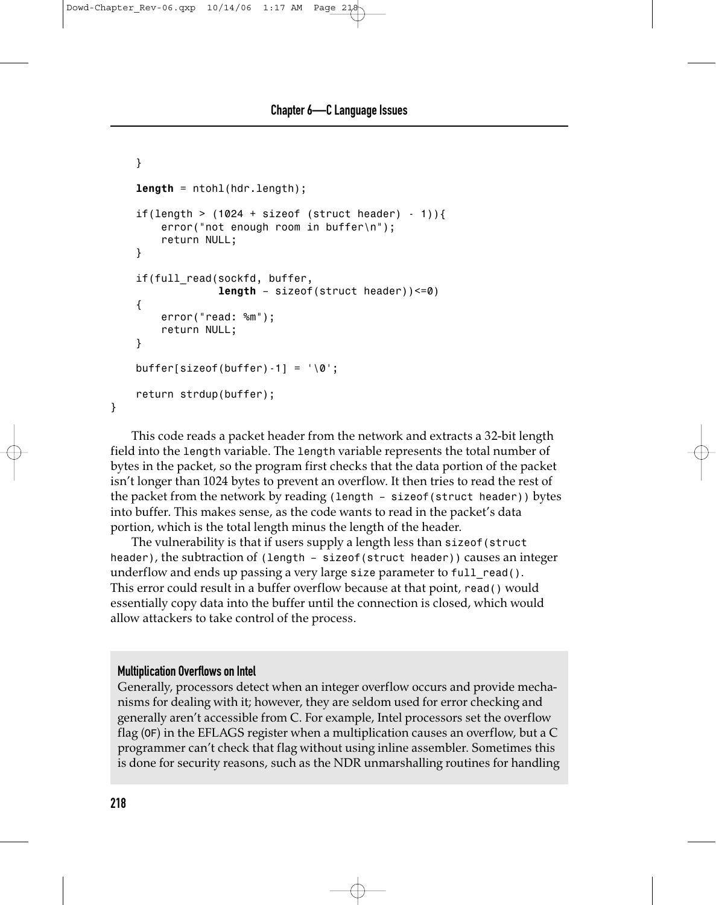```
    }

    length = ntohl(hdr.length);

    if(length > (1024 + sizeof (struct header) - 1)){
        error("not enough room in buffer\n");
        return NULL;
    }

    if(full_read(sockfd, buffer,
                 length - sizeof(struct header))<=0)
    {
        error("read: %m");
        return NULL;
    }

    buffer[sizeof(buffer)-1] = '\0';

    return strdup(buffer);
}
```

This code reads a packet header from the network and extracts a 32-bit length field into the `length` variable. The `length` variable represents the total number of bytes in the packet, so the program first checks that the data portion of the packet isn't longer than 1024 bytes to prevent an overflow. It then tries to read the rest of the packet from the network by reading `(length - sizeof(struct header))` bytes into buffer. This makes sense, as the code wants to read in the packet's data portion, which is the total length minus the length of the header.

The vulnerability is that if users supply a length less than `sizeof(struct header)`, the subtraction of `(length - sizeof(struct header))` causes an integer underflow and ends up passing a very large `size` parameter to `full_read()`. This error could result in a buffer overflow because at that point, `read()` would essentially copy data into the buffer until the connection is closed, which would allow attackers to take control of the process.

#### Multiplication Overflows on Intel

Generally, processors detect when an integer overflow occurs and provide mechanisms for dealing with it; however, they are seldom used for error checking and generally aren't accessible from C. For example, Intel processors set the overflow flag (`OF`) in the EFLAGS register when a multiplication causes an overflow, but a C programmer can't check that flag without using inline assembler. Sometimes this is done for security reasons, such as the NDR unmarshalling routines for handling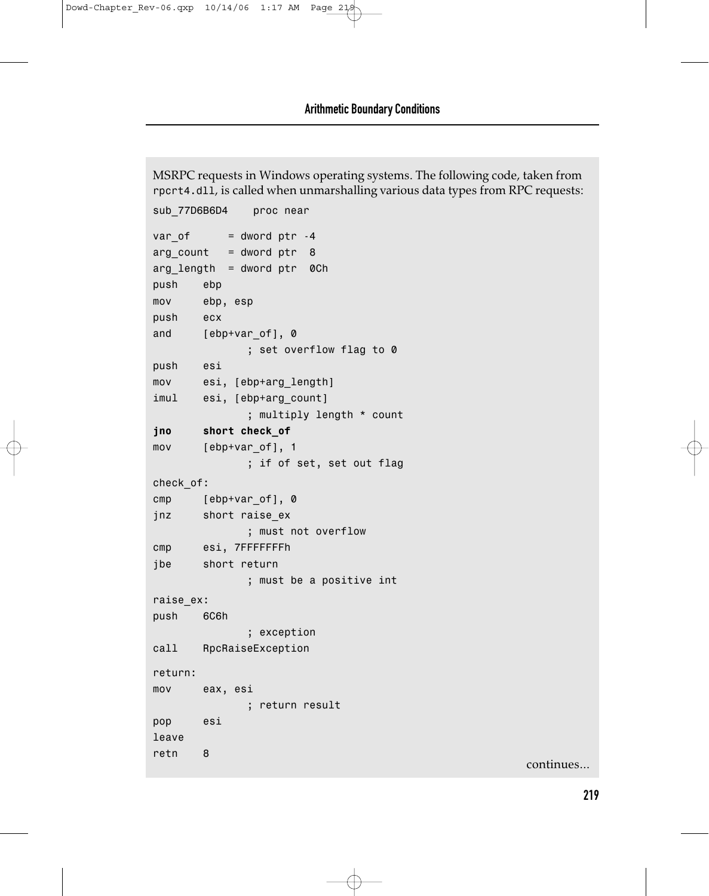MSRPC requests in Windows operating systems. The following code, taken from rpcrt4.dll, is called when unmarshalling various data types from RPC requests:

```
sub_77D6B6D4    proc near

var_of      = dword ptr -4
arg_count   = dword ptr  8
arg_length  = dword ptr  0Ch
push    ebp
mov     ebp, esp
push    ecx
and     [ebp+var_of], 0
            ; set overflow flag to 0
push    esi
mov     esi, [ebp+arg_length]
imul    esi, [ebp+arg_count]
            ; multiply length * count
jno     short check_of
mov     [ebp+var_of], 1
            ; if of set, set out flag
check_of:
cmp     [ebp+var_of], 0
jnz     short raise_ex
            ; must not overflow
cmp     esi, 7FFFFFFFh
jbe     short return
            ; must be a positive int
raise_ex:
push    6C6h
            ; exception
call    RpcRaiseException

return:
mov     eax, esi
            ; return result
pop     esi
leave
retn    8
```

continues...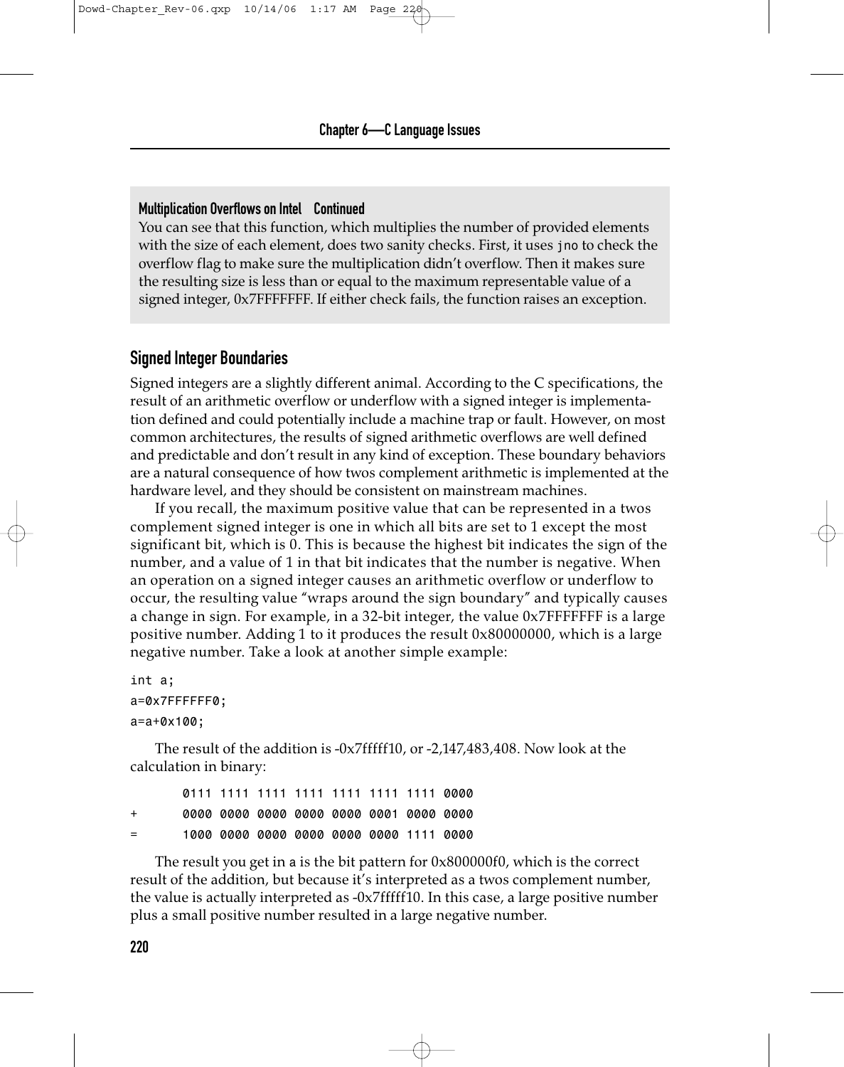**Multiplication Overflows on Intel Continued**

You can see that this function, which multiplies the number of provided elements with the size of each element, does two sanity checks. First, it uses `jno` to check the overflow flag to make sure the multiplication didn't overflow. Then it makes sure the resulting size is less than or equal to the maximum representable value of a signed integer, 0x7FFFFFFF. If either check fails, the function raises an exception.

## Signed Integer Boundaries

Signed integers are a slightly different animal. According to the C specifications, the result of an arithmetic overflow or underflow with a signed integer is implementation defined and could potentially include a machine trap or fault. However, on most common architectures, the results of signed arithmetic overflows are well defined and predictable and don't result in any kind of exception. These boundary behaviors are a natural consequence of how twos complement arithmetic is implemented at the hardware level, and they should be consistent on mainstream machines.

If you recall, the maximum positive value that can be represented in a twos complement signed integer is one in which all bits are set to 1 except the most significant bit, which is 0. This is because the highest bit indicates the sign of the number, and a value of 1 in that bit indicates that the number is negative. When an operation on a signed integer causes an arithmetic overflow or underflow to occur, the resulting value "wraps around the sign boundary" and typically causes a change in sign. For example, in a 32-bit integer, the value 0x7FFFFFFF is a large positive number. Adding 1 to it produces the result 0x80000000, which is a large negative number. Take a look at another simple example:

```
int a;
a=0x7FFFFFF0;
a=a+0x100;
```

The result of the addition is -0x7fffff10, or -2,147,483,408. Now look at the calculation in binary:

```
        0111 1111 1111 1111 1111 1111 1111 0000
+       0000 0000 0000 0000 0000 0001 0000 0000
=       1000 0000 0000 0000 0000 0000 1111 0000
```

The result you get in `a` is the bit pattern for 0x800000f0, which is the correct result of the addition, but because it's interpreted as a twos complement number, the value is actually interpreted as -0x7fffff10. In this case, a large positive number plus a small positive number resulted in a large negative number.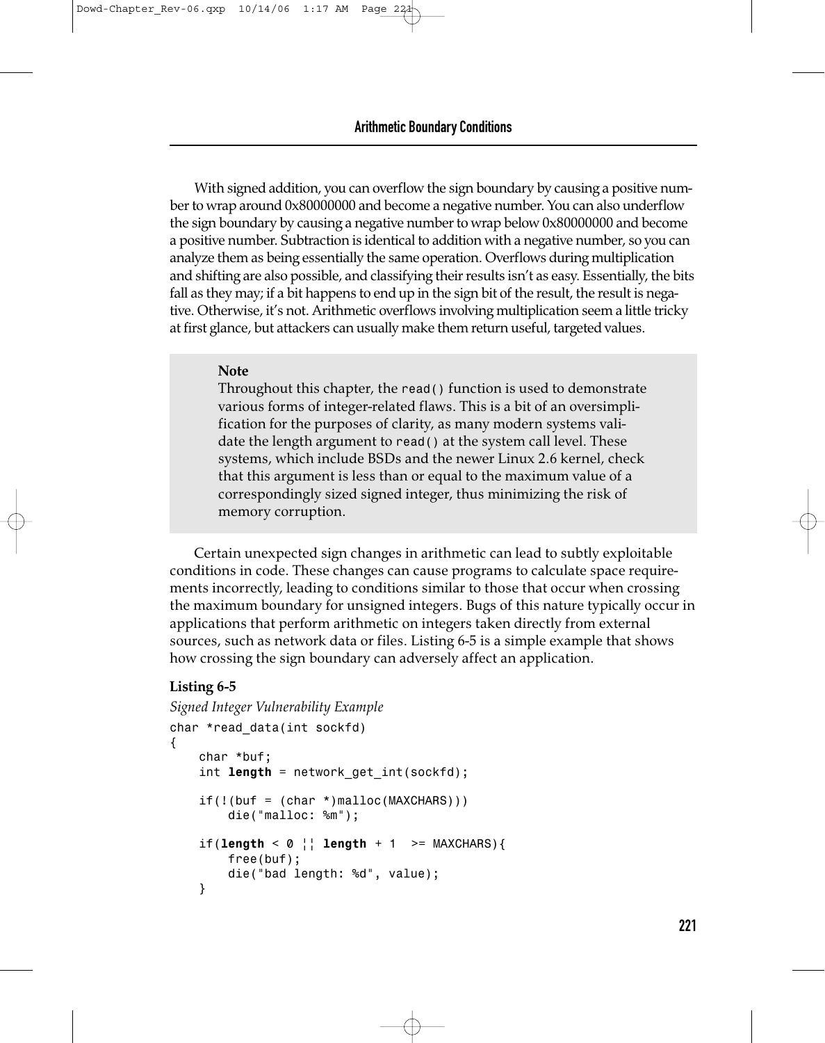With signed addition, you can overflow the sign boundary by causing a positive number to wrap around 0x80000000 and become a negative number. You can also underflow the sign boundary by causing a negative number to wrap below 0x80000000 and become a positive number. Subtraction is identical to addition with a negative number, so you can analyze them as being essentially the same operation. Overflows during multiplication and shifting are also possible, and classifying their results isn't as easy. Essentially, the bits fall as they may; if a bit happens to end up in the sign bit of the result, the result is negative. Otherwise, it's not. Arithmetic overflows involving multiplication seem a little tricky at first glance, but attackers can usually make them return useful, targeted values.

> **Note**
> Throughout this chapter, the `read()` function is used to demonstrate various forms of integer-related flaws. This is a bit of an oversimplification for the purposes of clarity, as many modern systems validate the length argument to `read()` at the system call level. These systems, which include BSDs and the newer Linux 2.6 kernel, check that this argument is less than or equal to the maximum value of a correspondingly sized signed integer, thus minimizing the risk of memory corruption.

Certain unexpected sign changes in arithmetic can lead to subtly exploitable conditions in code. These changes can cause programs to calculate space requirements incorrectly, leading to conditions similar to those that occur when crossing the maximum boundary for unsigned integers. Bugs of this nature typically occur in applications that perform arithmetic on integers taken directly from external sources, such as network data or files. Listing 6-5 is a simple example that shows how crossing the sign boundary can adversely affect an application.

**Listing 6-5**

*Signed Integer Vulnerability Example*

```
char *read_data(int sockfd)
{
    char *buf;
    int length = network_get_int(sockfd);

    if(!(buf = (char *)malloc(MAXCHARS)))
        die("malloc: %m");

    if(length < 0 || length + 1  >= MAXCHARS){
        free(buf);
        die("bad length: %d", value);
    }
```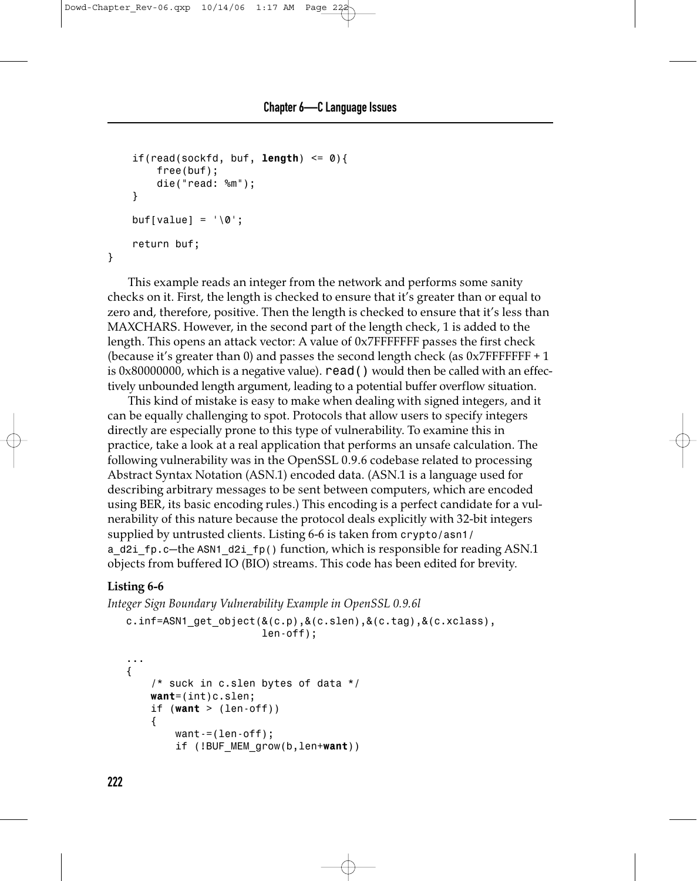```
    if(read(sockfd, buf, length) <= 0){
        free(buf);
        die("read: %m");
    }

    buf[value] = '\0';

    return buf;
}
```

This example reads an integer from the network and performs some sanity checks on it. First, the length is checked to ensure that it's greater than or equal to zero and, therefore, positive. Then the length is checked to ensure that it's less than MAXCHARS. However, in the second part of the length check, 1 is added to the length. This opens an attack vector: A value of 0x7FFFFFFF passes the first check (because it's greater than 0) and passes the second length check (as 0x7FFFFFFF + 1 is 0x80000000, which is a negative value). `read()` would then be called with an effectively unbounded length argument, leading to a potential buffer overflow situation.

This kind of mistake is easy to make when dealing with signed integers, and it can be equally challenging to spot. Protocols that allow users to specify integers directly are especially prone to this type of vulnerability. To examine this in practice, take a look at a real application that performs an unsafe calculation. The following vulnerability was in the OpenSSL 0.9.6 codebase related to processing Abstract Syntax Notation (ASN.1) encoded data. (ASN.1 is a language used for describing arbitrary messages to be sent between computers, which are encoded using BER, its basic encoding rules.) This encoding is a perfect candidate for a vulnerability of this nature because the protocol deals explicitly with 32-bit integers supplied by untrusted clients. Listing 6-6 is taken from `crypto/asn1/a_d2i_fp.c`—the `ASN1_d2i_fp()` function, which is responsible for reading ASN.1 objects from buffered IO (BIO) streams. This code has been edited for brevity.

**Listing 6-6**

*Integer Sign Boundary Vulnerability Example in OpenSSL 0.9.6l*

```
c.inf=ASN1_get_object(&(c.p),&(c.slen),&(c.tag),&(c.xclass),
                      len-off);

...
{
    /* suck in c.slen bytes of data */
    want=(int)c.slen;
    if (want > (len-off))
    {
        want-=(len-off);
        if (!BUF_MEM_grow(b,len+want))
```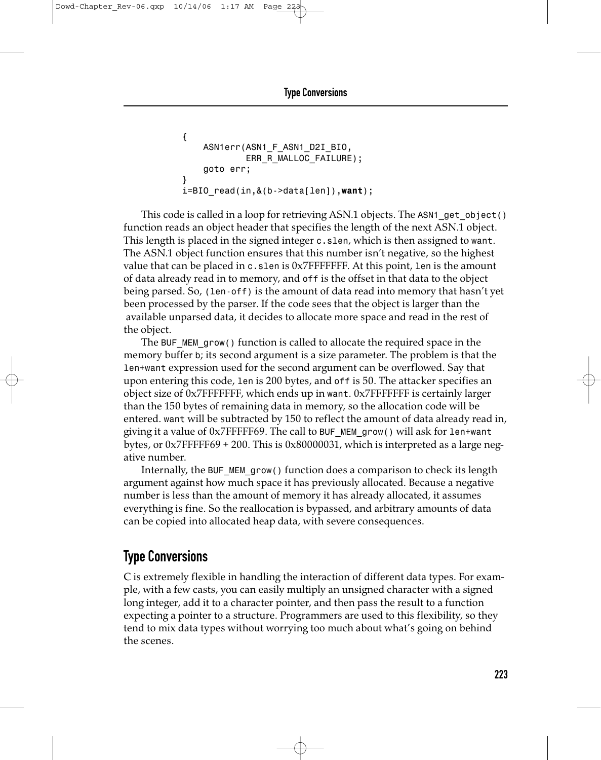```
{
    ASN1err(ASN1_F_ASN1_D2I_BIO,
            ERR_R_MALLOC_FAILURE);
    goto err;
}
i=BIO_read(in,&(b->data[len]),want);
```

This code is called in a loop for retrieving ASN.1 objects. The `ASN1_get_object()` function reads an object header that specifies the length of the next ASN.1 object. This length is placed in the signed integer `c.slen`, which is then assigned to `want`. The ASN.1 object function ensures that this number isn't negative, so the highest value that can be placed in `c.slen` is 0x7FFFFFFF. At this point, `len` is the amount of data already read in to memory, and `off` is the offset in that data to the object being parsed. So, `(len-off)` is the amount of data read into memory that hasn't yet been processed by the parser. If the code sees that the object is larger than the available unparsed data, it decides to allocate more space and read in the rest of the object.

The `BUF_MEM_grow()` function is called to allocate the required space in the memory buffer `b`; its second argument is a size parameter. The problem is that the `len+want` expression used for the second argument can be overflowed. Say that upon entering this code, `len` is 200 bytes, and `off` is 50. The attacker specifies an object size of 0x7FFFFFFF, which ends up in `want`. 0x7FFFFFFF is certainly larger than the 150 bytes of remaining data in memory, so the allocation code will be entered. `want` will be subtracted by 150 to reflect the amount of data already read in, giving it a value of 0x7FFFFF69. The call to `BUF_MEM_grow()` will ask for `len+want` bytes, or 0x7FFFFF69 + 200. This is 0x80000031, which is interpreted as a large negative number.

Internally, the `BUF_MEM_grow()` function does a comparison to check its length argument against how much space it has previously allocated. Because a negative number is less than the amount of memory it has already allocated, it assumes everything is fine. So the reallocation is bypassed, and arbitrary amounts of data can be copied into allocated heap data, with severe consequences.

## Type Conversions

C is extremely flexible in handling the interaction of different data types. For example, with a few casts, you can easily multiply an unsigned character with a signed long integer, add it to a character pointer, and then pass the result to a function expecting a pointer to a structure. Programmers are used to this flexibility, so they tend to mix data types without worrying too much about what's going on behind the scenes.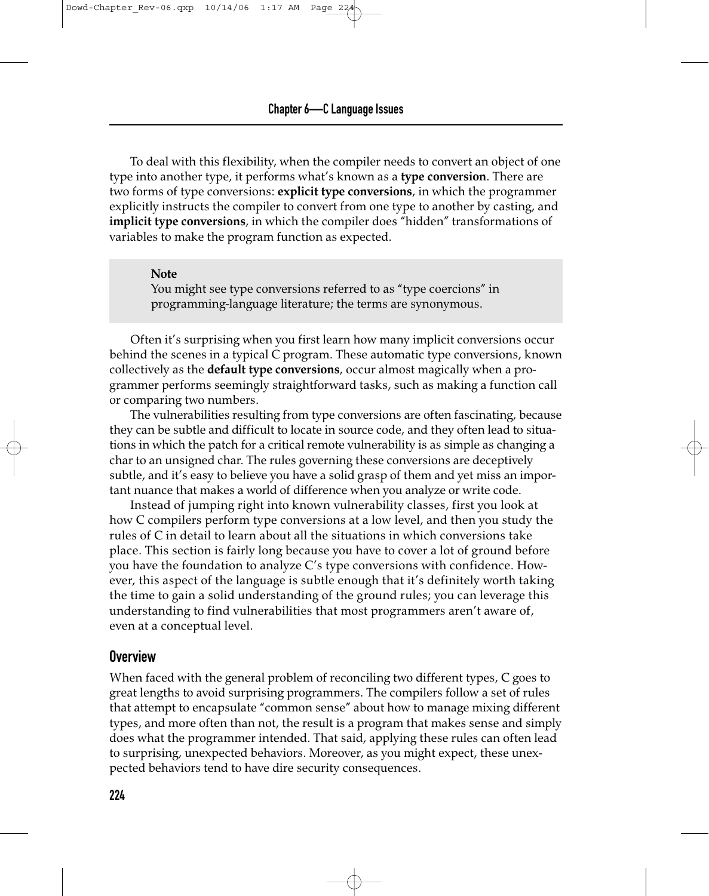To deal with this flexibility, when the compiler needs to convert an object of one type into another type, it performs what's known as a **type conversion**. There are two forms of type conversions: **explicit type conversions**, in which the programmer explicitly instructs the compiler to convert from one type to another by casting, and **implicit type conversions**, in which the compiler does "hidden" transformations of variables to make the program function as expected.

> **Note**
> You might see type conversions referred to as "type coercions" in programming-language literature; the terms are synonymous.

Often it's surprising when you first learn how many implicit conversions occur behind the scenes in a typical C program. These automatic type conversions, known collectively as the **default type conversions**, occur almost magically when a programmer performs seemingly straightforward tasks, such as making a function call or comparing two numbers.

The vulnerabilities resulting from type conversions are often fascinating, because they can be subtle and difficult to locate in source code, and they often lead to situations in which the patch for a critical remote vulnerability is as simple as changing a char to an unsigned char. The rules governing these conversions are deceptively subtle, and it's easy to believe you have a solid grasp of them and yet miss an important nuance that makes a world of difference when you analyze or write code.

Instead of jumping right into known vulnerability classes, first you look at how C compilers perform type conversions at a low level, and then you study the rules of C in detail to learn about all the situations in which conversions take place. This section is fairly long because you have to cover a lot of ground before you have the foundation to analyze C's type conversions with confidence. However, this aspect of the language is subtle enough that it's definitely worth taking the time to gain a solid understanding of the ground rules; you can leverage this understanding to find vulnerabilities that most programmers aren't aware of, even at a conceptual level.

## Overview

When faced with the general problem of reconciling two different types, C goes to great lengths to avoid surprising programmers. The compilers follow a set of rules that attempt to encapsulate "common sense" about how to manage mixing different types, and more often than not, the result is a program that makes sense and simply does what the programmer intended. That said, applying these rules can often lead to surprising, unexpected behaviors. Moreover, as you might expect, these unexpected behaviors tend to have dire security consequences.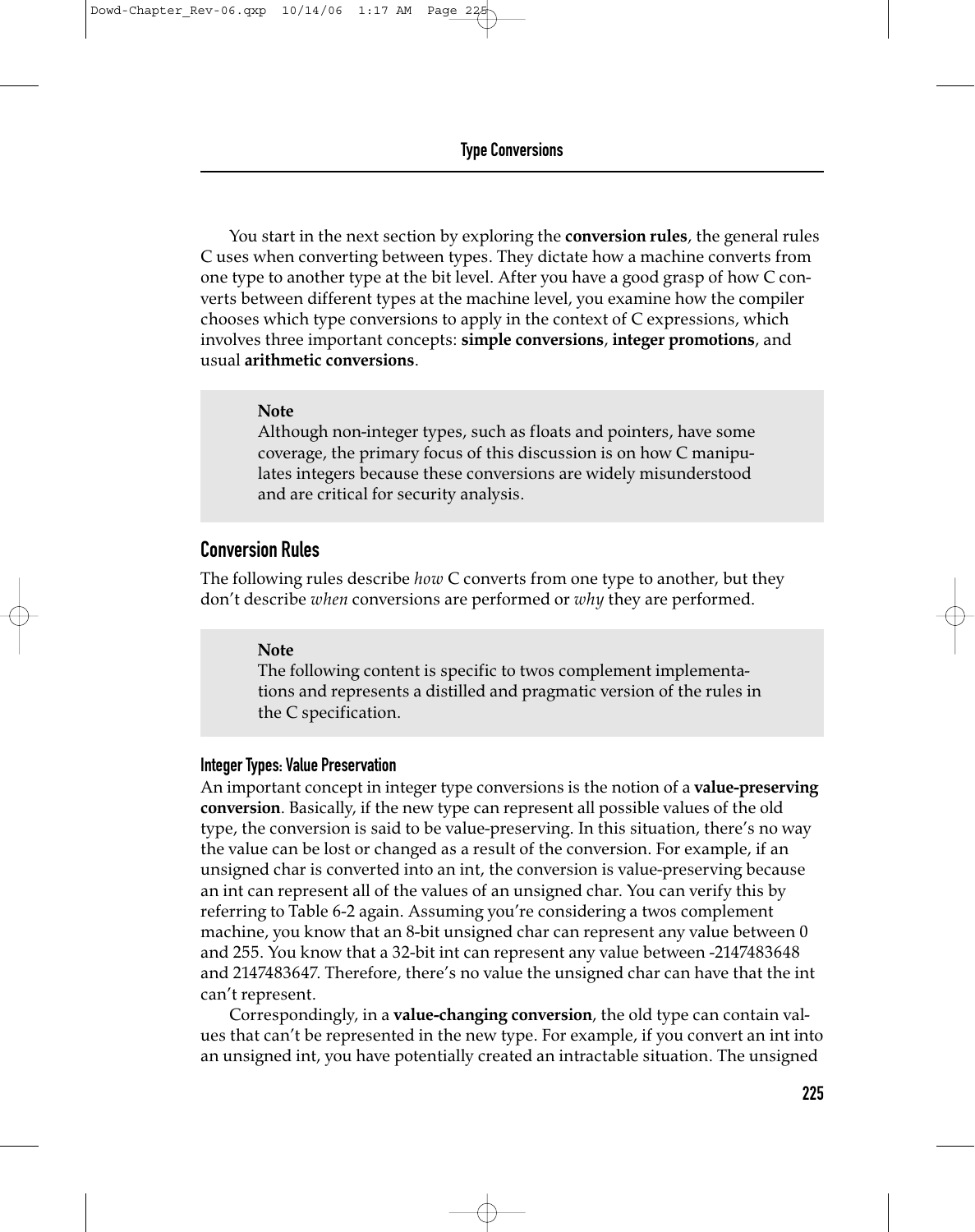You start in the next section by exploring the **conversion rules**, the general rules C uses when converting between types. They dictate how a machine converts from one type to another type at the bit level. After you have a good grasp of how C converts between different types at the machine level, you examine how the compiler chooses which type conversions to apply in the context of C expressions, which involves three important concepts: **simple conversions**, **integer promotions**, and usual **arithmetic conversions**.

> **Note**
> Although non-integer types, such as floats and pointers, have some coverage, the primary focus of this discussion is on how C manipulates integers because these conversions are widely misunderstood and are critical for security analysis.

## Conversion Rules

The following rules describe *how* C converts from one type to another, but they don't describe *when* conversions are performed or *why* they are performed.

> **Note**
> The following content is specific to twos complement implementations and represents a distilled and pragmatic version of the rules in the C specification.

### Integer Types: Value Preservation

An important concept in integer type conversions is the notion of a **value-preserving conversion**. Basically, if the new type can represent all possible values of the old type, the conversion is said to be value-preserving. In this situation, there's no way the value can be lost or changed as a result of the conversion. For example, if an unsigned char is converted into an int, the conversion is value-preserving because an int can represent all of the values of an unsigned char. You can verify this by referring to Table 6-2 again. Assuming you're considering a twos complement machine, you know that an 8-bit unsigned char can represent any value between 0 and 255. You know that a 32-bit int can represent any value between -2147483648 and 2147483647. Therefore, there's no value the unsigned char can have that the int can't represent.

Correspondingly, in a **value-changing conversion**, the old type can contain values that can't be represented in the new type. For example, if you convert an int into an unsigned int, you have potentially created an intractable situation. The unsigned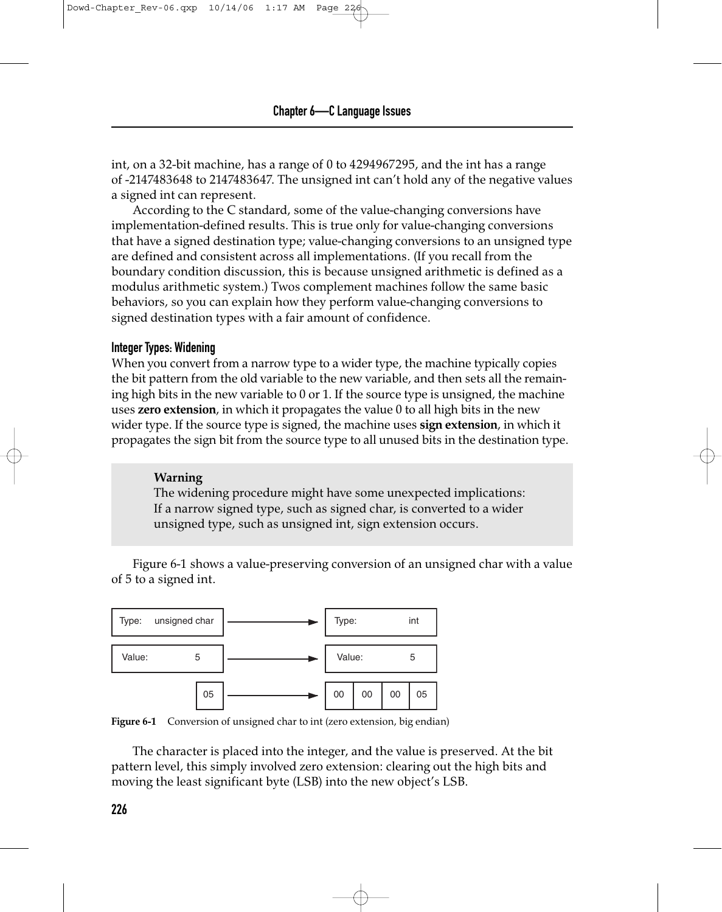int, on a 32-bit machine, has a range of 0 to 4294967295, and the int has a range of -2147483648 to 2147483647. The unsigned int can't hold any of the negative values a signed int can represent.

According to the C standard, some of the value-changing conversions have implementation-defined results. This is true only for value-changing conversions that have a signed destination type; value-changing conversions to an unsigned type are defined and consistent across all implementations. (If you recall from the boundary condition discussion, this is because unsigned arithmetic is defined as a modulus arithmetic system.) Twos complement machines follow the same basic behaviors, so you can explain how they perform value-changing conversions to signed destination types with a fair amount of confidence.

### Integer Types: Widening

When you convert from a narrow type to a wider type, the machine typically copies the bit pattern from the old variable to the new variable, and then sets all the remaining high bits in the new variable to 0 or 1. If the source type is unsigned, the machine uses **zero extension**, in which it propagates the value 0 to all high bits in the new wider type. If the source type is signed, the machine uses **sign extension**, in which it propagates the sign bit from the source type to all unused bits in the destination type.

> **Warning**
> The widening procedure might have some unexpected implications: If a narrow signed type, such as signed char, is converted to a wider unsigned type, such as unsigned int, sign extension occurs.

Figure 6-1 shows a value-preserving conversion of an unsigned char with a value of 5 to a signed int.

| Source | | Destination |
|---|---|---|
| Type: unsigned char | → | Type: int |
| Value: 5 | → | Value: 5 |
| 05 | → | 00 00 00 05 |

**Figure 6-1** Conversion of unsigned char to int (zero extension, big endian)

The character is placed into the integer, and the value is preserved. At the bit pattern level, this simply involved zero extension: clearing out the high bits and moving the least significant byte (LSB) into the new object's LSB.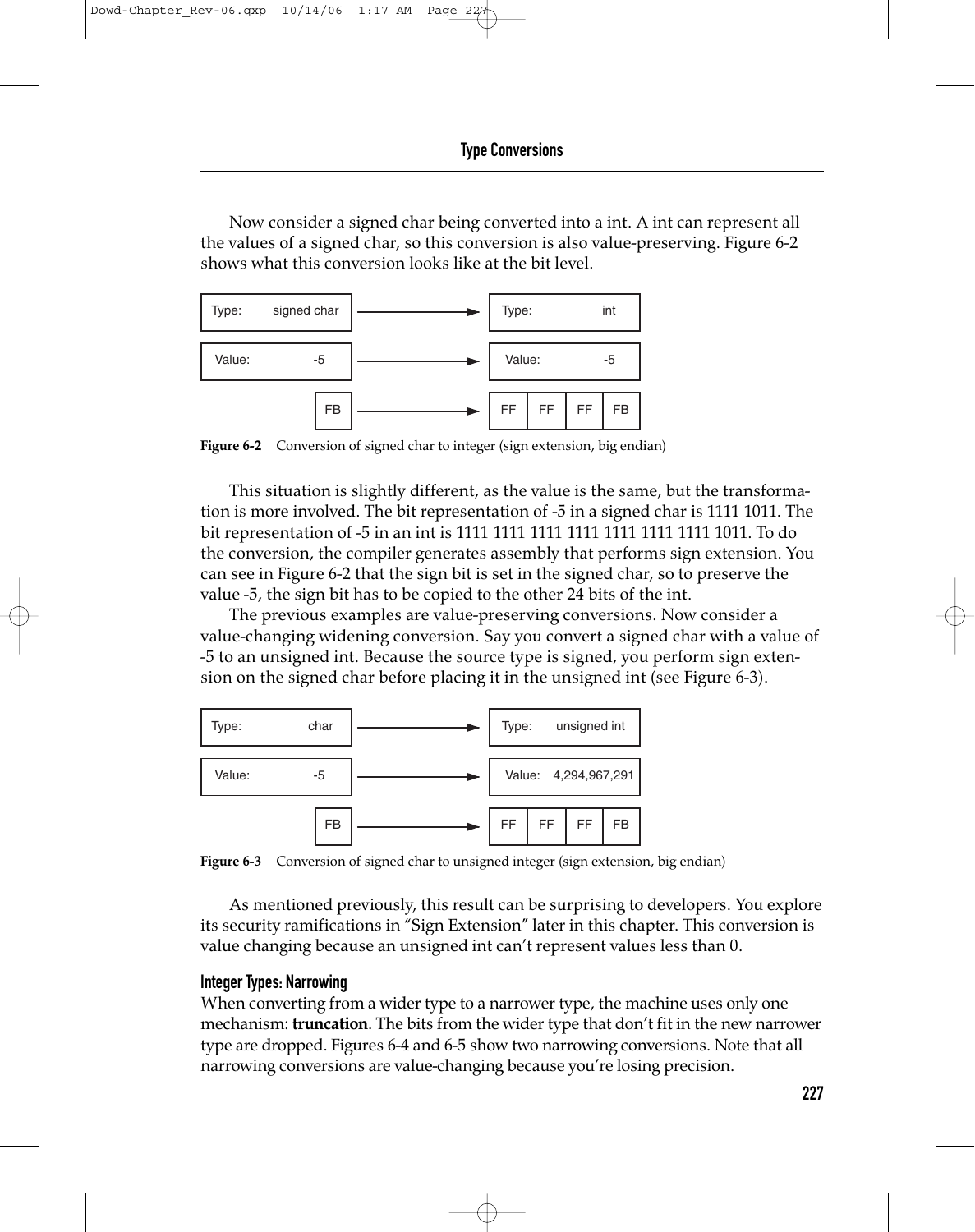Now consider a signed char being converted into a int. A int can represent all the values of a signed char, so this conversion is also value-preserving. Figure 6-2 shows what this conversion looks like at the bit level.

| Type: signed char | → | Type: int |
|---|---|---|
| Value: -5 | → | Value: -5 |
| FB | → | FF FF FF FB |

**Figure 6-2** Conversion of signed char to integer (sign extension, big endian)

This situation is slightly different, as the value is the same, but the transformation is more involved. The bit representation of -5 in a signed char is 1111 1011. The bit representation of -5 in an int is 1111 1111 1111 1111 1111 1111 1111 1011. To do the conversion, the compiler generates assembly that performs sign extension. You can see in Figure 6-2 that the sign bit is set in the signed char, so to preserve the value -5, the sign bit has to be copied to the other 24 bits of the int.

The previous examples are value-preserving conversions. Now consider a value-changing widening conversion. Say you convert a signed char with a value of -5 to an unsigned int. Because the source type is signed, you perform sign extension on the signed char before placing it in the unsigned int (see Figure 6-3).

| Type: char | → | Type: unsigned int |
|---|---|---|
| Value: -5 | → | Value: 4,294,967,291 |
| FB | → | FF FF FF FB |

**Figure 6-3** Conversion of signed char to unsigned integer (sign extension, big endian)

As mentioned previously, this result can be surprising to developers. You explore its security ramifications in "Sign Extension" later in this chapter. This conversion is value changing because an unsigned int can't represent values less than 0.

### Integer Types: Narrowing

When converting from a wider type to a narrower type, the machine uses only one mechanism: **truncation**. The bits from the wider type that don't fit in the new narrower type are dropped. Figures 6-4 and 6-5 show two narrowing conversions. Note that all narrowing conversions are value-changing because you're losing precision.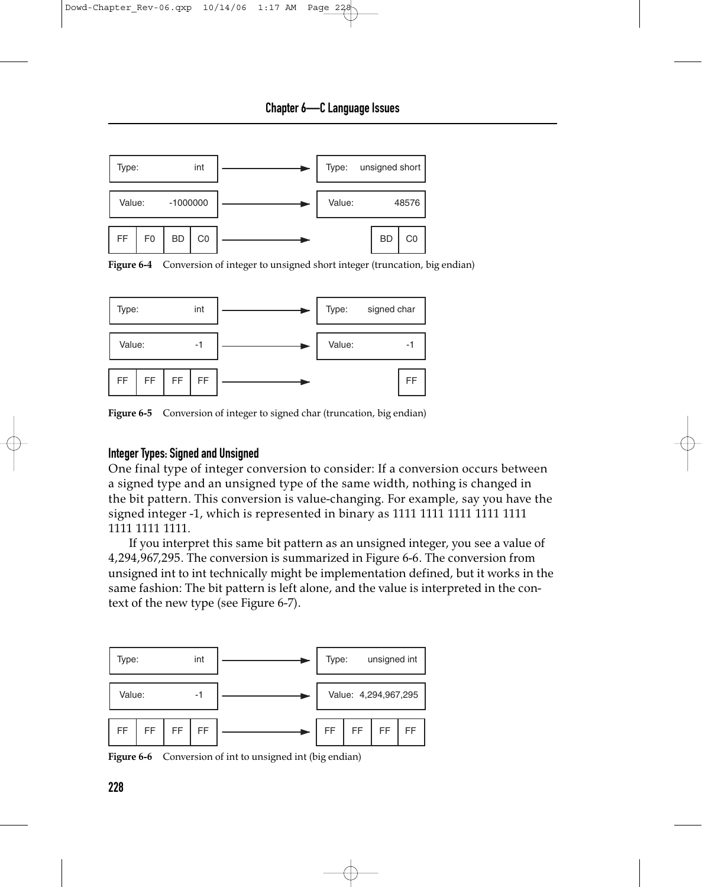| Type: int | → | Type: unsigned short |
| --- | --- | --- |
| Value: -1000000 | → | Value: 48576 |
| FF F0 BD C0 | → | BD C0 |

**Figure 6-4** Conversion of integer to unsigned short integer (truncation, big endian)

| Type: int | → | Type: signed char |
| --- | --- | --- |
| Value: -1 | → | Value: -1 |
| FF FF FF FF | → | FF |

**Figure 6-5** Conversion of integer to signed char (truncation, big endian)

### Integer Types: Signed and Unsigned

One final type of integer conversion to consider: If a conversion occurs between a signed type and an unsigned type of the same width, nothing is changed in the bit pattern. This conversion is value-changing. For example, say you have the signed integer -1, which is represented in binary as 1111 1111 1111 1111 1111 1111 1111 1111.

If you interpret this same bit pattern as an unsigned integer, you see a value of 4,294,967,295. The conversion is summarized in Figure 6-6. The conversion from unsigned int to int technically might be implementation defined, but it works in the same fashion: The bit pattern is left alone, and the value is interpreted in the context of the new type (see Figure 6-7).

| Type: int | → | Type: unsigned int |
| --- | --- | --- |
| Value: -1 | → | Value: 4,294,967,295 |
| FF FF FF FF | → | FF FF FF FF |

**Figure 6-6** Conversion of int to unsigned int (big endian)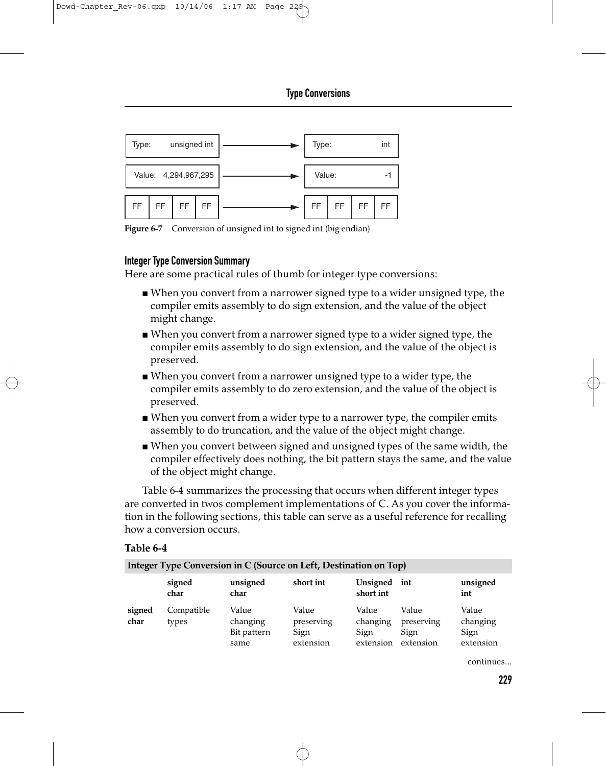| Type: unsigned int | → | Type: int |
|---|---|---|
| Value: 4,294,967,295 | → | Value: -1 |
| FF FF FF FF | → | FF FF FF FF |

**Figure 6-7** Conversion of unsigned int to signed int (big endian)

### Integer Type Conversion Summary

Here are some practical rules of thumb for integer type conversions:

- When you convert from a narrower signed type to a wider unsigned type, the compiler emits assembly to do sign extension, and the value of the object might change.
- When you convert from a narrower signed type to a wider signed type, the compiler emits assembly to do sign extension, and the value of the object is preserved.
- When you convert from a narrower unsigned type to a wider type, the compiler emits assembly to do zero extension, and the value of the object is preserved.
- When you convert from a wider type to a narrower type, the compiler emits assembly to do truncation, and the value of the object might change.
- When you convert between signed and unsigned types of the same width, the compiler effectively does nothing, the bit pattern stays the same, and the value of the object might change.

Table 6-4 summarizes the processing that occurs when different integer types are converted in twos complement implementations of C. As you cover the information in the following sections, this table can serve as a useful reference for recalling how a conversion occurs.

**Table 6-4**

**Integer Type Conversion in C (Source on Left, Destination on Top)**

| | signed char | unsigned char | short int | Unsigned short int | int | unsigned int |
|---|---|---|---|---|---|---|
| **signed char** | Compatible types | Value changing Bit pattern same | Value preserving Sign extension | Value changing Sign extension | Value preserving Sign extension | Value changing Sign extension |

continues...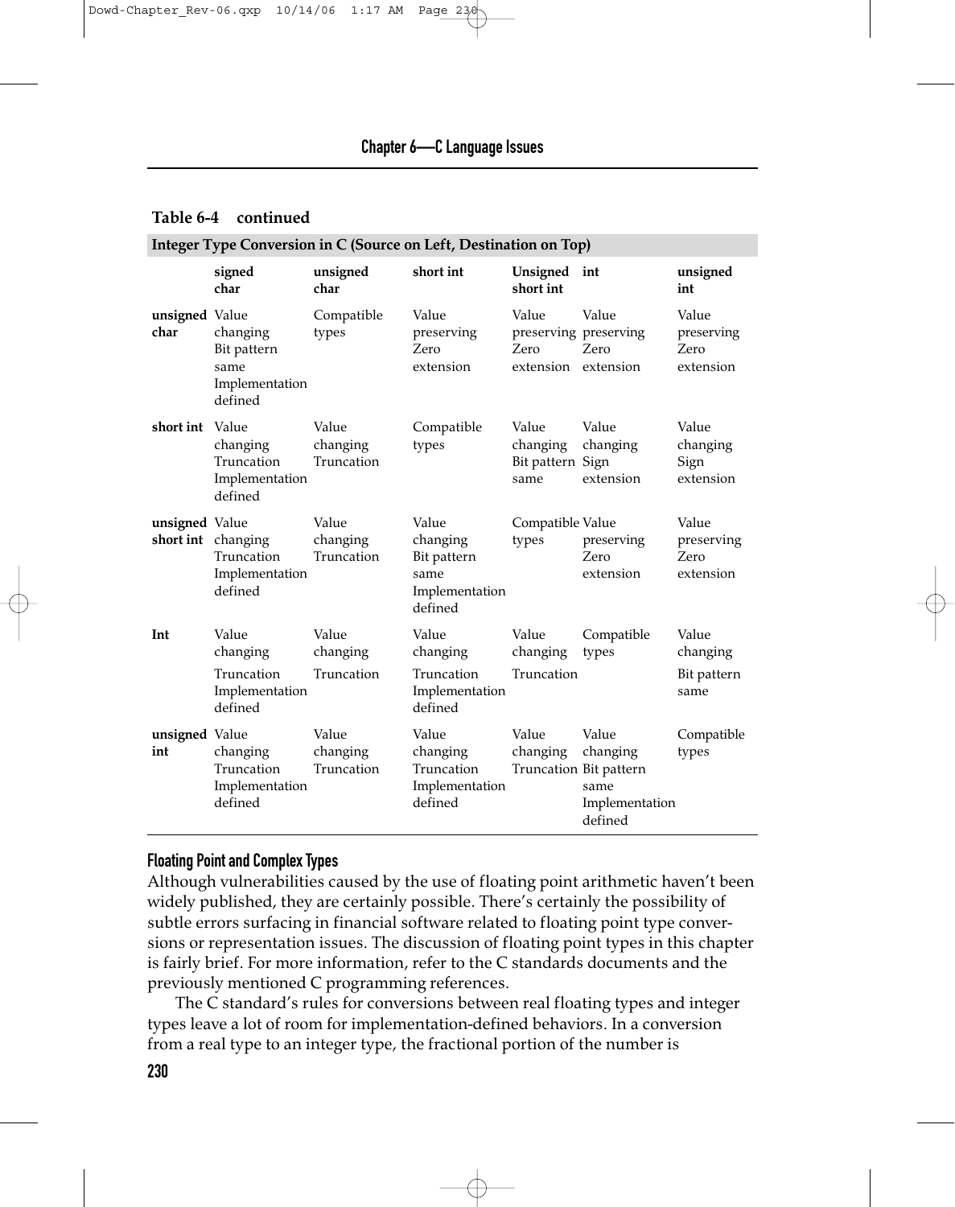**Table 6-4 continued**

| Integer Type Conversion in C (Source on Left, Destination on Top) | | | | | | |
|---|---|---|---|---|---|---|
| | **signed char** | **unsigned char** | **short int** | **Unsigned short int** | **int** | **unsigned int** |
| **unsigned char** | Value changing Bit pattern same Implementation defined | Compatible types | Value preserving Zero extension | Value preserving Zero extension | Value preserving Zero extension | Value preserving Zero extension |
| **short int** | Value changing Truncation Implementation defined | Value changing Truncation | Compatible types | Value changing Bit pattern same | Value changing Sign extension | Value changing Sign extension |
| **unsigned short int** | Value changing Truncation Implementation defined | Value changing Truncation | Value changing Bit pattern same Implementation defined | Compatible types | Value preserving Zero extension | Value preserving Zero extension |
| **Int** | Value changing Truncation Implementation defined | Value changing Truncation | Value changing Truncation Implementation defined | Value changing Truncation | Compatible types | Value changing Bit pattern same |
| **unsigned int** | Value changing Truncation Implementation defined | Value changing Truncation | Value changing Truncation Implementation defined | Value changing Truncation | Value changing Bit pattern same Implementation defined | Compatible types |

### Floating Point and Complex Types

Although vulnerabilities caused by the use of floating point arithmetic haven't been widely published, they are certainly possible. There's certainly the possibility of subtle errors surfacing in financial software related to floating point type conversions or representation issues. The discussion of floating point types in this chapter is fairly brief. For more information, refer to the C standards documents and the previously mentioned C programming references.

The C standard's rules for conversions between real floating types and integer types leave a lot of room for implementation-defined behaviors. In a conversion from a real type to an integer type, the fractional portion of the number is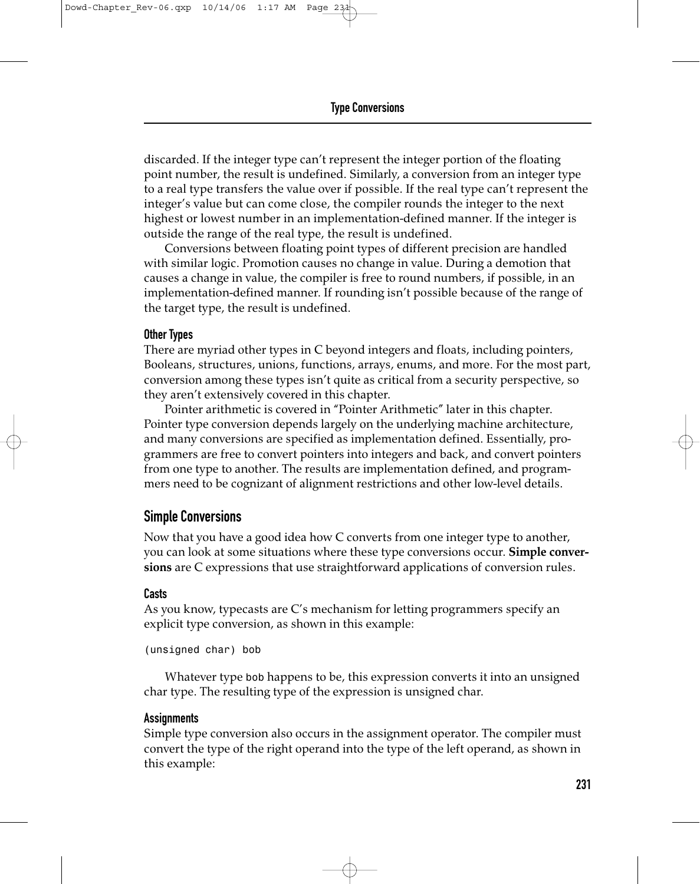discarded. If the integer type can't represent the integer portion of the floating point number, the result is undefined. Similarly, a conversion from an integer type to a real type transfers the value over if possible. If the real type can't represent the integer's value but can come close, the compiler rounds the integer to the next highest or lowest number in an implementation-defined manner. If the integer is outside the range of the real type, the result is undefined.

Conversions between floating point types of different precision are handled with similar logic. Promotion causes no change in value. During a demotion that causes a change in value, the compiler is free to round numbers, if possible, in an implementation-defined manner. If rounding isn't possible because of the range of the target type, the result is undefined.

#### Other Types

There are myriad other types in C beyond integers and floats, including pointers, Booleans, structures, unions, functions, arrays, enums, and more. For the most part, conversion among these types isn't quite as critical from a security perspective, so they aren't extensively covered in this chapter.

Pointer arithmetic is covered in "Pointer Arithmetic" later in this chapter. Pointer type conversion depends largely on the underlying machine architecture, and many conversions are specified as implementation defined. Essentially, programmers are free to convert pointers into integers and back, and convert pointers from one type to another. The results are implementation defined, and programmers need to be cognizant of alignment restrictions and other low-level details.

### Simple Conversions

Now that you have a good idea how C converts from one integer type to another, you can look at some situations where these type conversions occur. **Simple conversions** are C expressions that use straightforward applications of conversion rules.

#### Casts

As you know, typecasts are C's mechanism for letting programmers specify an explicit type conversion, as shown in this example:

```
(unsigned char) bob
```

Whatever type `bob` happens to be, this expression converts it into an unsigned char type. The resulting type of the expression is unsigned char.

#### Assignments

Simple type conversion also occurs in the assignment operator. The compiler must convert the type of the right operand into the type of the left operand, as shown in this example: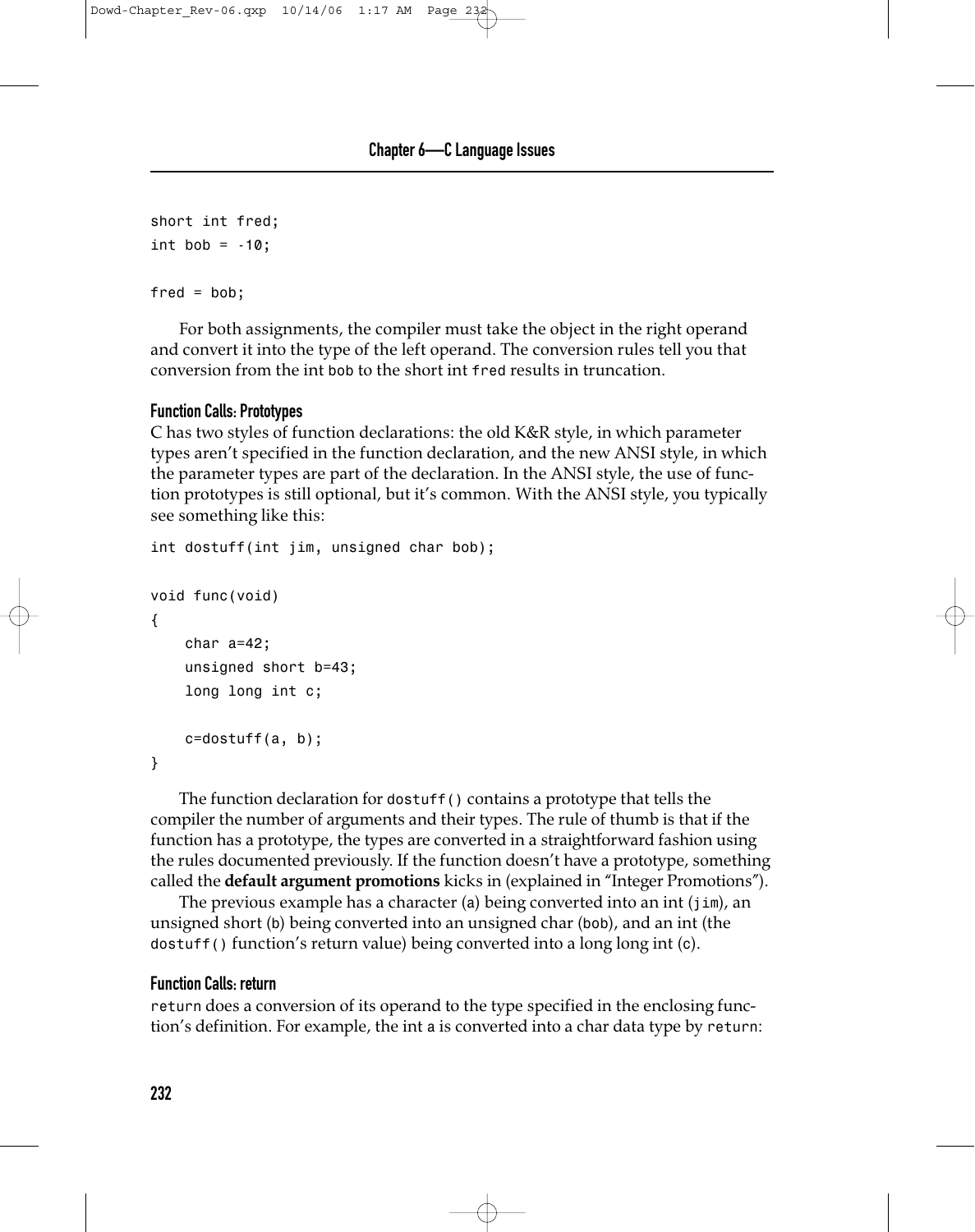```
short int fred;
int bob = -10;

fred = bob;
```

For both assignments, the compiler must take the object in the right operand and convert it into the type of the left operand. The conversion rules tell you that conversion from the int `bob` to the short int `fred` results in truncation.

### Function Calls: Prototypes

C has two styles of function declarations: the old K&R style, in which parameter types aren't specified in the function declaration, and the new ANSI style, in which the parameter types are part of the declaration. In the ANSI style, the use of function prototypes is still optional, but it's common. With the ANSI style, you typically see something like this:

```
int dostuff(int jim, unsigned char bob);

void func(void)
{
    char a=42;
    unsigned short b=43;
    long long int c;

    c=dostuff(a, b);
}
```

The function declaration for `dostuff()` contains a prototype that tells the compiler the number of arguments and their types. The rule of thumb is that if the function has a prototype, the types are converted in a straightforward fashion using the rules documented previously. If the function doesn't have a prototype, something called the **default argument promotions** kicks in (explained in "Integer Promotions").

The previous example has a character (`a`) being converted into an int (`jim`), an unsigned short (`b`) being converted into an unsigned char (`bob`), and an int (the `dostuff()` function's return value) being converted into a long long int (`c`).

### Function Calls: return

`return` does a conversion of its operand to the type specified in the enclosing function's definition. For example, the int `a` is converted into a char data type by `return`: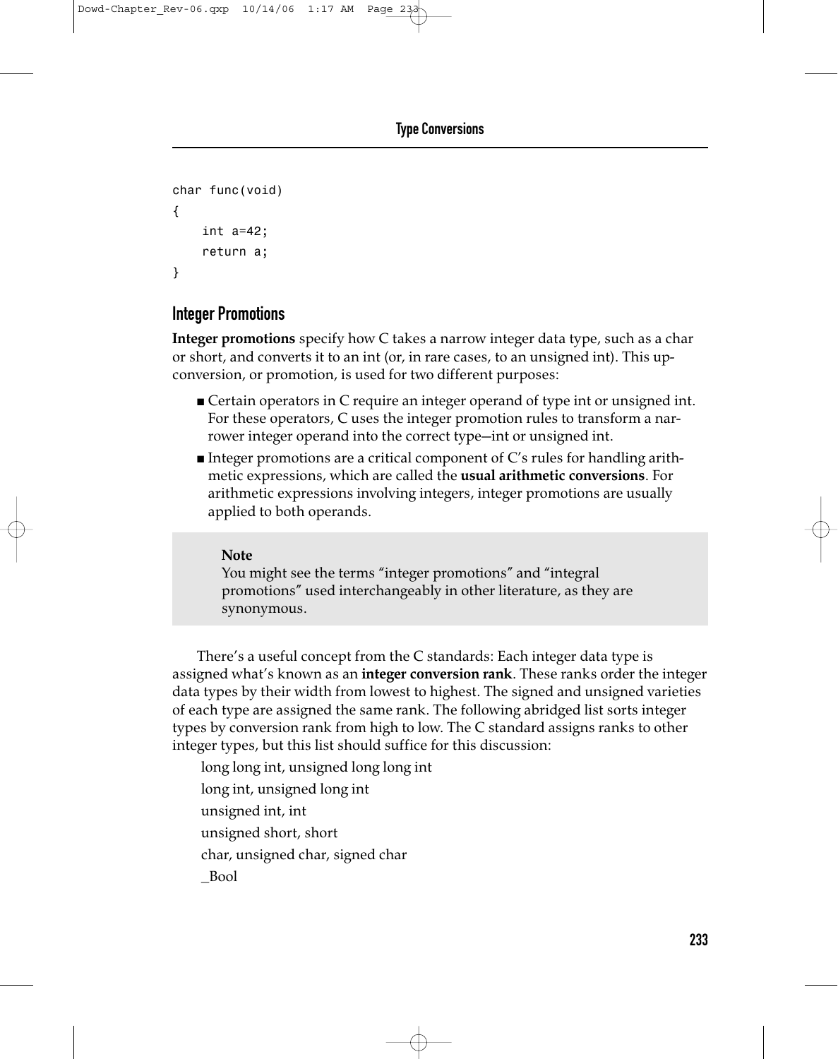```
char func(void)
{
    int a=42;
    return a;
}
```

## Integer Promotions

**Integer promotions** specify how C takes a narrow integer data type, such as a char or short, and converts it to an int (or, in rare cases, to an unsigned int). This up-conversion, or promotion, is used for two different purposes:

- Certain operators in C require an integer operand of type int or unsigned int. For these operators, C uses the integer promotion rules to transform a narrower integer operand into the correct type—int or unsigned int.
- Integer promotions are a critical component of C's rules for handling arithmetic expressions, which are called the **usual arithmetic conversions**. For arithmetic expressions involving integers, integer promotions are usually applied to both operands.

> **Note**
> You might see the terms "integer promotions" and "integral promotions" used interchangeably in other literature, as they are synonymous.

There's a useful concept from the C standards: Each integer data type is assigned what's known as an **integer conversion rank**. These ranks order the integer data types by their width from lowest to highest. The signed and unsigned varieties of each type are assigned the same rank. The following abridged list sorts integer types by conversion rank from high to low. The C standard assigns ranks to other integer types, but this list should suffice for this discussion:

long long int, unsigned long long int

long int, unsigned long int

unsigned int, int

unsigned short, short

char, unsigned char, signed char

_Bool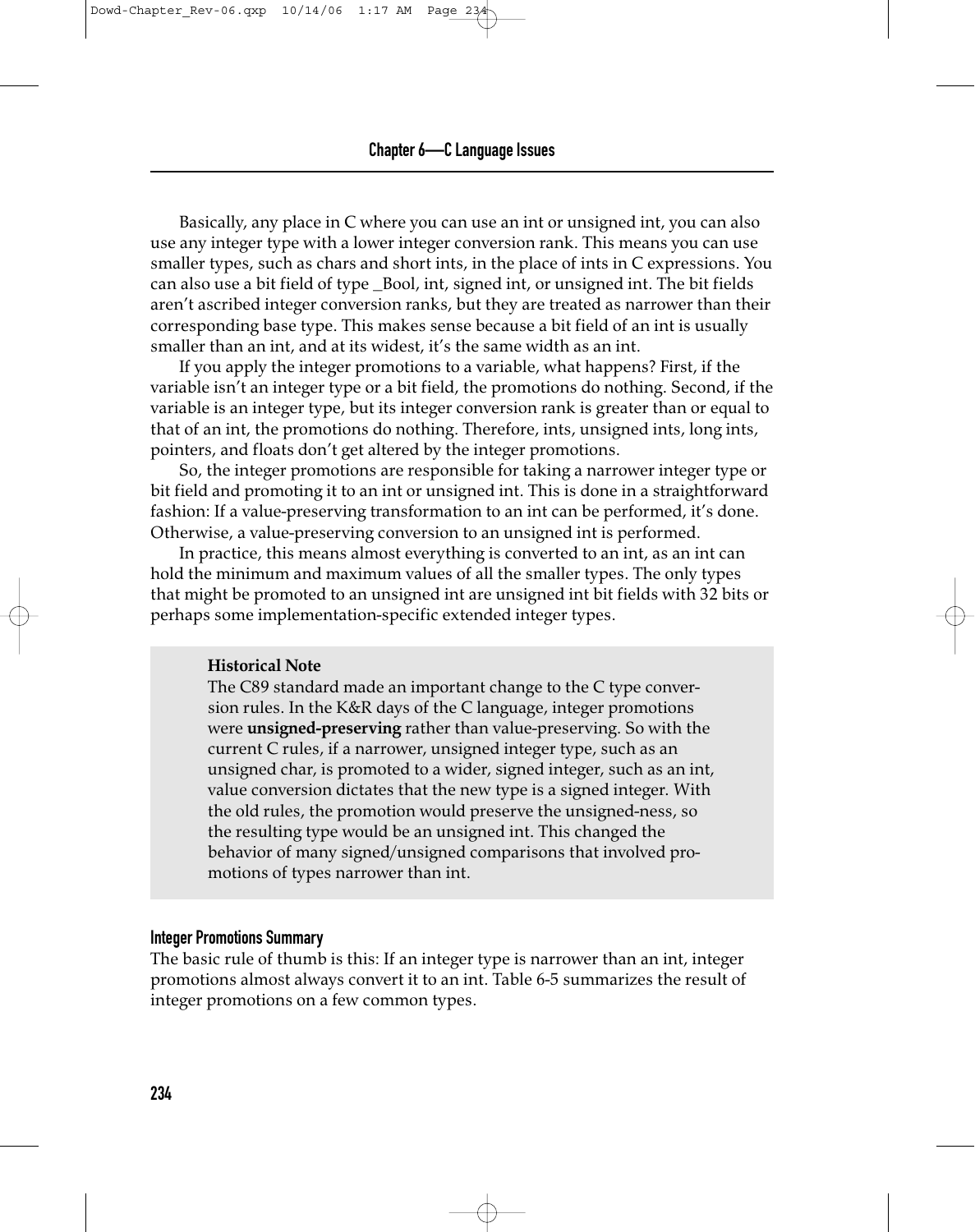Basically, any place in C where you can use an int or unsigned int, you can also use any integer type with a lower integer conversion rank. This means you can use smaller types, such as chars and short ints, in the place of ints in C expressions. You can also use a bit field of type _Bool, int, signed int, or unsigned int. The bit fields aren't ascribed integer conversion ranks, but they are treated as narrower than their corresponding base type. This makes sense because a bit field of an int is usually smaller than an int, and at its widest, it's the same width as an int.

If you apply the integer promotions to a variable, what happens? First, if the variable isn't an integer type or a bit field, the promotions do nothing. Second, if the variable is an integer type, but its integer conversion rank is greater than or equal to that of an int, the promotions do nothing. Therefore, ints, unsigned ints, long ints, pointers, and floats don't get altered by the integer promotions.

So, the integer promotions are responsible for taking a narrower integer type or bit field and promoting it to an int or unsigned int. This is done in a straightforward fashion: If a value-preserving transformation to an int can be performed, it's done. Otherwise, a value-preserving conversion to an unsigned int is performed.

In practice, this means almost everything is converted to an int, as an int can hold the minimum and maximum values of all the smaller types. The only types that might be promoted to an unsigned int are unsigned int bit fields with 32 bits or perhaps some implementation-specific extended integer types.

> **Historical Note**
> The C89 standard made an important change to the C type conversion rules. In the K&R days of the C language, integer promotions were **unsigned-preserving** rather than value-preserving. So with the current C rules, if a narrower, unsigned integer type, such as an unsigned char, is promoted to a wider, signed integer, such as an int, value conversion dictates that the new type is a signed integer. With the old rules, the promotion would preserve the unsigned-ness, so the resulting type would be an unsigned int. This changed the behavior of many signed/unsigned comparisons that involved promotions of types narrower than int.

### Integer Promotions Summary

The basic rule of thumb is this: If an integer type is narrower than an int, integer promotions almost always convert it to an int. Table 6-5 summarizes the result of integer promotions on a few common types.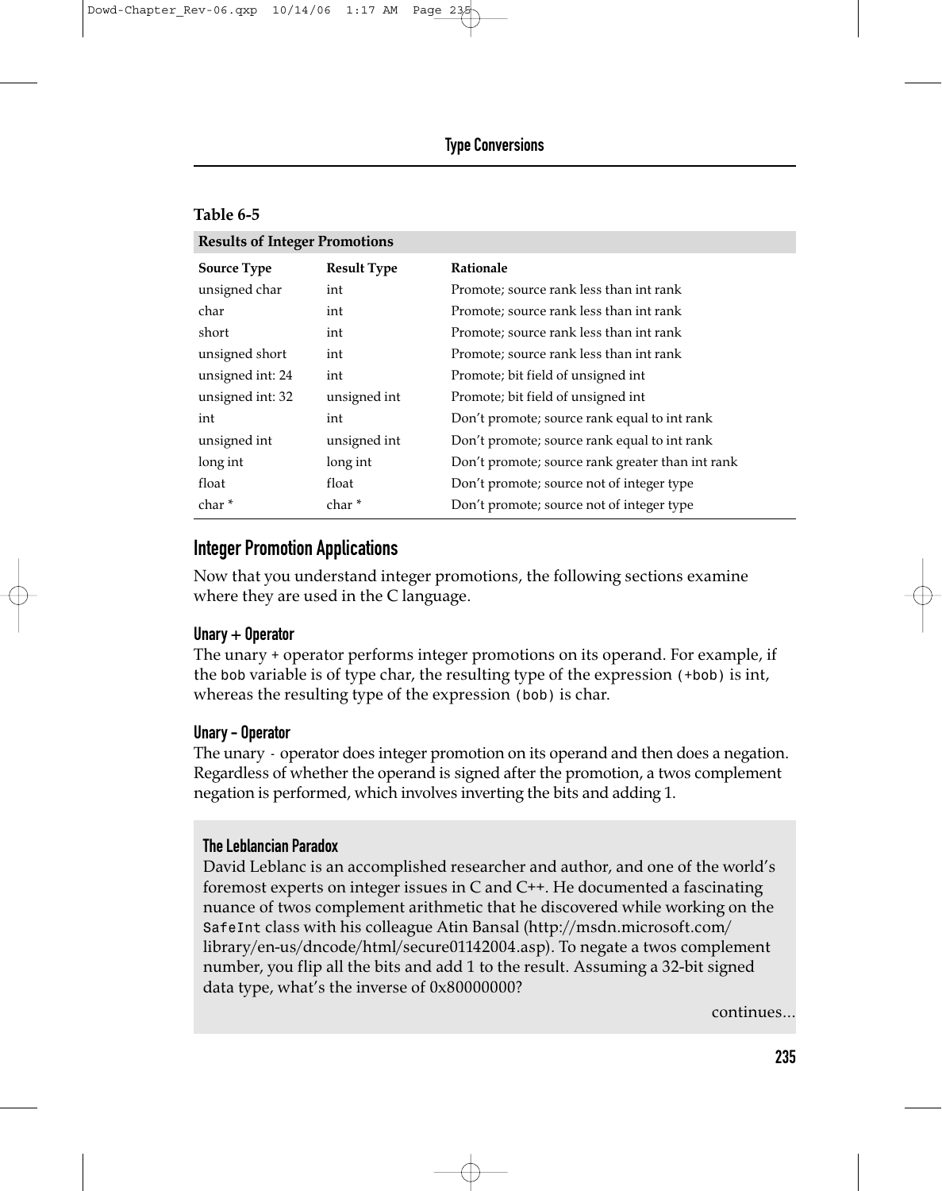**Table 6-5**

**Results of Integer Promotions**

| Source Type | Result Type | Rationale |
|---|---|---|
| unsigned char | int | Promote; source rank less than int rank |
| char | int | Promote; source rank less than int rank |
| short | int | Promote; source rank less than int rank |
| unsigned short | int | Promote; source rank less than int rank |
| unsigned int: 24 | int | Promote; bit field of unsigned int |
| unsigned int: 32 | unsigned int | Promote; bit field of unsigned int |
| int | int | Don't promote; source rank equal to int rank |
| unsigned int | unsigned int | Don't promote; source rank equal to int rank |
| long int | long int | Don't promote; source rank greater than int rank |
| float | float | Don't promote; source not of integer type |
| char * | char * | Don't promote; source not of integer type |

## Integer Promotion Applications

Now that you understand integer promotions, the following sections examine where they are used in the C language.

### Unary + Operator

The unary + operator performs integer promotions on its operand. For example, if the `bob` variable is of type char, the resulting type of the expression `(+bob)` is int, whereas the resulting type of the expression `(bob)` is char.

### Unary - Operator

The unary - operator does integer promotion on its operand and then does a negation. Regardless of whether the operand is signed after the promotion, a twos complement negation is performed, which involves inverting the bits and adding 1.

> **The Leblancian Paradox**
>
> David Leblanc is an accomplished researcher and author, and one of the world's foremost experts on integer issues in C and C++. He documented a fascinating nuance of twos complement arithmetic that he discovered while working on the `SafeInt` class with his colleague Atin Bansal (http://msdn.microsoft.com/library/en-us/dncode/html/secure01142004.asp). To negate a twos complement number, you flip all the bits and add 1 to the result. Assuming a 32-bit signed data type, what's the inverse of 0x80000000?
>
> continues...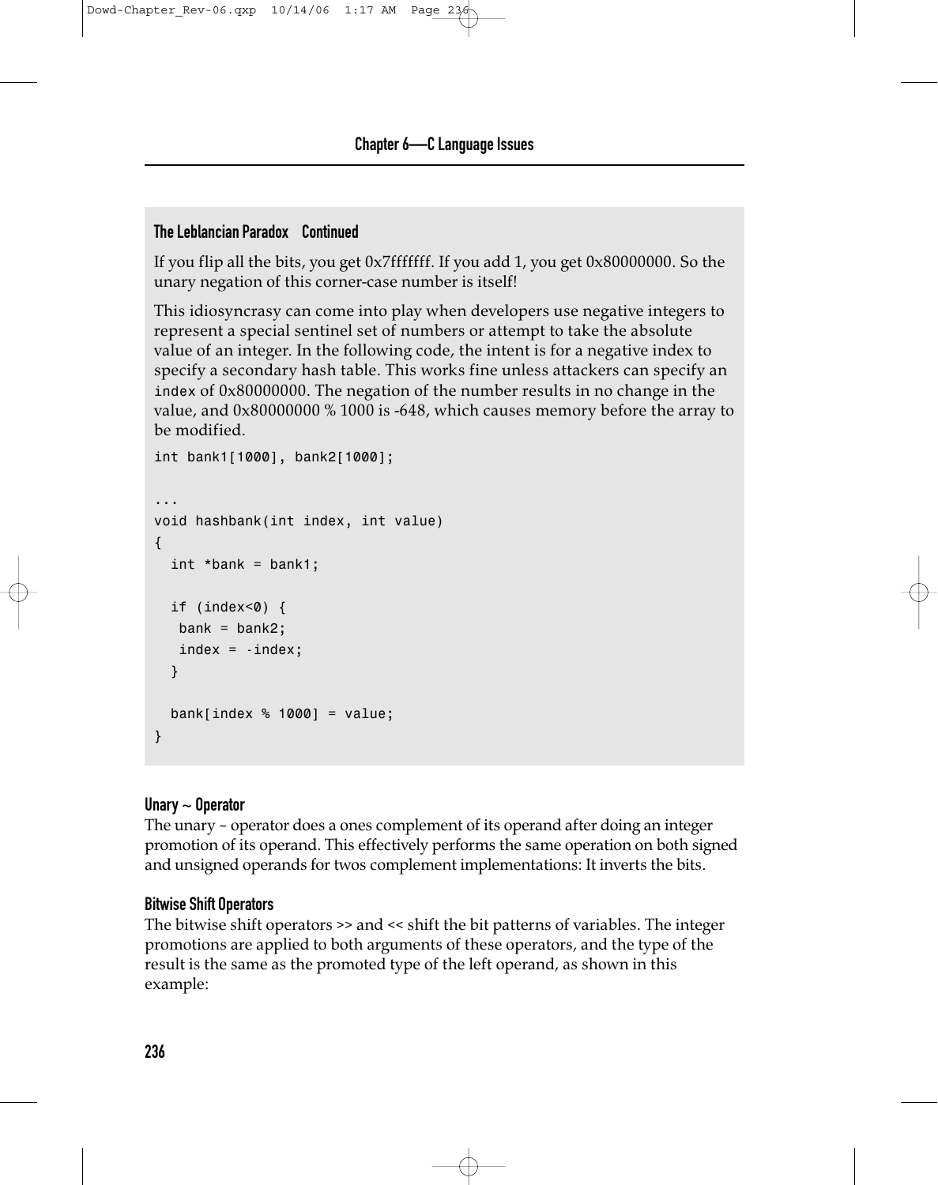### The Leblancian Paradox Continued

If you flip all the bits, you get 0x7fffffff. If you add 1, you get 0x80000000. So the unary negation of this corner-case number is itself!

This idiosyncrasy can come into play when developers use negative integers to represent a special sentinel set of numbers or attempt to take the absolute value of an integer. In the following code, the intent is for a negative index to specify a secondary hash table. This works fine unless attackers can specify an `index` of 0x80000000. The negation of the number results in no change in the value, and 0x80000000 % 1000 is -648, which causes memory before the array to be modified.

```
int bank1[1000], bank2[1000];

...
void hashbank(int index, int value)
{
  int *bank = bank1;

  if (index<0) {
   bank = bank2;
   index = -index;
  }

  bank[index % 1000] = value;
}
```

### Unary ~ Operator

The unary ~ operator does a ones complement of its operand after doing an integer promotion of its operand. This effectively performs the same operation on both signed and unsigned operands for twos complement implementations: It inverts the bits.

### Bitwise Shift Operators

The bitwise shift operators >> and << shift the bit patterns of variables. The integer promotions are applied to both arguments of these operators, and the type of the result is the same as the promoted type of the left operand, as shown in this example: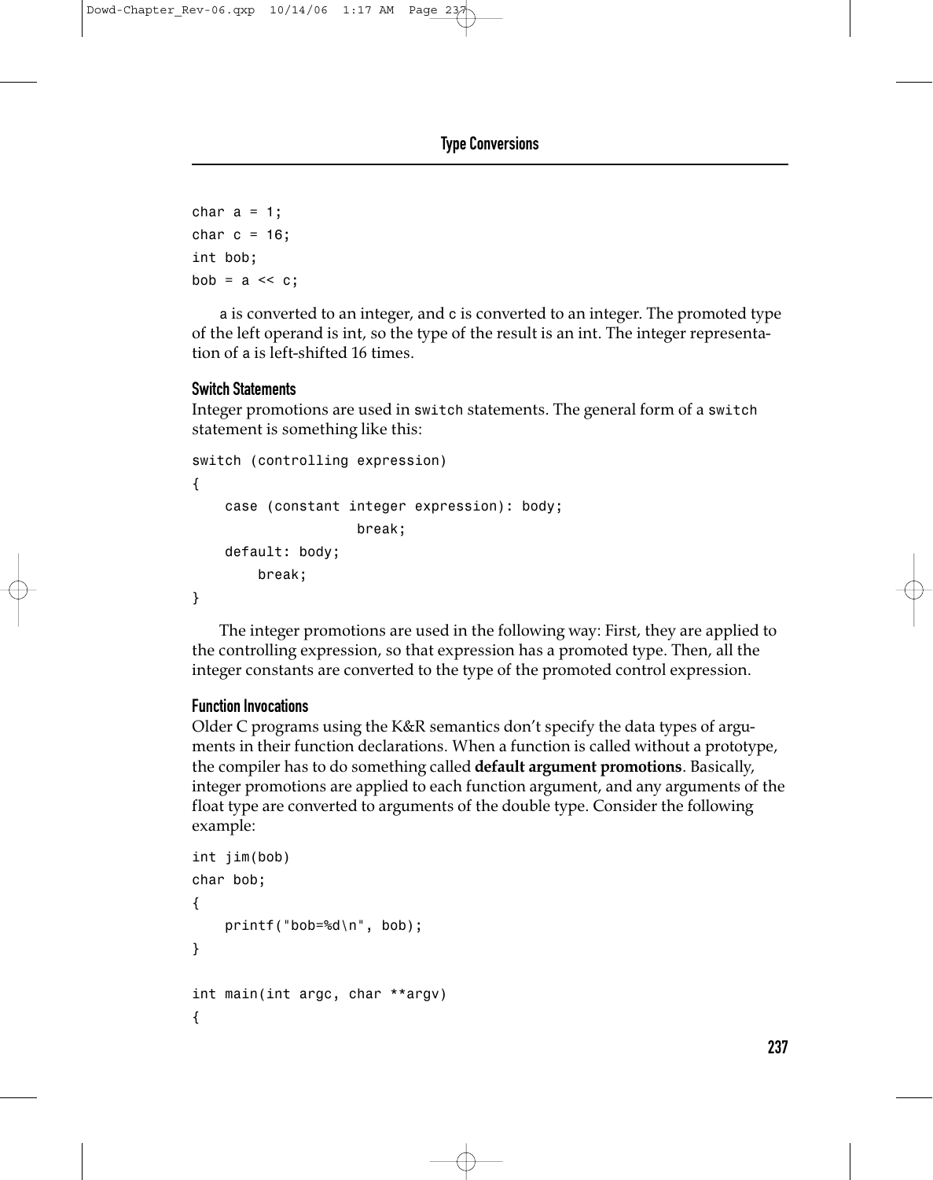```
char a = 1;
char c = 16;
int bob;
bob = a << c;
```

a is converted to an integer, and c is converted to an integer. The promoted type of the left operand is int, so the type of the result is an int. The integer representation of a is left-shifted 16 times.

#### Switch Statements

Integer promotions are used in switch statements. The general form of a switch statement is something like this:

```
switch (controlling expression)
{
    case (constant integer expression): body;
                    break;
    default: body;
        break;
}
```

The integer promotions are used in the following way: First, they are applied to the controlling expression, so that expression has a promoted type. Then, all the integer constants are converted to the type of the promoted control expression.

#### Function Invocations

Older C programs using the K&R semantics don't specify the data types of arguments in their function declarations. When a function is called without a prototype, the compiler has to do something called **default argument promotions**. Basically, integer promotions are applied to each function argument, and any arguments of the float type are converted to arguments of the double type. Consider the following example:

```
int jim(bob)
char bob;
{
    printf("bob=%d\n", bob);
}

int main(int argc, char **argv)
{
```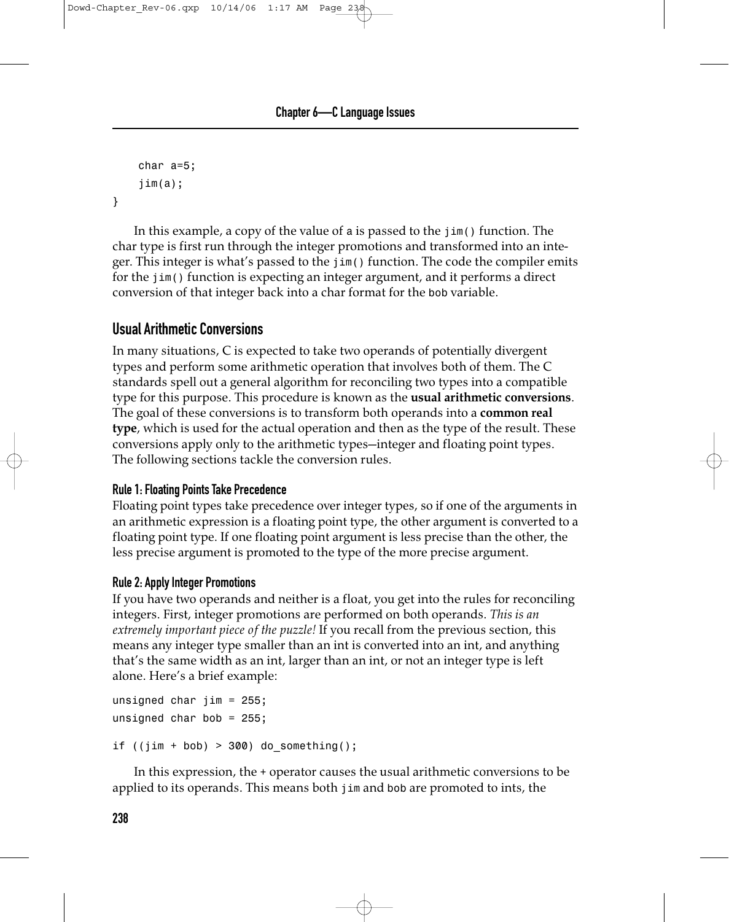```
    char a=5;
    jim(a);
}
```

In this example, a copy of the value of a is passed to the jim() function. The char type is first run through the integer promotions and transformed into an integer. This integer is what's passed to the jim() function. The code the compiler emits for the jim() function is expecting an integer argument, and it performs a direct conversion of that integer back into a char format for the bob variable.

## Usual Arithmetic Conversions

In many situations, C is expected to take two operands of potentially divergent types and perform some arithmetic operation that involves both of them. The C standards spell out a general algorithm for reconciling two types into a compatible type for this purpose. This procedure is known as the **usual arithmetic conversions**. The goal of these conversions is to transform both operands into a **common real type**, which is used for the actual operation and then as the type of the result. These conversions apply only to the arithmetic types—integer and floating point types. The following sections tackle the conversion rules.

### Rule 1: Floating Points Take Precedence

Floating point types take precedence over integer types, so if one of the arguments in an arithmetic expression is a floating point type, the other argument is converted to a floating point type. If one floating point argument is less precise than the other, the less precise argument is promoted to the type of the more precise argument.

### Rule 2: Apply Integer Promotions

If you have two operands and neither is a float, you get into the rules for reconciling integers. First, integer promotions are performed on both operands. *This is an extremely important piece of the puzzle!* If you recall from the previous section, this means any integer type smaller than an int is converted into an int, and anything that's the same width as an int, larger than an int, or not an integer type is left alone. Here's a brief example:

```
unsigned char jim = 255;
unsigned char bob = 255;

if ((jim + bob) > 300) do_something();
```

In this expression, the + operator causes the usual arithmetic conversions to be applied to its operands. This means both jim and bob are promoted to ints, the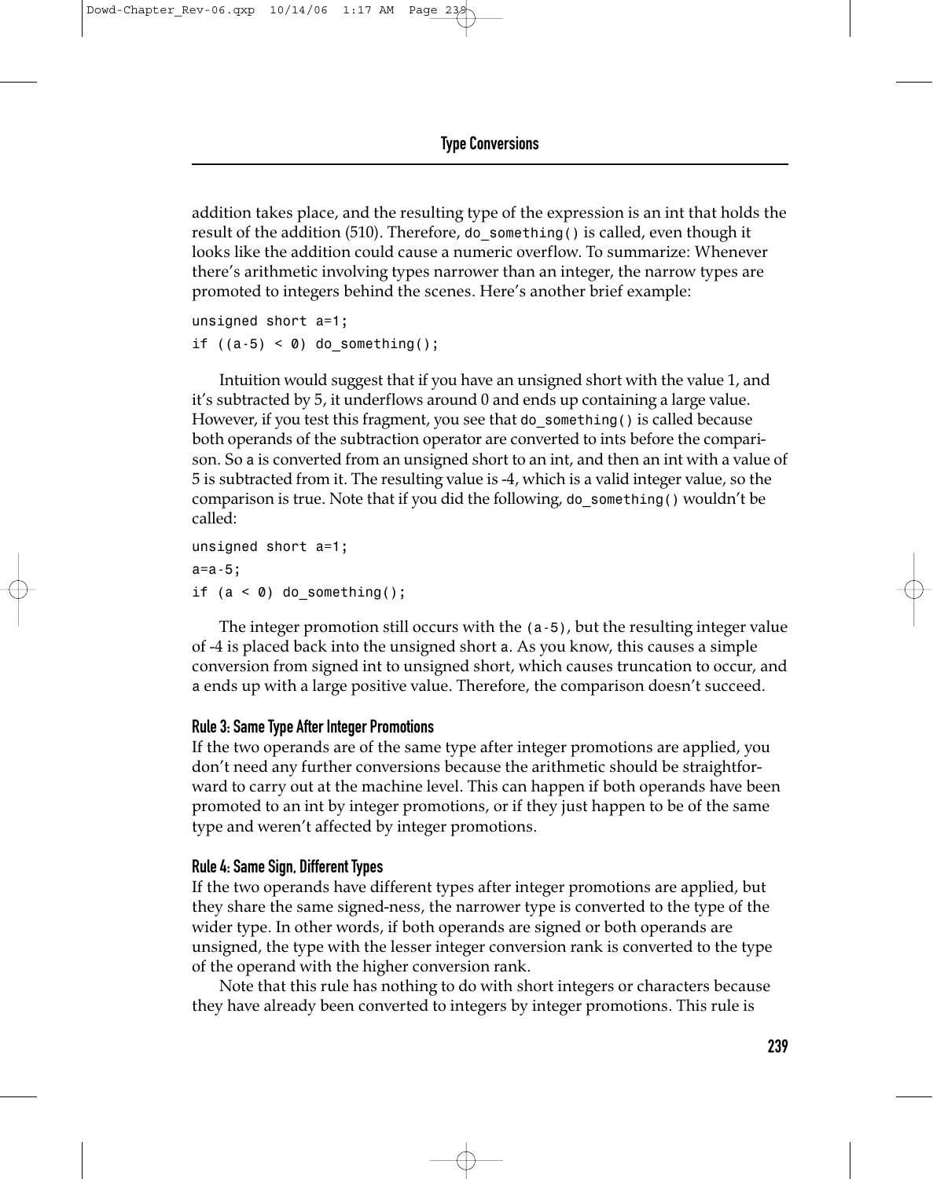addition takes place, and the resulting type of the expression is an int that holds the result of the addition (510). Therefore, `do_something()` is called, even though it looks like the addition could cause a numeric overflow. To summarize: Whenever there's arithmetic involving types narrower than an integer, the narrow types are promoted to integers behind the scenes. Here's another brief example:

```
unsigned short a=1;
if ((a-5) < 0) do_something();
```

Intuition would suggest that if you have an unsigned short with the value 1, and it's subtracted by 5, it underflows around 0 and ends up containing a large value. However, if you test this fragment, you see that `do_something()` is called because both operands of the subtraction operator are converted to ints before the comparison. So `a` is converted from an unsigned short to an int, and then an int with a value of 5 is subtracted from it. The resulting value is -4, which is a valid integer value, so the comparison is true. Note that if you did the following, `do_something()` wouldn't be called:

```
unsigned short a=1;
a=a-5;
if (a < 0) do_something();
```

The integer promotion still occurs with the `(a-5)`, but the resulting integer value of -4 is placed back into the unsigned short `a`. As you know, this causes a simple conversion from signed int to unsigned short, which causes truncation to occur, and `a` ends up with a large positive value. Therefore, the comparison doesn't succeed.

#### Rule 3: Same Type After Integer Promotions

If the two operands are of the same type after integer promotions are applied, you don't need any further conversions because the arithmetic should be straightforward to carry out at the machine level. This can happen if both operands have been promoted to an int by integer promotions, or if they just happen to be of the same type and weren't affected by integer promotions.

#### Rule 4: Same Sign, Different Types

If the two operands have different types after integer promotions are applied, but they share the same signed-ness, the narrower type is converted to the type of the wider type. In other words, if both operands are signed or both operands are unsigned, the type with the lesser integer conversion rank is converted to the type of the operand with the higher conversion rank.

Note that this rule has nothing to do with short integers or characters because they have already been converted to integers by integer promotions. This rule is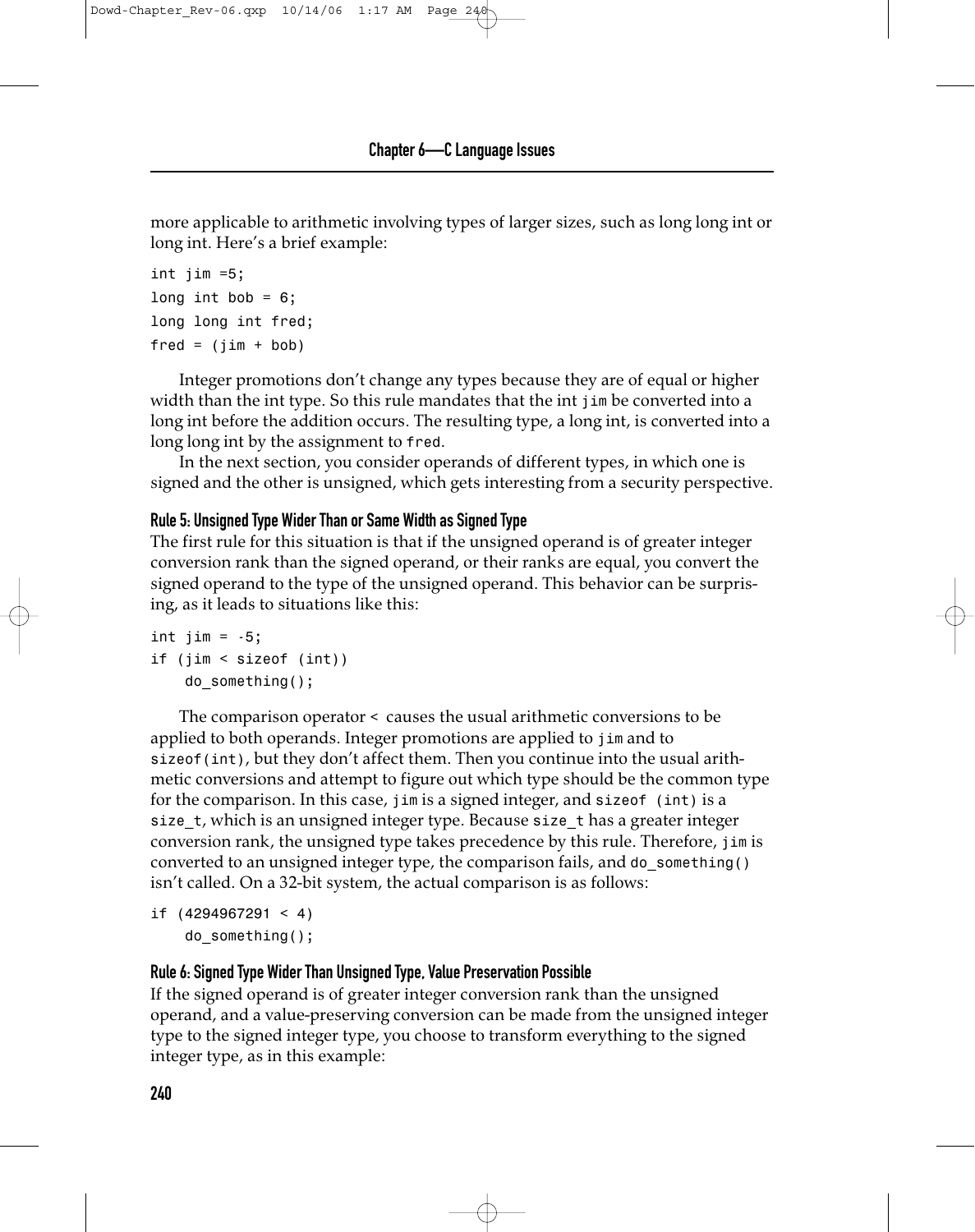more applicable to arithmetic involving types of larger sizes, such as long long int or long int. Here's a brief example:

```
int jim =5;
long int bob = 6;
long long int fred;
fred = (jim + bob)
```

Integer promotions don't change any types because they are of equal or higher width than the int type. So this rule mandates that the int `jim` be converted into a long int before the addition occurs. The resulting type, a long int, is converted into a long long int by the assignment to `fred`.

In the next section, you consider operands of different types, in which one is signed and the other is unsigned, which gets interesting from a security perspective.

#### Rule 5: Unsigned Type Wider Than or Same Width as Signed Type

The first rule for this situation is that if the unsigned operand is of greater integer conversion rank than the signed operand, or their ranks are equal, you convert the signed operand to the type of the unsigned operand. This behavior can be surprising, as it leads to situations like this:

```
int jim = -5;
if (jim < sizeof (int))
    do_something();
```

The comparison operator `<` causes the usual arithmetic conversions to be applied to both operands. Integer promotions are applied to `jim` and to `sizeof(int)`, but they don't affect them. Then you continue into the usual arithmetic conversions and attempt to figure out which type should be the common type for the comparison. In this case, `jim` is a signed integer, and `sizeof (int)` is a `size_t`, which is an unsigned integer type. Because `size_t` has a greater integer conversion rank, the unsigned type takes precedence by this rule. Therefore, `jim` is converted to an unsigned integer type, the comparison fails, and `do_something()` isn't called. On a 32-bit system, the actual comparison is as follows:

```
if (4294967291 < 4)
    do_something();
```

#### Rule 6: Signed Type Wider Than Unsigned Type, Value Preservation Possible

If the signed operand is of greater integer conversion rank than the unsigned operand, and a value-preserving conversion can be made from the unsigned integer type to the signed integer type, you choose to transform everything to the signed integer type, as in this example: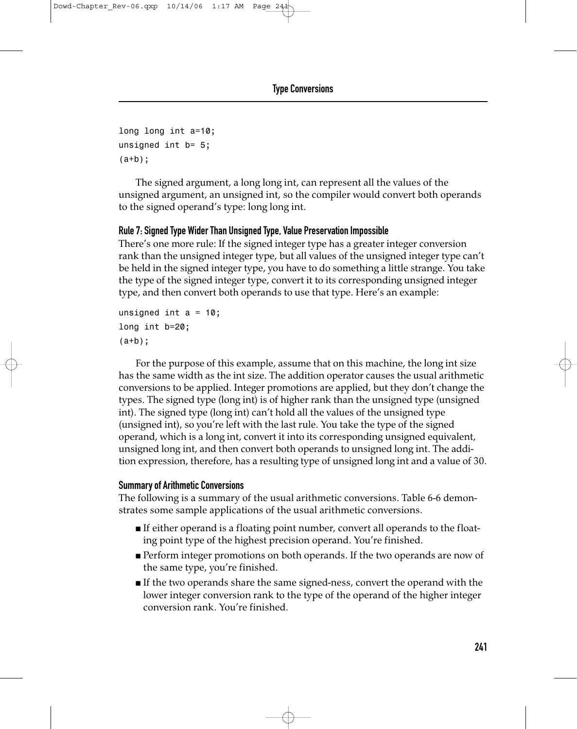```
long long int a=10;
unsigned int b= 5;
(a+b);
```

The signed argument, a long long int, can represent all the values of the unsigned argument, an unsigned int, so the compiler would convert both operands to the signed operand's type: long long int.

### Rule 7: Signed Type Wider Than Unsigned Type, Value Preservation Impossible

There's one more rule: If the signed integer type has a greater integer conversion rank than the unsigned integer type, but all values of the unsigned integer type can't be held in the signed integer type, you have to do something a little strange. You take the type of the signed integer type, convert it to its corresponding unsigned integer type, and then convert both operands to use that type. Here's an example:

```
unsigned int a = 10;
long int b=20;
(a+b);
```

For the purpose of this example, assume that on this machine, the long int size has the same width as the int size. The addition operator causes the usual arithmetic conversions to be applied. Integer promotions are applied, but they don't change the types. The signed type (long int) is of higher rank than the unsigned type (unsigned int). The signed type (long int) can't hold all the values of the unsigned type (unsigned int), so you're left with the last rule. You take the type of the signed operand, which is a long int, convert it into its corresponding unsigned equivalent, unsigned long int, and then convert both operands to unsigned long int. The addition expression, therefore, has a resulting type of unsigned long int and a value of 30.

### Summary of Arithmetic Conversions

The following is a summary of the usual arithmetic conversions. Table 6-6 demonstrates some sample applications of the usual arithmetic conversions.

- If either operand is a floating point number, convert all operands to the floating point type of the highest precision operand. You're finished.
- Perform integer promotions on both operands. If the two operands are now of the same type, you're finished.
- If the two operands share the same signed-ness, convert the operand with the lower integer conversion rank to the type of the operand of the higher integer conversion rank. You're finished.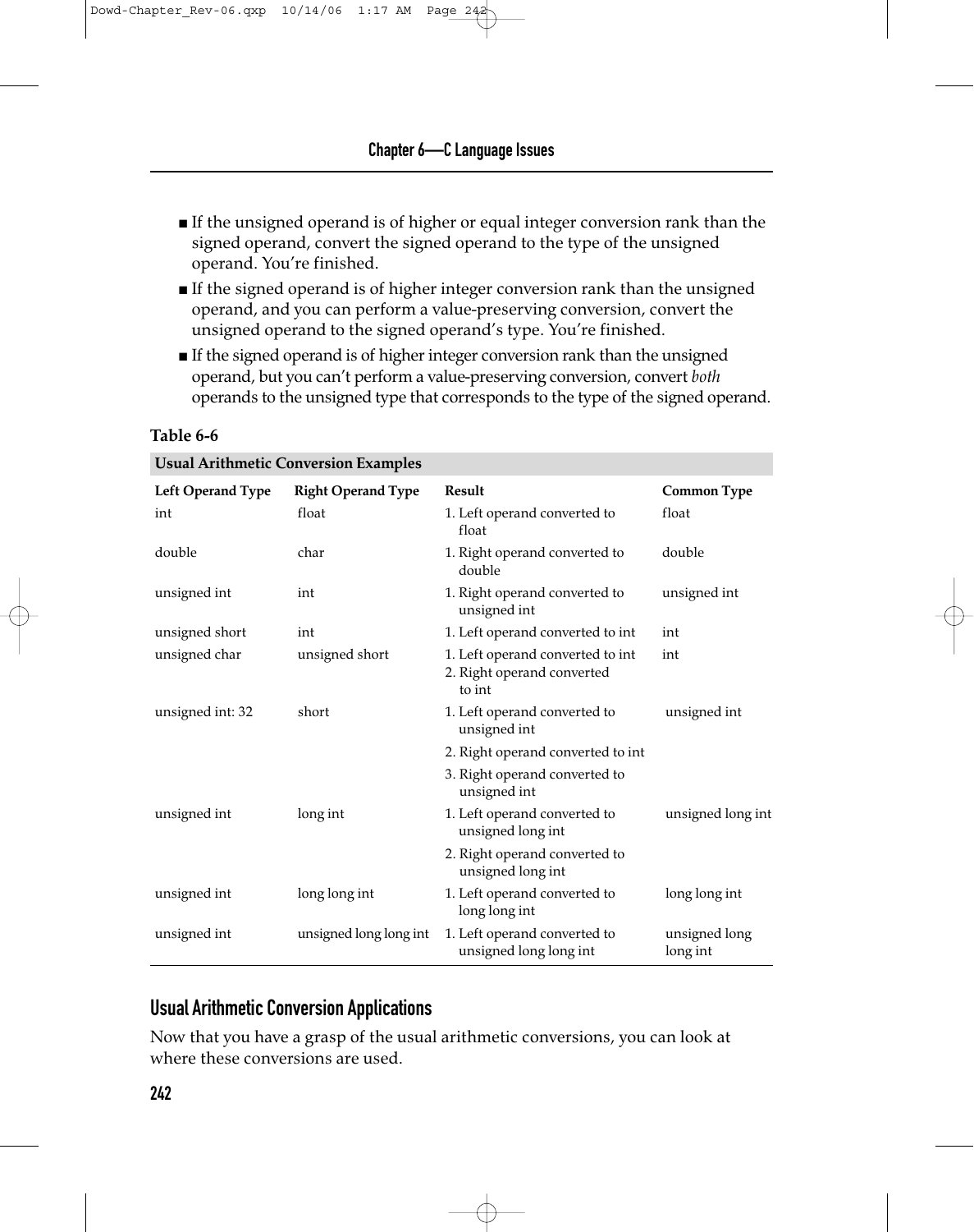- If the unsigned operand is of higher or equal integer conversion rank than the signed operand, convert the signed operand to the type of the unsigned operand. You're finished.
- If the signed operand is of higher integer conversion rank than the unsigned operand, and you can perform a value-preserving conversion, convert the unsigned operand to the signed operand's type. You're finished.
- If the signed operand is of higher integer conversion rank than the unsigned operand, but you can't perform a value-preserving conversion, convert *both* operands to the unsigned type that corresponds to the type of the signed operand.

**Table 6-6**

**Usual Arithmetic Conversion Examples**

| Left Operand Type | Right Operand Type | Result | Common Type |
|---|---|---|---|
| int | float | 1. Left operand converted to float | float |
| double | char | 1. Right operand converted to double | double |
| unsigned int | int | 1. Right operand converted to unsigned int | unsigned int |
| unsigned short | int | 1. Left operand converted to int | int |
| unsigned char | unsigned short | 1. Left operand converted to int<br>2. Right operand converted to int | int |
| unsigned int: 32 | short | 1. Left operand converted to unsigned int<br>2. Right operand converted to int<br>3. Right operand converted to unsigned int | unsigned int |
| unsigned int | long int | 1. Left operand converted to unsigned long int<br>2. Right operand converted to unsigned long int | unsigned long int |
| unsigned int | long long int | 1. Left operand converted to long long int | long long int |
| unsigned int | unsigned long long int | 1. Left operand converted to unsigned long long int | unsigned long long int |

## Usual Arithmetic Conversion Applications

Now that you have a grasp of the usual arithmetic conversions, you can look at where these conversions are used.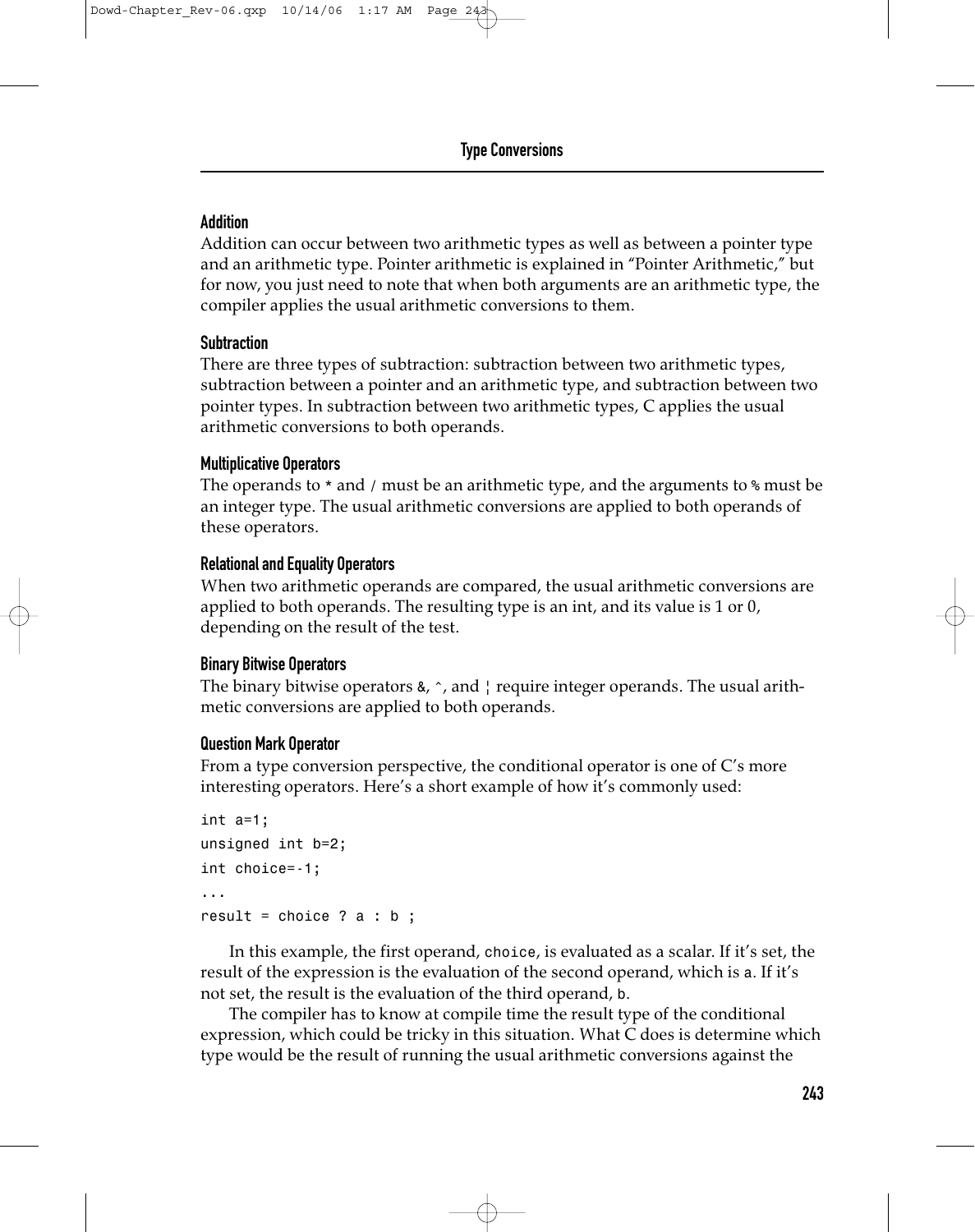### Addition

Addition can occur between two arithmetic types as well as between a pointer type and an arithmetic type. Pointer arithmetic is explained in "Pointer Arithmetic," but for now, you just need to note that when both arguments are an arithmetic type, the compiler applies the usual arithmetic conversions to them.

### Subtraction

There are three types of subtraction: subtraction between two arithmetic types, subtraction between a pointer and an arithmetic type, and subtraction between two pointer types. In subtraction between two arithmetic types, C applies the usual arithmetic conversions to both operands.

### Multiplicative Operators

The operands to `*` and `/` must be an arithmetic type, and the arguments to `%` must be an integer type. The usual arithmetic conversions are applied to both operands of these operators.

### Relational and Equality Operators

When two arithmetic operands are compared, the usual arithmetic conversions are applied to both operands. The resulting type is an int, and its value is 1 or 0, depending on the result of the test.

### Binary Bitwise Operators

The binary bitwise operators `&`, `^`, and `|` require integer operands. The usual arithmetic conversions are applied to both operands.

### Question Mark Operator

From a type conversion perspective, the conditional operator is one of C's more interesting operators. Here's a short example of how it's commonly used:

```
int a=1;
unsigned int b=2;
int choice=-1;
...
result = choice ? a : b ;
```

In this example, the first operand, `choice`, is evaluated as a scalar. If it's set, the result of the expression is the evaluation of the second operand, which is `a`. If it's not set, the result is the evaluation of the third operand, `b`.

The compiler has to know at compile time the result type of the conditional expression, which could be tricky in this situation. What C does is determine which type would be the result of running the usual arithmetic conversions against the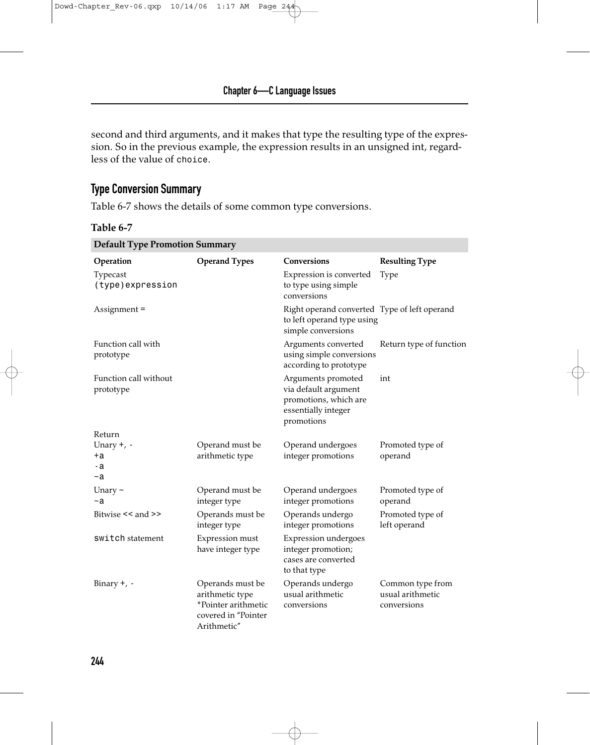second and third arguments, and it makes that type the resulting type of the expression. So in the previous example, the expression results in an unsigned int, regardless of the value of `choice`.

## Type Conversion Summary

Table 6-7 shows the details of some common type conversions.

**Table 6-7**

**Default Type Promotion Summary**

| Operation | Operand Types | Conversions | Resulting Type |
|---|---|---|---|
| Typecast `(type)expression` | | Expression is converted to type using simple conversions | Type |
| Assignment = | | Right operand converted to left operand type using simple conversions | Type of left operand |
| Function call with prototype | | Arguments converted using simple conversions according to prototype | Return type of function |
| Function call without prototype | | Arguments promoted via default argument promotions, which are essentially integer promotions | int |
| Return Unary +, - `+a` `-a` `~a` | Operand must be arithmetic type | Operand undergoes integer promotions | Promoted type of operand |
| Unary ~ `~a` | Operand must be integer type | Operand undergoes integer promotions | Promoted type of operand |
| Bitwise `<<` and `>>` | Operands must be integer type | Operands undergo integer promotions | Promoted type of left operand |
| `switch` statement | Expression must have integer type | Expression undergoes integer promotion; cases are converted to that type | |
| Binary +, - | Operands must be arithmetic type *Pointer arithmetic covered in "Pointer Arithmetic" | Operands undergo usual arithmetic conversions | Common type from usual arithmetic conversions |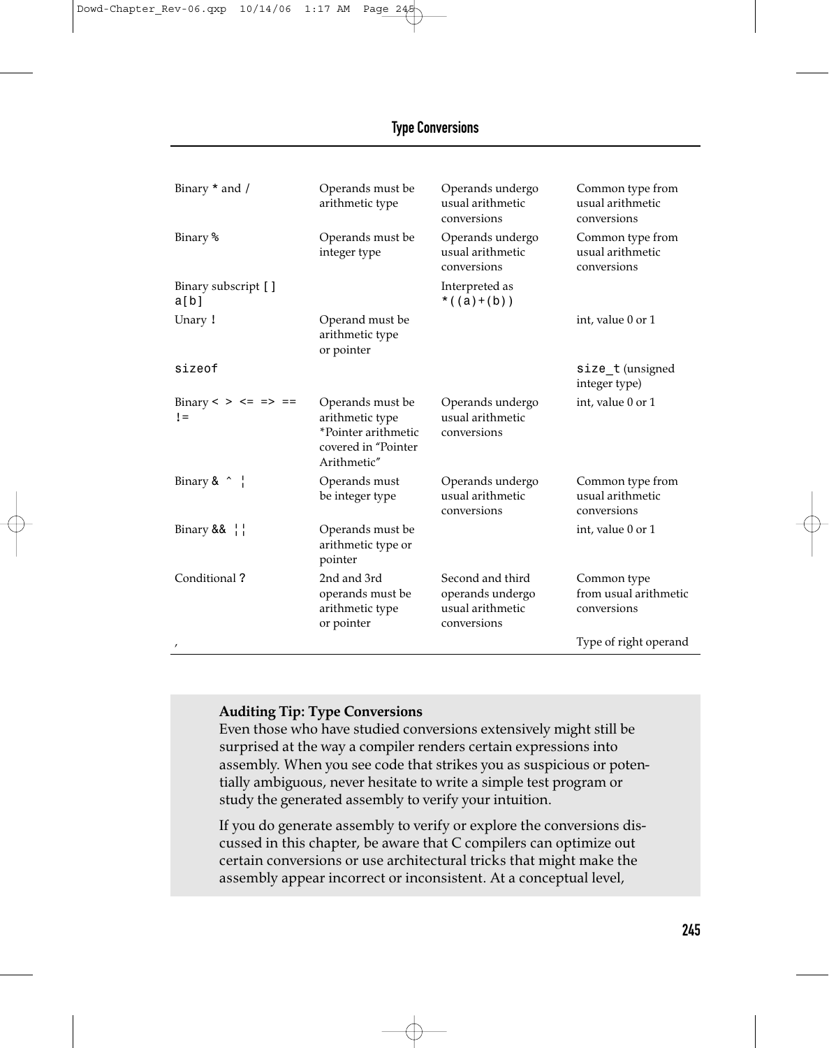| | | | |
|---|---|---|---|
| Binary * and / | Operands must be arithmetic type | Operands undergo usual arithmetic conversions | Common type from usual arithmetic conversions |
| Binary % | Operands must be integer type | Operands undergo usual arithmetic conversions | Common type from usual arithmetic conversions |
| Binary subscript [ ] `a[b]` | | Interpreted as `*((a)+(b))` | |
| Unary ! | Operand must be arithmetic type or pointer | | int, value 0 or 1 |
| `sizeof` | | | `size_t` (unsigned integer type) |
| Binary < > <= => == != | Operands must be arithmetic type *Pointer arithmetic covered in "Pointer Arithmetic" | Operands undergo usual arithmetic conversions | int, value 0 or 1 |
| Binary & ^ ¦ | Operands must be integer type | Operands undergo usual arithmetic conversions | Common type from usual arithmetic conversions |
| Binary && ¦¦ | Operands must be arithmetic type or pointer | | int, value 0 or 1 |
| Conditional ? | 2nd and 3rd operands must be arithmetic type or pointer | Second and third operands undergo usual arithmetic conversions | Common type from usual arithmetic conversions |
| , | | | Type of right operand |

**Auditing Tip: Type Conversions**

Even those who have studied conversions extensively might still be surprised at the way a compiler renders certain expressions into assembly. When you see code that strikes you as suspicious or potentially ambiguous, never hesitate to write a simple test program or study the generated assembly to verify your intuition.

If you do generate assembly to verify or explore the conversions discussed in this chapter, be aware that C compilers can optimize out certain conversions or use architectural tricks that might make the assembly appear incorrect or inconsistent. At a conceptual level,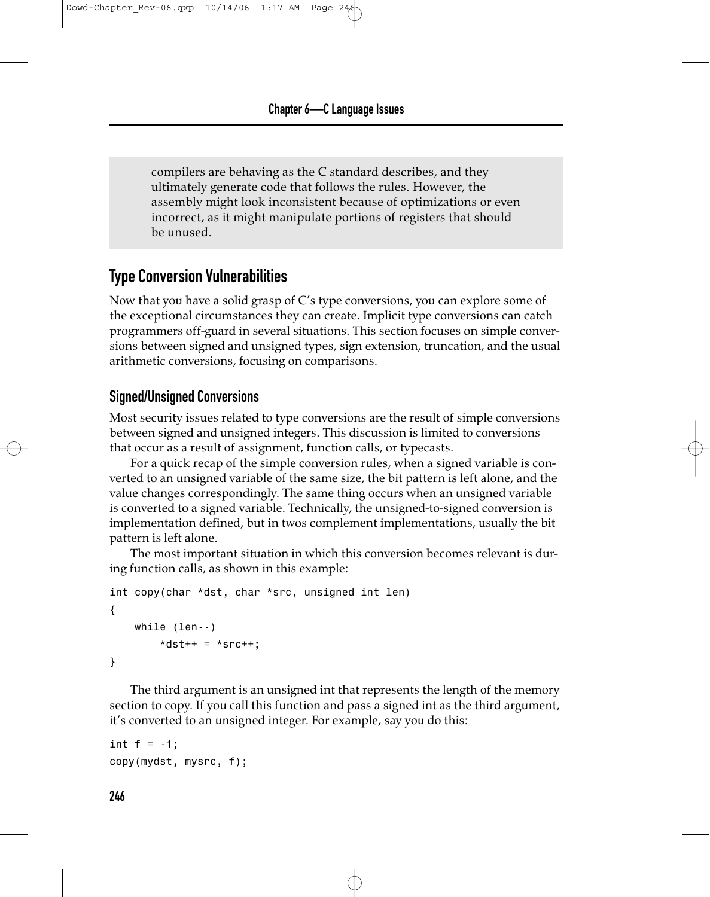compilers are behaving as the C standard describes, and they ultimately generate code that follows the rules. However, the assembly might look inconsistent because of optimizations or even incorrect, as it might manipulate portions of registers that should be unused.

## Type Conversion Vulnerabilities

Now that you have a solid grasp of C's type conversions, you can explore some of the exceptional circumstances they can create. Implicit type conversions can catch programmers off-guard in several situations. This section focuses on simple conversions between signed and unsigned types, sign extension, truncation, and the usual arithmetic conversions, focusing on comparisons.

### Signed/Unsigned Conversions

Most security issues related to type conversions are the result of simple conversions between signed and unsigned integers. This discussion is limited to conversions that occur as a result of assignment, function calls, or typecasts.

For a quick recap of the simple conversion rules, when a signed variable is converted to an unsigned variable of the same size, the bit pattern is left alone, and the value changes correspondingly. The same thing occurs when an unsigned variable is converted to a signed variable. Technically, the unsigned-to-signed conversion is implementation defined, but in twos complement implementations, usually the bit pattern is left alone.

The most important situation in which this conversion becomes relevant is during function calls, as shown in this example:

```
int copy(char *dst, char *src, unsigned int len)
{
    while (len--)
        *dst++ = *src++;
}
```

The third argument is an unsigned int that represents the length of the memory section to copy. If you call this function and pass a signed int as the third argument, it's converted to an unsigned integer. For example, say you do this:

```
int f = -1;
copy(mydst, mysrc, f);
```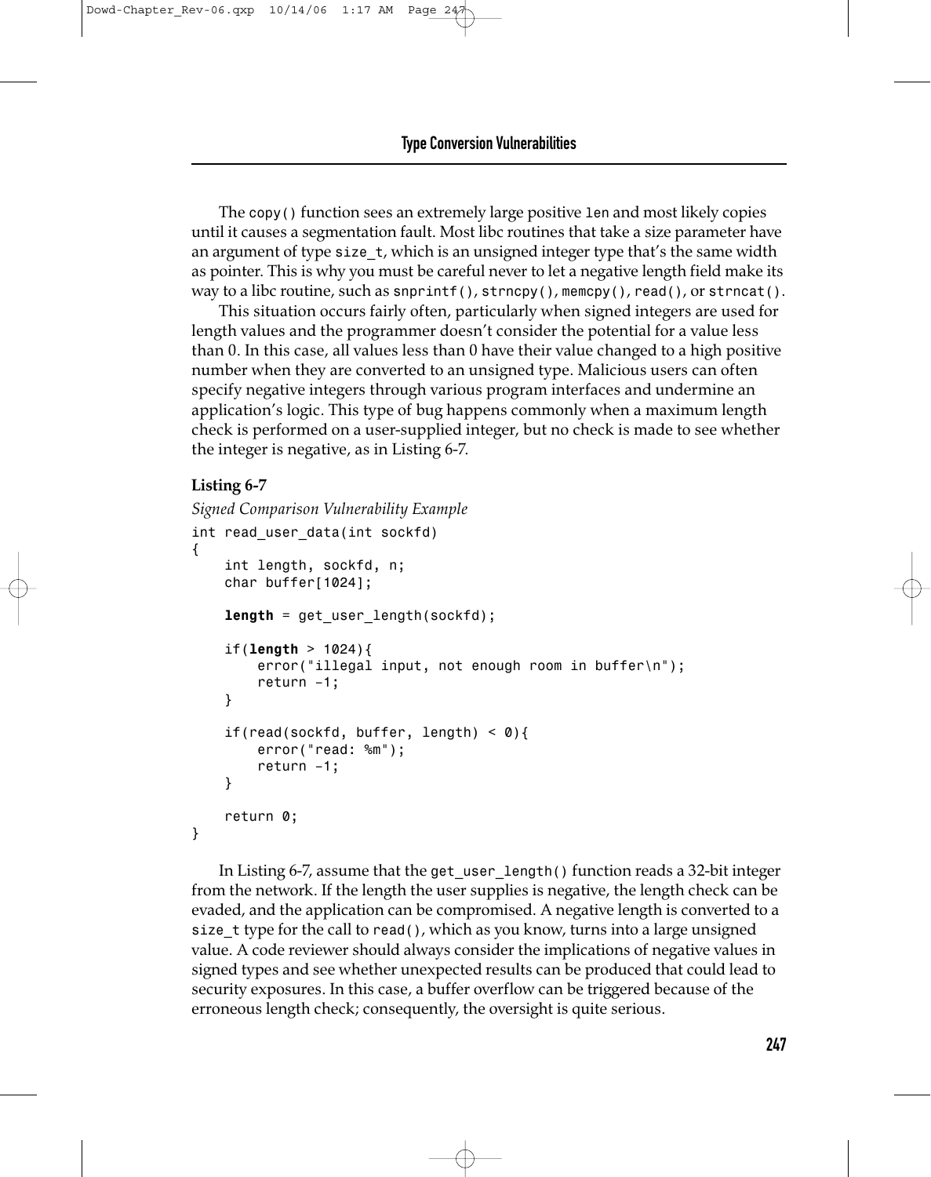The `copy()` function sees an extremely large positive `len` and most likely copies until it causes a segmentation fault. Most libc routines that take a size parameter have an argument of type `size_t`, which is an unsigned integer type that's the same width as pointer. This is why you must be careful never to let a negative length field make its way to a libc routine, such as `snprintf()`, `strncpy()`, `memcpy()`, `read()`, or `strncat()`.

This situation occurs fairly often, particularly when signed integers are used for length values and the programmer doesn't consider the potential for a value less than 0. In this case, all values less than 0 have their value changed to a high positive number when they are converted to an unsigned type. Malicious users can often specify negative integers through various program interfaces and undermine an application's logic. This type of bug happens commonly when a maximum length check is performed on a user-supplied integer, but no check is made to see whether the integer is negative, as in Listing 6-7.

**Listing 6-7**

*Signed Comparison Vulnerability Example*

```
int read_user_data(int sockfd)
{
    int length, sockfd, n;
    char buffer[1024];

    length = get_user_length(sockfd);

    if(length > 1024){
        error("illegal input, not enough room in buffer\n");
        return –1;
    }

    if(read(sockfd, buffer, length) < 0){
        error("read: %m");
        return –1;
    }

    return 0;
}
```

In Listing 6-7, assume that the `get_user_length()` function reads a 32-bit integer from the network. If the length the user supplies is negative, the length check can be evaded, and the application can be compromised. A negative length is converted to a `size_t` type for the call to `read()`, which as you know, turns into a large unsigned value. A code reviewer should always consider the implications of negative values in signed types and see whether unexpected results can be produced that could lead to security exposures. In this case, a buffer overflow can be triggered because of the erroneous length check; consequently, the oversight is quite serious.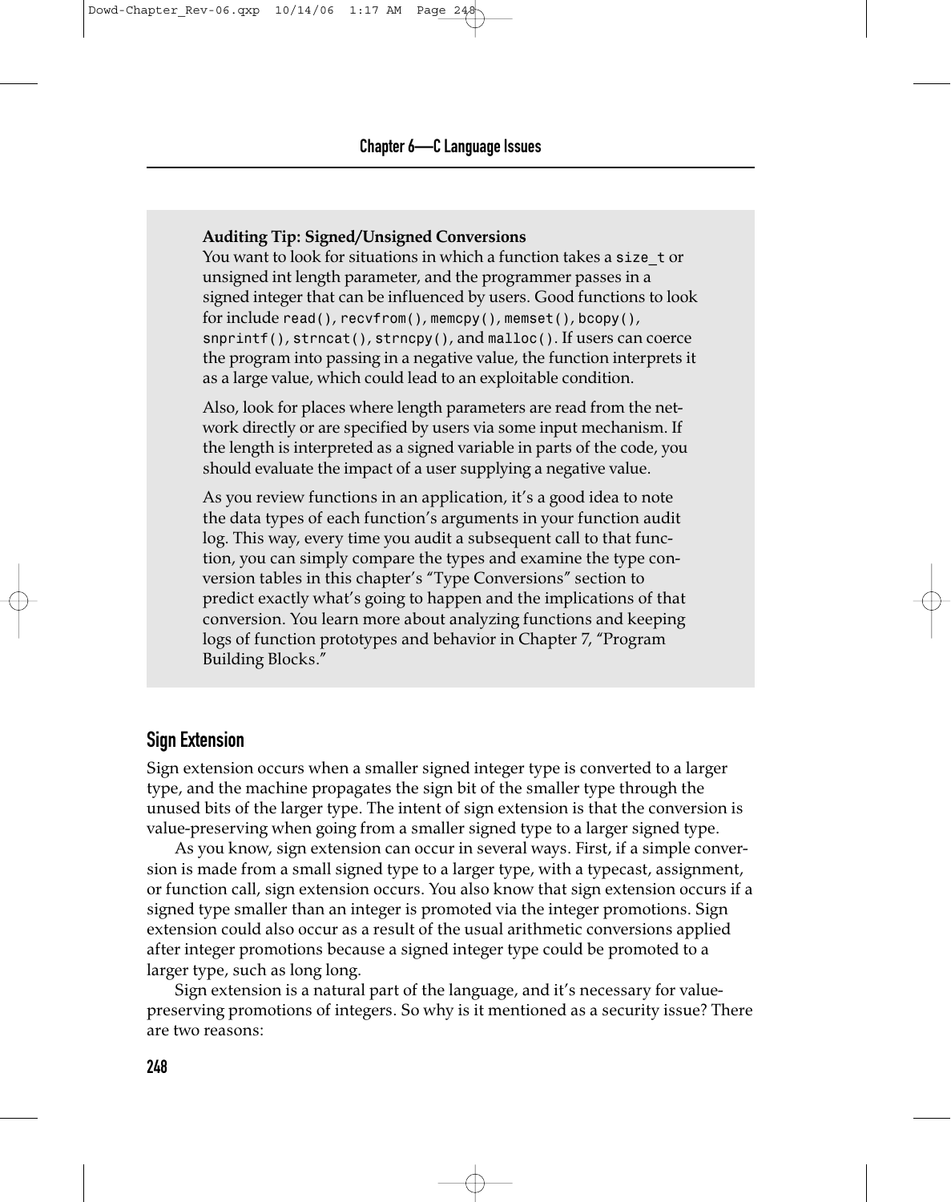**Auditing Tip: Signed/Unsigned Conversions**

You want to look for situations in which a function takes a `size_t` or unsigned int length parameter, and the programmer passes in a signed integer that can be influenced by users. Good functions to look for include `read()`, `recvfrom()`, `memcpy()`, `memset()`, `bcopy()`, `snprintf()`, `strncat()`, `strncpy()`, and `malloc()`. If users can coerce the program into passing in a negative value, the function interprets it as a large value, which could lead to an exploitable condition.

Also, look for places where length parameters are read from the network directly or are specified by users via some input mechanism. If the length is interpreted as a signed variable in parts of the code, you should evaluate the impact of a user supplying a negative value.

As you review functions in an application, it's a good idea to note the data types of each function's arguments in your function audit log. This way, every time you audit a subsequent call to that function, you can simply compare the types and examine the type conversion tables in this chapter's "Type Conversions" section to predict exactly what's going to happen and the implications of that conversion. You learn more about analyzing functions and keeping logs of function prototypes and behavior in Chapter 7, "Program Building Blocks."

## Sign Extension

Sign extension occurs when a smaller signed integer type is converted to a larger type, and the machine propagates the sign bit of the smaller type through the unused bits of the larger type. The intent of sign extension is that the conversion is value-preserving when going from a smaller signed type to a larger signed type.

As you know, sign extension can occur in several ways. First, if a simple conversion is made from a small signed type to a larger type, with a typecast, assignment, or function call, sign extension occurs. You also know that sign extension occurs if a signed type smaller than an integer is promoted via the integer promotions. Sign extension could also occur as a result of the usual arithmetic conversions applied after integer promotions because a signed integer type could be promoted to a larger type, such as long long.

Sign extension is a natural part of the language, and it's necessary for value-preserving promotions of integers. So why is it mentioned as a security issue? There are two reasons: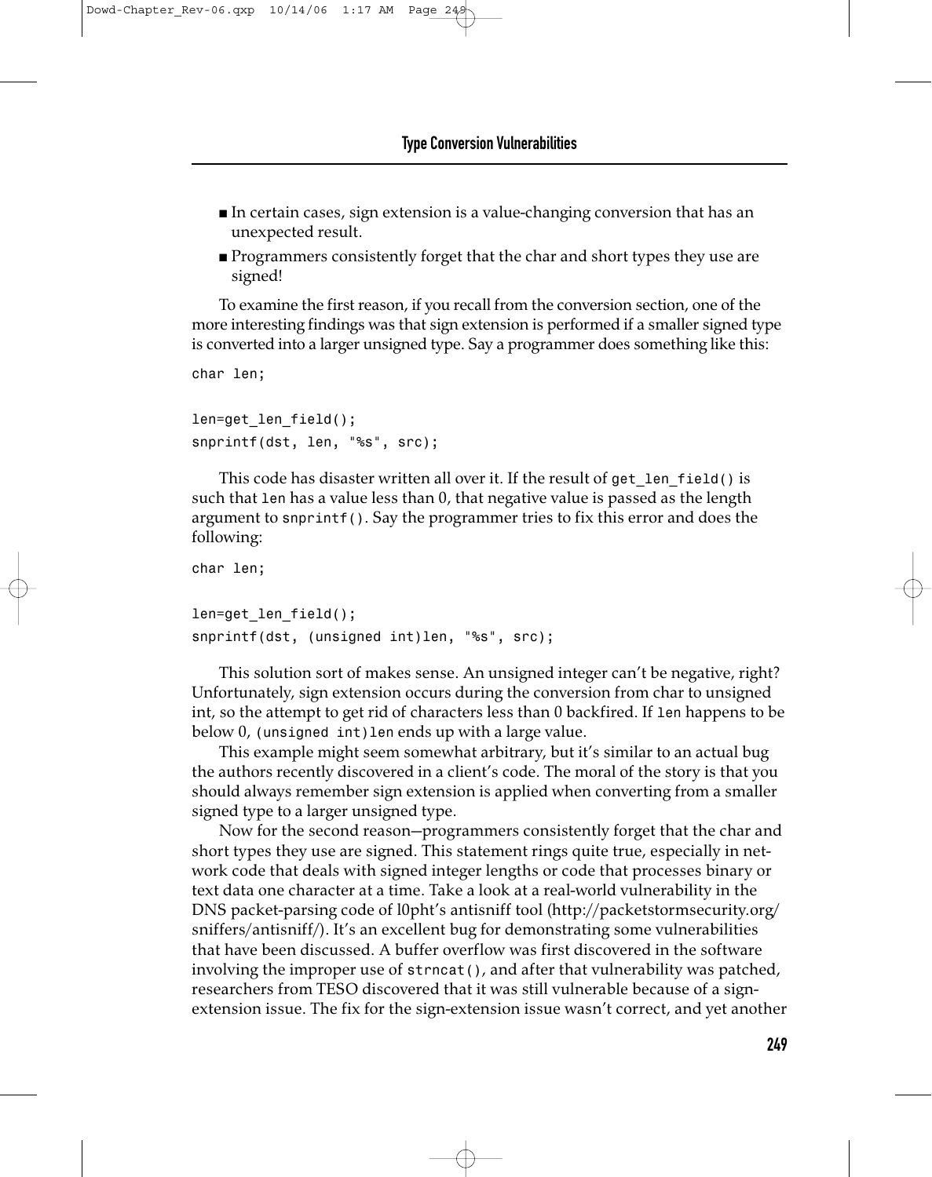- In certain cases, sign extension is a value-changing conversion that has an unexpected result.
- Programmers consistently forget that the char and short types they use are signed!

To examine the first reason, if you recall from the conversion section, one of the more interesting findings was that sign extension is performed if a smaller signed type is converted into a larger unsigned type. Say a programmer does something like this:

```
char len;

len=get_len_field();
snprintf(dst, len, "%s", src);
```

This code has disaster written all over it. If the result of `get_len_field()` is such that `len` has a value less than 0, that negative value is passed as the length argument to `snprintf()`. Say the programmer tries to fix this error and does the following:

```
char len;

len=get_len_field();
snprintf(dst, (unsigned int)len, "%s", src);
```

This solution sort of makes sense. An unsigned integer can't be negative, right? Unfortunately, sign extension occurs during the conversion from char to unsigned int, so the attempt to get rid of characters less than 0 backfired. If `len` happens to be below 0, `(unsigned int)len` ends up with a large value.

This example might seem somewhat arbitrary, but it's similar to an actual bug the authors recently discovered in a client's code. The moral of the story is that you should always remember sign extension is applied when converting from a smaller signed type to a larger unsigned type.

Now for the second reason—programmers consistently forget that the char and short types they use are signed. This statement rings quite true, especially in network code that deals with signed integer lengths or code that processes binary or text data one character at a time. Take a look at a real-world vulnerability in the DNS packet-parsing code of l0pht's antisniff tool (http://packetstormsecurity.org/sniffers/antisniff/). It's an excellent bug for demonstrating some vulnerabilities that have been discussed. A buffer overflow was first discovered in the software involving the improper use of `strncat()`, and after that vulnerability was patched, researchers from TESO discovered that it was still vulnerable because of a sign-extension issue. The fix for the sign-extension issue wasn't correct, and yet another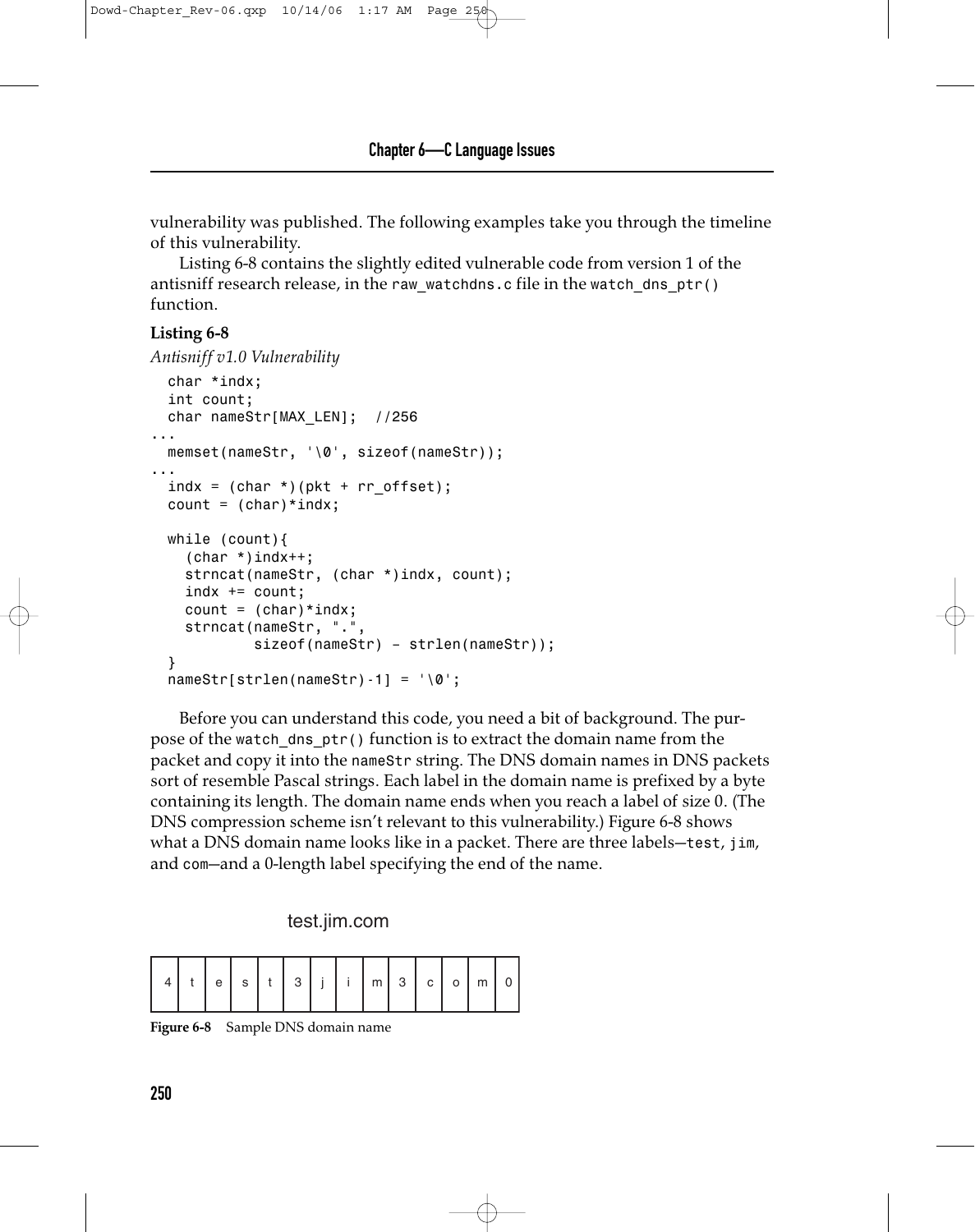vulnerability was published. The following examples take you through the timeline of this vulnerability.

Listing 6-8 contains the slightly edited vulnerable code from version 1 of the antisniff research release, in the `raw_watchdns.c` file in the `watch_dns_ptr()` function.

**Listing 6-8**

*Antisniff v1.0 Vulnerability*

```
  char *indx;
  int count;
  char nameStr[MAX_LEN];  //256
...
  memset(nameStr, '\0', sizeof(nameStr));
...
  indx = (char *)(pkt + rr_offset);
  count = (char)*indx;

  while (count){
    (char *)indx++;
    strncat(nameStr, (char *)indx, count);
    indx += count;
    count = (char)*indx;
    strncat(nameStr, ".",
            sizeof(nameStr) - strlen(nameStr));
  }
  nameStr[strlen(nameStr)-1] = '\0';
```

Before you can understand this code, you need a bit of background. The purpose of the `watch_dns_ptr()` function is to extract the domain name from the packet and copy it into the `nameStr` string. The DNS domain names in DNS packets sort of resemble Pascal strings. Each label in the domain name is prefixed by a byte containing its length. The domain name ends when you reach a label of size 0. (The DNS compression scheme isn't relevant to this vulnerability.) Figure 6-8 shows what a DNS domain name looks like in a packet. There are three labels—`test`, `jim`, and `com`—and a 0-length label specifying the end of the name.

test.jim.com

| 4 | t | e | s | t | 3 | j | i | m | 3 | c | o | m | 0 |
|---|---|---|---|---|---|---|---|---|---|---|---|---|---|

**Figure 6-8** Sample DNS domain name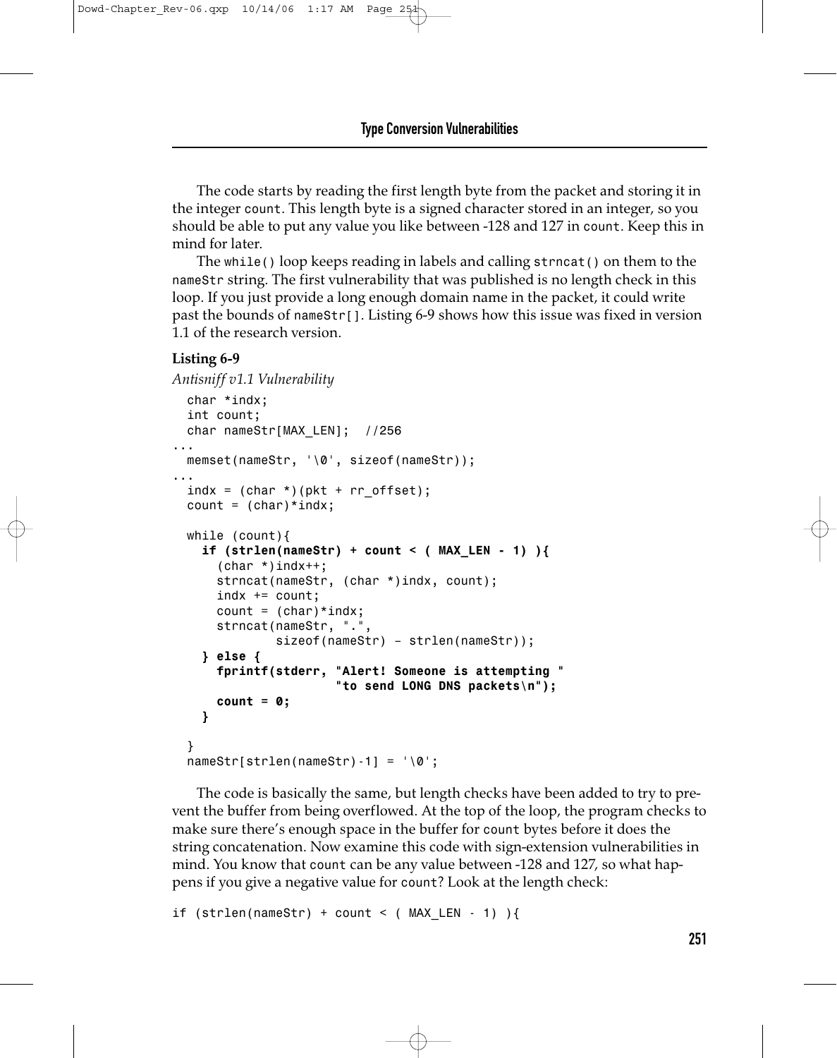The code starts by reading the first length byte from the packet and storing it in the integer `count`. This length byte is a signed character stored in an integer, so you should be able to put any value you like between -128 and 127 in `count`. Keep this in mind for later.

The `while()` loop keeps reading in labels and calling `strncat()` on them to the `nameStr` string. The first vulnerability that was published is no length check in this loop. If you just provide a long enough domain name in the packet, it could write past the bounds of `nameStr[]`. Listing 6-9 shows how this issue was fixed in version 1.1 of the research version.

**Listing 6-9**

*Antisniff v1.1 Vulnerability*

```
  char *indx;
  int count;
  char nameStr[MAX_LEN];  //256
...
  memset(nameStr, '\0', sizeof(nameStr));
...
  indx = (char *)(pkt + rr_offset);
  count = (char)*indx;

  while (count){
    if (strlen(nameStr) + count < ( MAX_LEN - 1) ){
      (char *)indx++;
      strncat(nameStr, (char *)indx, count);
      indx += count;
      count = (char)*indx;
      strncat(nameStr, ".",
              sizeof(nameStr) – strlen(nameStr));
    } else {
      fprintf(stderr, "Alert! Someone is attempting "
                      "to send LONG DNS packets\n");
      count = 0;
    }

  }
  nameStr[strlen(nameStr)-1] = '\0';
```

The code is basically the same, but length checks have been added to try to prevent the buffer from being overflowed. At the top of the loop, the program checks to make sure there's enough space in the buffer for `count` bytes before it does the string concatenation. Now examine this code with sign-extension vulnerabilities in mind. You know that `count` can be any value between -128 and 127, so what happens if you give a negative value for `count`? Look at the length check:

```
if (strlen(nameStr) + count < ( MAX_LEN - 1) ){
```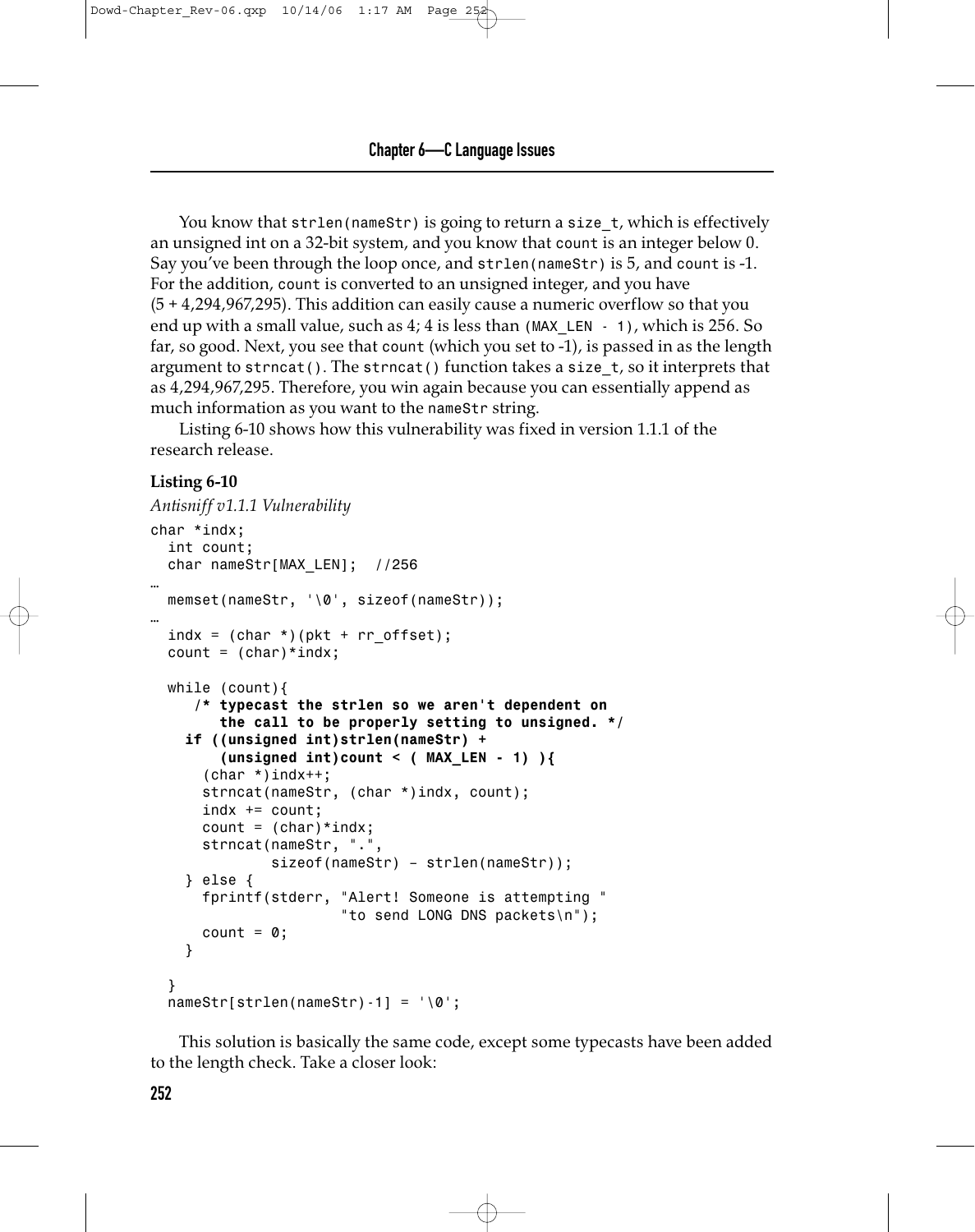You know that strlen(nameStr) is going to return a size_t, which is effectively an unsigned int on a 32-bit system, and you know that count is an integer below 0. Say you've been through the loop once, and strlen(nameStr) is 5, and count is -1. For the addition, count is converted to an unsigned integer, and you have (5 + 4,294,967,295). This addition can easily cause a numeric overflow so that you end up with a small value, such as 4; 4 is less than (MAX_LEN - 1), which is 256. So far, so good. Next, you see that count (which you set to -1), is passed in as the length argument to strncat(). The strncat() function takes a size_t, so it interprets that as 4,294,967,295. Therefore, you win again because you can essentially append as much information as you want to the nameStr string.

Listing 6-10 shows how this vulnerability was fixed in version 1.1.1 of the research release.

**Listing 6-10**

*Antisniff v1.1.1 Vulnerability*

```
char *indx;
  int count;
  char nameStr[MAX_LEN];  //256
…
  memset(nameStr, '\0', sizeof(nameStr));
…
  indx = (char *)(pkt + rr_offset);
  count = (char)*indx;

  while (count){
     /* typecast the strlen so we aren't dependent on
        the call to be properly setting to unsigned. */
    if ((unsigned int)strlen(nameStr) +
        (unsigned int)count < ( MAX_LEN - 1) ){
      (char *)indx++;
      strncat(nameStr, (char *)indx, count);
      indx += count;
      count = (char)*indx;
      strncat(nameStr, ".",
              sizeof(nameStr) – strlen(nameStr));
    } else {
      fprintf(stderr, "Alert! Someone is attempting "
                      "to send LONG DNS packets\n");
      count = 0;
    }

  }
  nameStr[strlen(nameStr)-1] = '\0';
```

This solution is basically the same code, except some typecasts have been added to the length check. Take a closer look: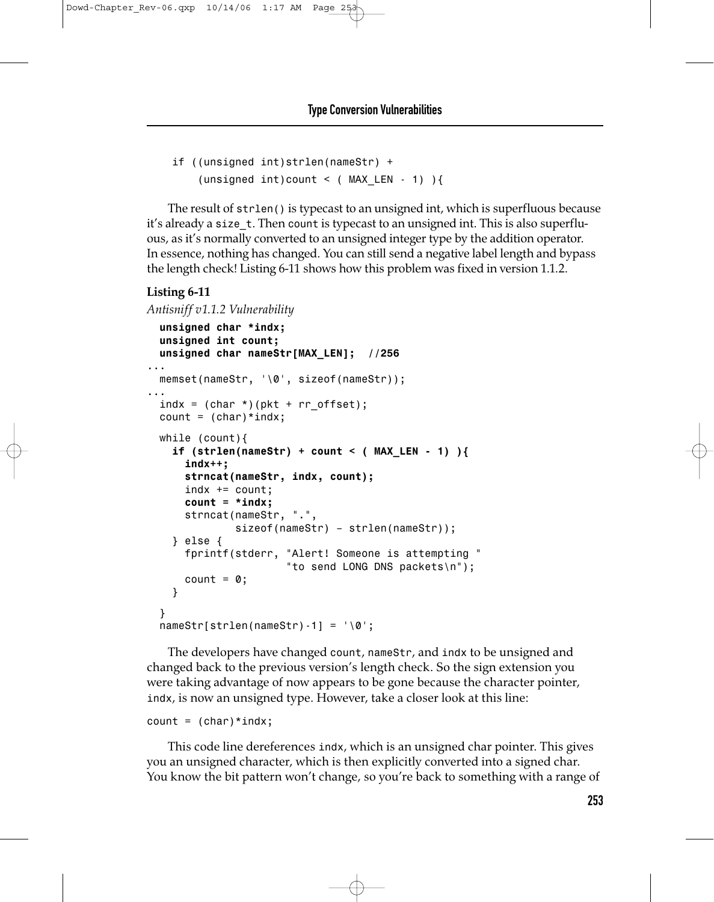```
  if ((unsigned int)strlen(nameStr) +
      (unsigned int)count < ( MAX_LEN - 1) ){
```

The result of strlen() is typecast to an unsigned int, which is superfluous because it's already a size_t. Then count is typecast to an unsigned int. This is also superfluous, as it's normally converted to an unsigned integer type by the addition operator. In essence, nothing has changed. You can still send a negative label length and bypass the length check! Listing 6-11 shows how this problem was fixed in version 1.1.2.

**Listing 6-11**

*Antisniff v1.1.2 Vulnerability*

```
  unsigned char *indx;
  unsigned int count;
  unsigned char nameStr[MAX_LEN];  //256
...
  memset(nameStr, '\0', sizeof(nameStr));
...
  indx = (char *)(pkt + rr_offset);
  count = (char)*indx;

  while (count){
    if (strlen(nameStr) + count < ( MAX_LEN - 1) ){
      indx++;
      strncat(nameStr, indx, count);
      indx += count;
      count = *indx;
      strncat(nameStr, ".",
              sizeof(nameStr) – strlen(nameStr));
    } else {
      fprintf(stderr, "Alert! Someone is attempting "
                      "to send LONG DNS packets\n");
      count = 0;
    }

  }
  nameStr[strlen(nameStr)-1] = '\0';
```

The developers have changed count, nameStr, and indx to be unsigned and changed back to the previous version's length check. So the sign extension you were taking advantage of now appears to be gone because the character pointer, indx, is now an unsigned type. However, take a closer look at this line:

```
count = (char)*indx;
```

This code line dereferences indx, which is an unsigned char pointer. This gives you an unsigned character, which is then explicitly converted into a signed char. You know the bit pattern won't change, so you're back to something with a range of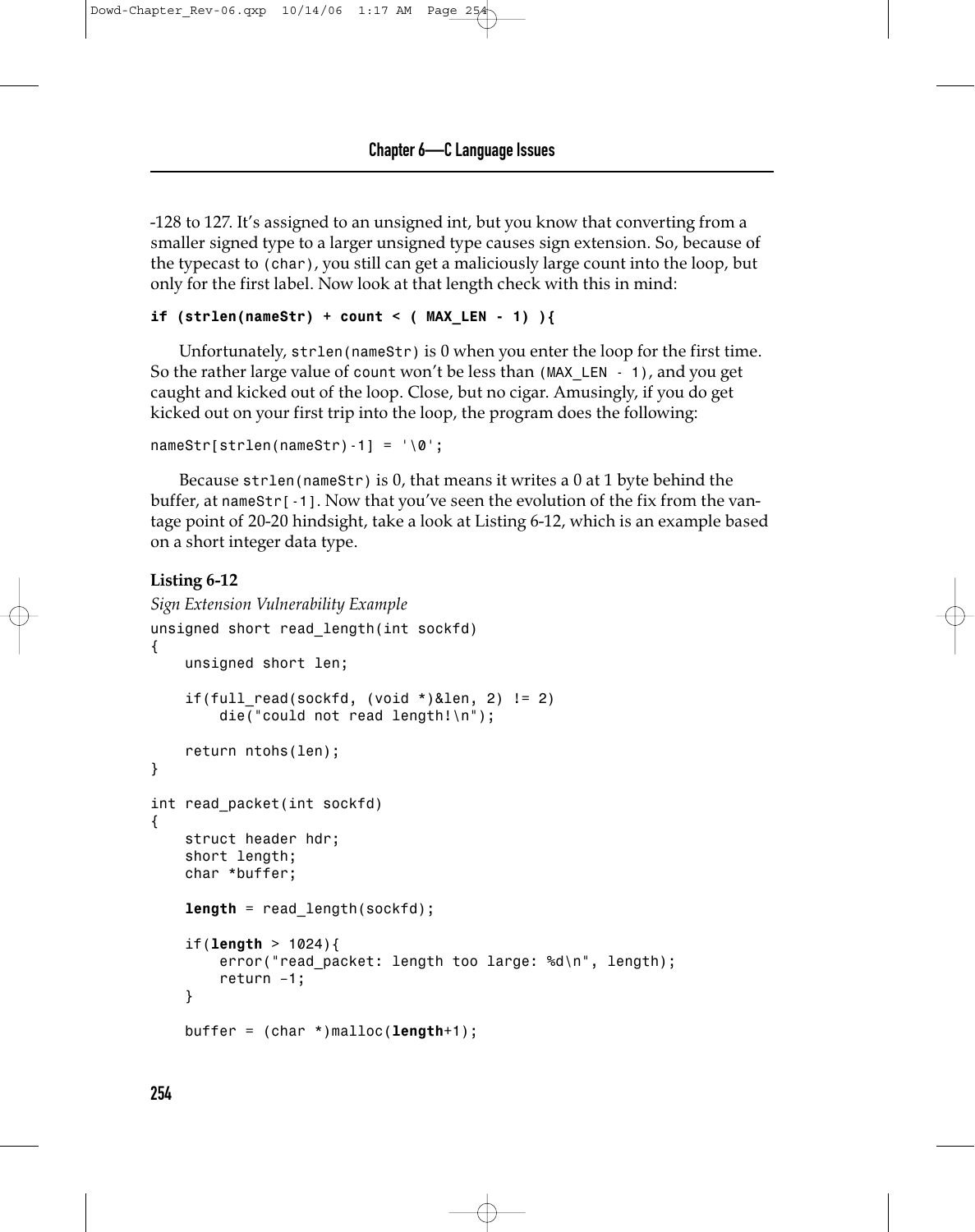-128 to 127. It's assigned to an unsigned int, but you know that converting from a smaller signed type to a larger unsigned type causes sign extension. So, because of the typecast to `(char)`, you still can get a maliciously large count into the loop, but only for the first label. Now look at that length check with this in mind:

```
if (strlen(nameStr) + count < ( MAX_LEN - 1) ){
```

Unfortunately, `strlen(nameStr)` is 0 when you enter the loop for the first time. So the rather large value of `count` won't be less than `(MAX_LEN - 1)`, and you get caught and kicked out of the loop. Close, but no cigar. Amusingly, if you do get kicked out on your first trip into the loop, the program does the following:

```
nameStr[strlen(nameStr)-1] = '\0';
```

Because `strlen(nameStr)` is 0, that means it writes a 0 at 1 byte behind the buffer, at `nameStr[-1]`. Now that you've seen the evolution of the fix from the vantage point of 20-20 hindsight, take a look at Listing 6-12, which is an example based on a short integer data type.

**Listing 6-12**

*Sign Extension Vulnerability Example*

```
unsigned short read_length(int sockfd)
{
    unsigned short len;

    if(full_read(sockfd, (void *)&len, 2) != 2)
        die("could not read length!\n");

    return ntohs(len);
}

int read_packet(int sockfd)
{
    struct header hdr;
    short length;
    char *buffer;

    length = read_length(sockfd);

    if(length > 1024){
        error("read_packet: length too large: %d\n", length);
        return –1;
    }

    buffer = (char *)malloc(length+1);
```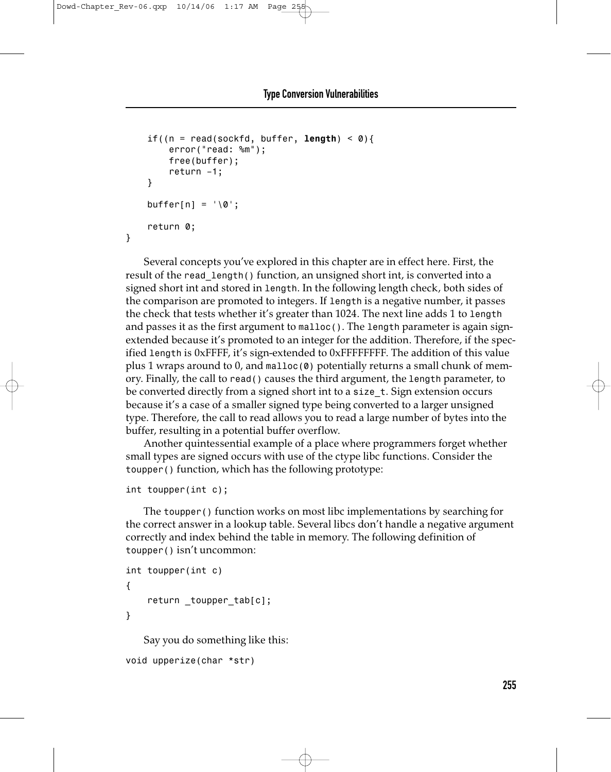```
    if((n = read(sockfd, buffer, length) < 0){
        error("read: %m");
        free(buffer);
        return -1;
    }

    buffer[n] = '\0';

    return 0;
}
```

Several concepts you've explored in this chapter are in effect here. First, the result of the `read_length()` function, an unsigned short int, is converted into a signed short int and stored in `length`. In the following length check, both sides of the comparison are promoted to integers. If `length` is a negative number, it passes the check that tests whether it's greater than 1024. The next line adds 1 to `length` and passes it as the first argument to `malloc()`. The `length` parameter is again sign-extended because it's promoted to an integer for the addition. Therefore, if the specified `length` is 0xFFFF, it's sign-extended to 0xFFFFFFFF. The addition of this value plus 1 wraps around to 0, and `malloc(0)` potentially returns a small chunk of memory. Finally, the call to `read()` causes the third argument, the `length` parameter, to be converted directly from a signed short int to a `size_t`. Sign extension occurs because it's a case of a smaller signed type being converted to a larger unsigned type. Therefore, the call to read allows you to read a large number of bytes into the buffer, resulting in a potential buffer overflow.

Another quintessential example of a place where programmers forget whether small types are signed occurs with use of the ctype libc functions. Consider the `toupper()` function, which has the following prototype:

```
int toupper(int c);
```

The `toupper()` function works on most libc implementations by searching for the correct answer in a lookup table. Several libcs don't handle a negative argument correctly and index behind the table in memory. The following definition of `toupper()` isn't uncommon:

```
int toupper(int c)
{
    return _toupper_tab[c];
}
```

Say you do something like this:

```
void upperize(char *str)
```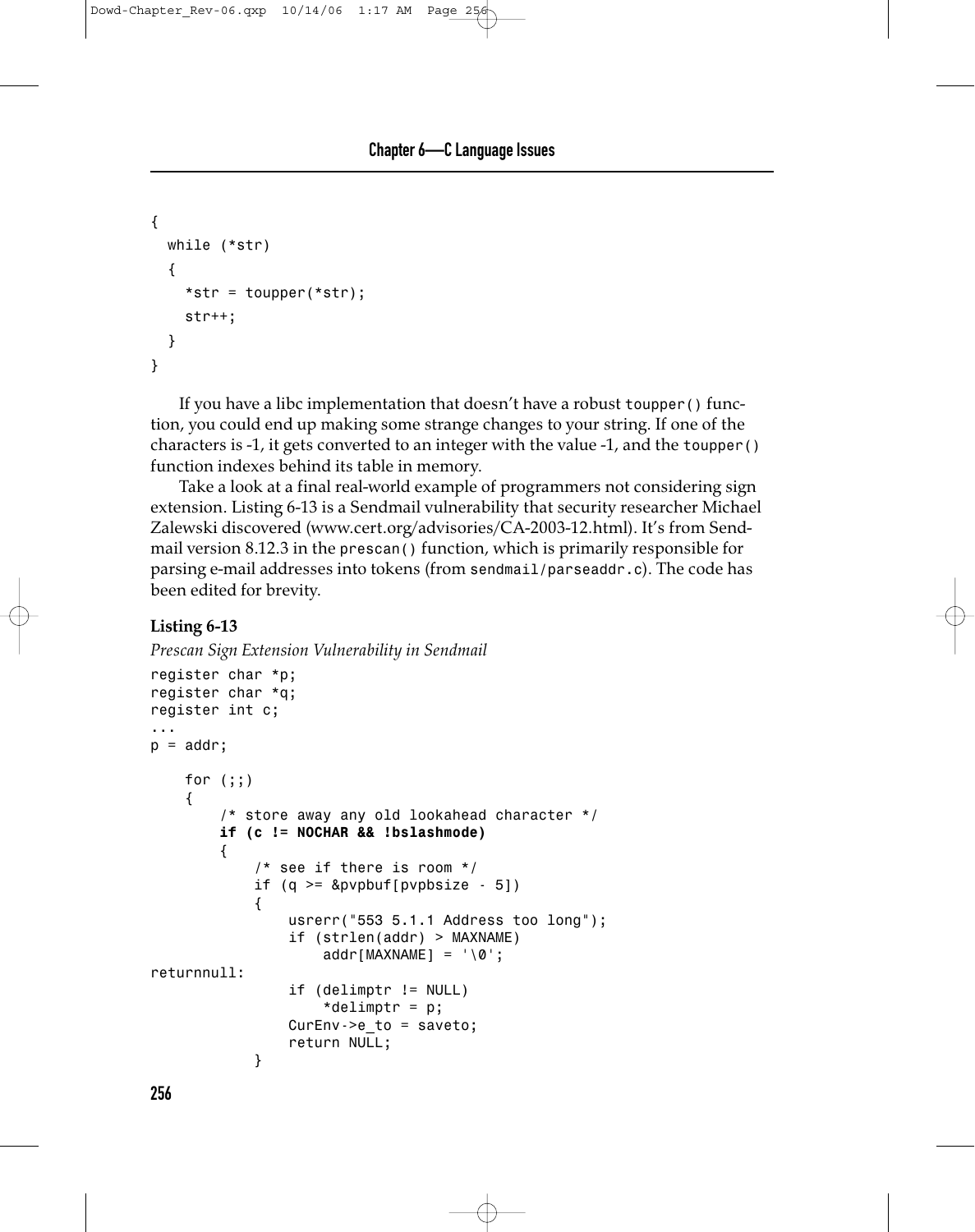```
{
  while (*str)
  {
    *str = toupper(*str);
    str++;
  }
}
```

If you have a libc implementation that doesn't have a robust toupper() function, you could end up making some strange changes to your string. If one of the characters is -1, it gets converted to an integer with the value -1, and the toupper() function indexes behind its table in memory.

Take a look at a final real-world example of programmers not considering sign extension. Listing 6-13 is a Sendmail vulnerability that security researcher Michael Zalewski discovered (www.cert.org/advisories/CA-2003-12.html). It's from Sendmail version 8.12.3 in the prescan() function, which is primarily responsible for parsing e-mail addresses into tokens (from sendmail/parseaddr.c). The code has been edited for brevity.

**Listing 6-13**

*Prescan Sign Extension Vulnerability in Sendmail*

```
register char *p;
register char *q;
register int c;
...
p = addr;

    for (;;)
    {
        /* store away any old lookahead character */
        if (c != NOCHAR && !bslashmode)
        {
            /* see if there is room */
            if (q >= &pvpbuf[pvpbsize - 5])
            {
                usrerr("553 5.1.1 Address too long");
                if (strlen(addr) > MAXNAME)
                    addr[MAXNAME] = '\0';
returnnull:
                if (delimptr != NULL)
                    *delimptr = p;
                CurEnv->e_to = saveto;
                return NULL;
            }
```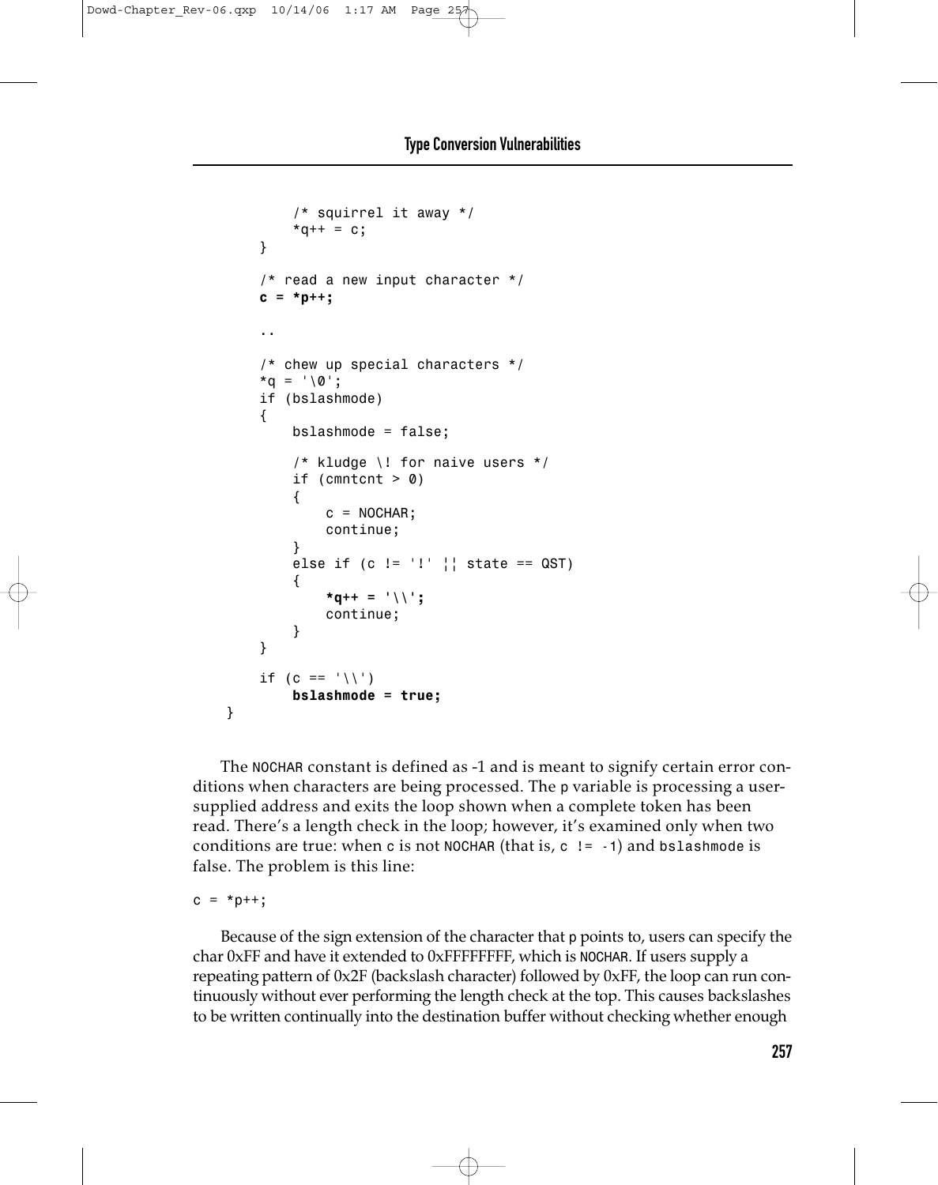```
            /* squirrel it away */
            *q++ = c;
        }

        /* read a new input character */
        c = *p++;

        ..

        /* chew up special characters */
        *q = '\0';
        if (bslashmode)
        {
            bslashmode = false;

            /* kludge \! for naive users */
            if (cmntcnt > 0)
            {
                c = NOCHAR;
                continue;
            }
            else if (c != '!' || state == QST)
            {
                *q++ = '\\';
                continue;
            }
        }

        if (c == '\\')
            bslashmode = true;
    }
```

The NOCHAR constant is defined as -1 and is meant to signify certain error conditions when characters are being processed. The p variable is processing a user-supplied address and exits the loop shown when a complete token has been read. There's a length check in the loop; however, it's examined only when two conditions are true: when c is not NOCHAR (that is, c != -1) and bslashmode is false. The problem is this line:

```
c = *p++;
```

Because of the sign extension of the character that p points to, users can specify the char 0xFF and have it extended to 0xFFFFFFFF, which is NOCHAR. If users supply a repeating pattern of 0x2F (backslash character) followed by 0xFF, the loop can run continuously without ever performing the length check at the top. This causes backslashes to be written continually into the destination buffer without checking whether enough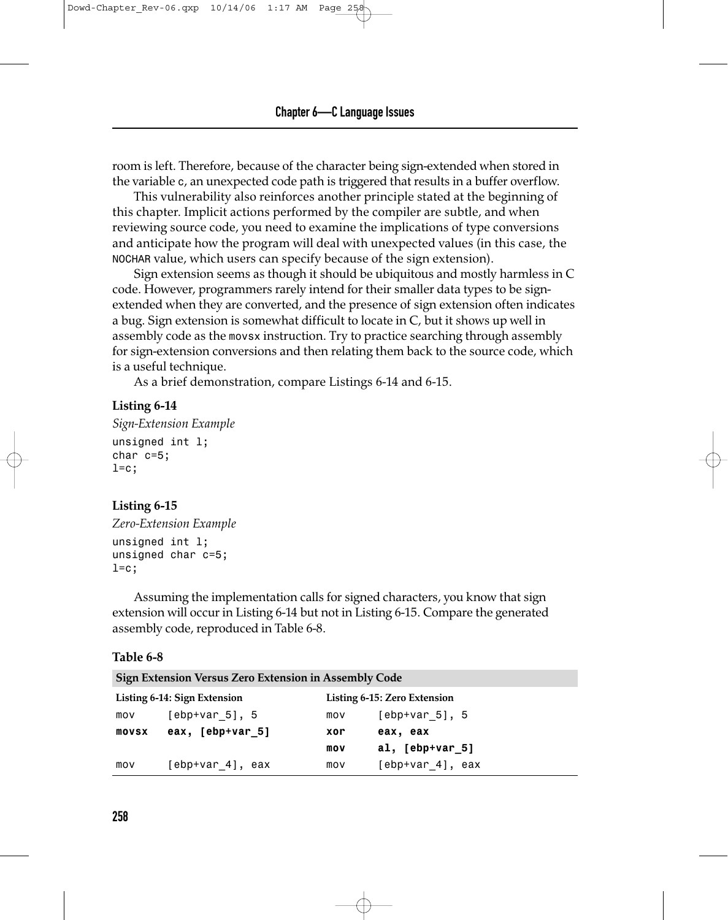room is left. Therefore, because of the character being sign-extended when stored in the variable `c`, an unexpected code path is triggered that results in a buffer overflow.

This vulnerability also reinforces another principle stated at the beginning of this chapter. Implicit actions performed by the compiler are subtle, and when reviewing source code, you need to examine the implications of type conversions and anticipate how the program will deal with unexpected values (in this case, the `NOCHAR` value, which users can specify because of the sign extension).

Sign extension seems as though it should be ubiquitous and mostly harmless in C code. However, programmers rarely intend for their smaller data types to be sign-extended when they are converted, and the presence of sign extension often indicates a bug. Sign extension is somewhat difficult to locate in C, but it shows up well in assembly code as the `movsx` instruction. Try to practice searching through assembly for sign-extension conversions and then relating them back to the source code, which is a useful technique.

As a brief demonstration, compare Listings 6-14 and 6-15.

**Listing 6-14**

*Sign-Extension Example*

```
unsigned int l;
char c=5;
l=c;
```

**Listing 6-15**

*Zero-Extension Example*

```
unsigned int l;
unsigned char c=5;
l=c;
```

Assuming the implementation calls for signed characters, you know that sign extension will occur in Listing 6-14 but not in Listing 6-15. Compare the generated assembly code, reproduced in Table 6-8.

**Table 6-8**

**Sign Extension Versus Zero Extension in Assembly Code**

| Listing 6-14: Sign Extension | | Listing 6-15: Zero Extension | |
|---|---|---|---|
| mov | [ebp+var_5], 5 | mov | [ebp+var_5], 5 |
| **movsx** | **eax, [ebp+var_5]** | **xor** | **eax, eax** |
| | | **mov** | **al, [ebp+var_5]** |
| mov | [ebp+var_4], eax | mov | [ebp+var_4], eax |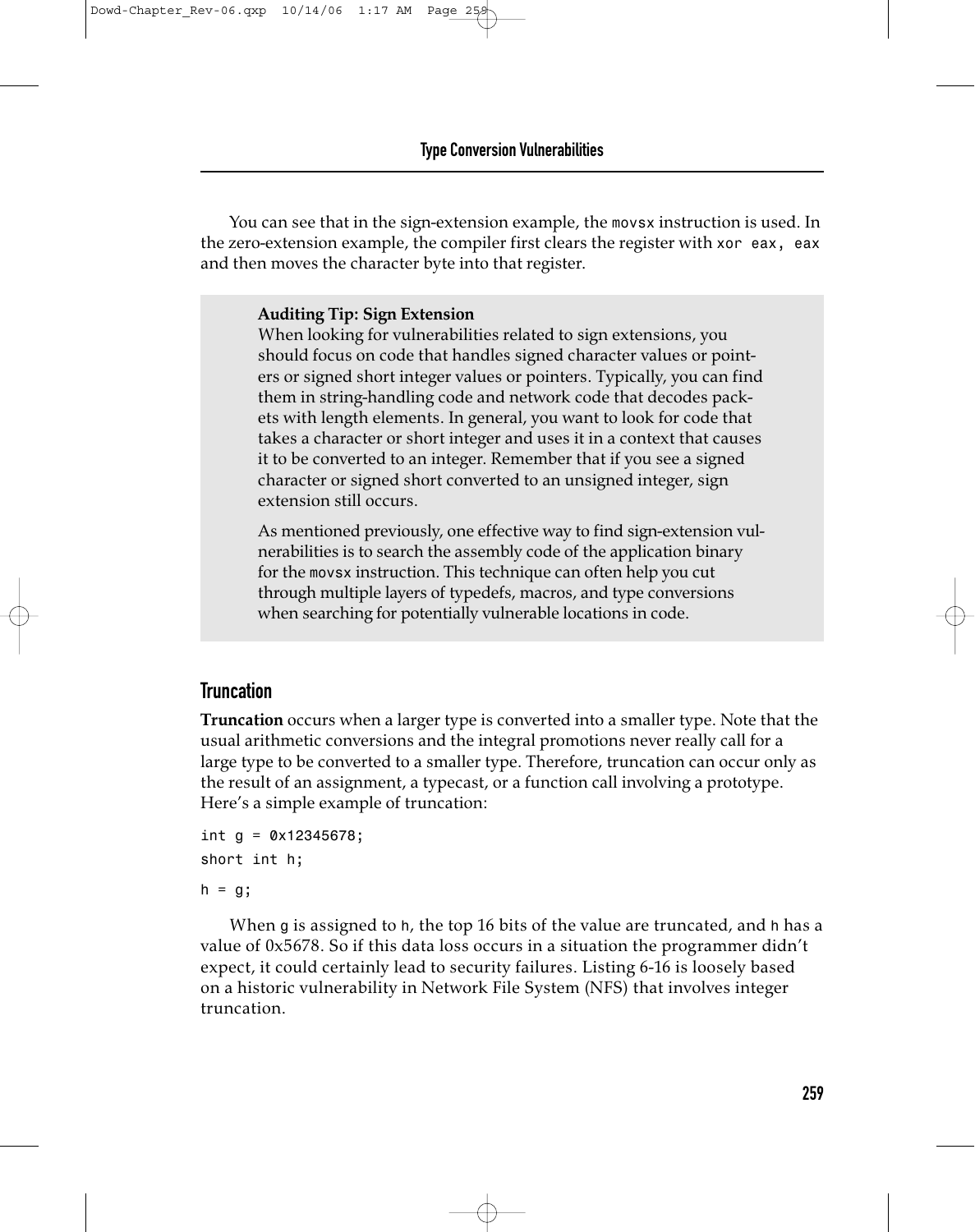You can see that in the sign-extension example, the `movsx` instruction is used. In the zero-extension example, the compiler first clears the register with `xor eax, eax` and then moves the character byte into that register.

> **Auditing Tip: Sign Extension**
> When looking for vulnerabilities related to sign extensions, you should focus on code that handles signed character values or pointers or signed short integer values or pointers. Typically, you can find them in string-handling code and network code that decodes packets with length elements. In general, you want to look for code that takes a character or short integer and uses it in a context that causes it to be converted to an integer. Remember that if you see a signed character or signed short converted to an unsigned integer, sign extension still occurs.
>
> As mentioned previously, one effective way to find sign-extension vulnerabilities is to search the assembly code of the application binary for the `movsx` instruction. This technique can often help you cut through multiple layers of typedefs, macros, and type conversions when searching for potentially vulnerable locations in code.

## Truncation

**Truncation** occurs when a larger type is converted into a smaller type. Note that the usual arithmetic conversions and the integral promotions never really call for a large type to be converted to a smaller type. Therefore, truncation can occur only as the result of an assignment, a typecast, or a function call involving a prototype. Here's a simple example of truncation:

```
int g = 0x12345678;
short int h;
h = g;
```

When `g` is assigned to `h`, the top 16 bits of the value are truncated, and `h` has a value of 0x5678. So if this data loss occurs in a situation the programmer didn't expect, it could certainly lead to security failures. Listing 6-16 is loosely based on a historic vulnerability in Network File System (NFS) that involves integer truncation.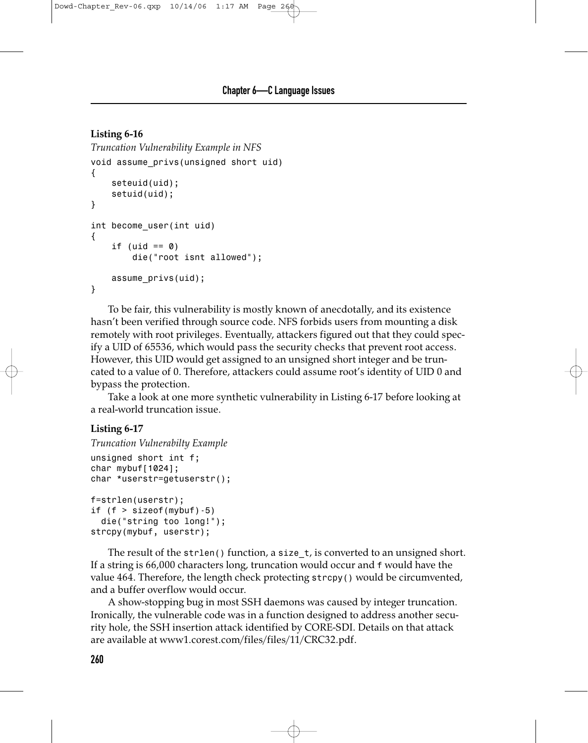**Listing 6-16**

*Truncation Vulnerability Example in NFS*

```
void assume_privs(unsigned short uid)
{
    seteuid(uid);
    setuid(uid);
}

int become_user(int uid)
{
    if (uid == 0)
        die("root isnt allowed");

    assume_privs(uid);
}
```

To be fair, this vulnerability is mostly known of anecdotally, and its existence hasn't been verified through source code. NFS forbids users from mounting a disk remotely with root privileges. Eventually, attackers figured out that they could specify a UID of 65536, which would pass the security checks that prevent root access. However, this UID would get assigned to an unsigned short integer and be truncated to a value of 0. Therefore, attackers could assume root's identity of UID 0 and bypass the protection.

Take a look at one more synthetic vulnerability in Listing 6-17 before looking at a real-world truncation issue.

**Listing 6-17**

*Truncation Vulnerabilty Example*

```
unsigned short int f;
char mybuf[1024];
char *userstr=getuserstr();

f=strlen(userstr);
if (f > sizeof(mybuf)-5)
  die("string too long!");
strcpy(mybuf, userstr);
```

The result of the `strlen()` function, a `size_t`, is converted to an unsigned short. If a string is 66,000 characters long, truncation would occur and `f` would have the value 464. Therefore, the length check protecting `strcpy()` would be circumvented, and a buffer overflow would occur.

A show-stopping bug in most SSH daemons was caused by integer truncation. Ironically, the vulnerable code was in a function designed to address another security hole, the SSH insertion attack identified by CORE-SDI. Details on that attack are available at www1.corest.com/files/files/11/CRC32.pdf.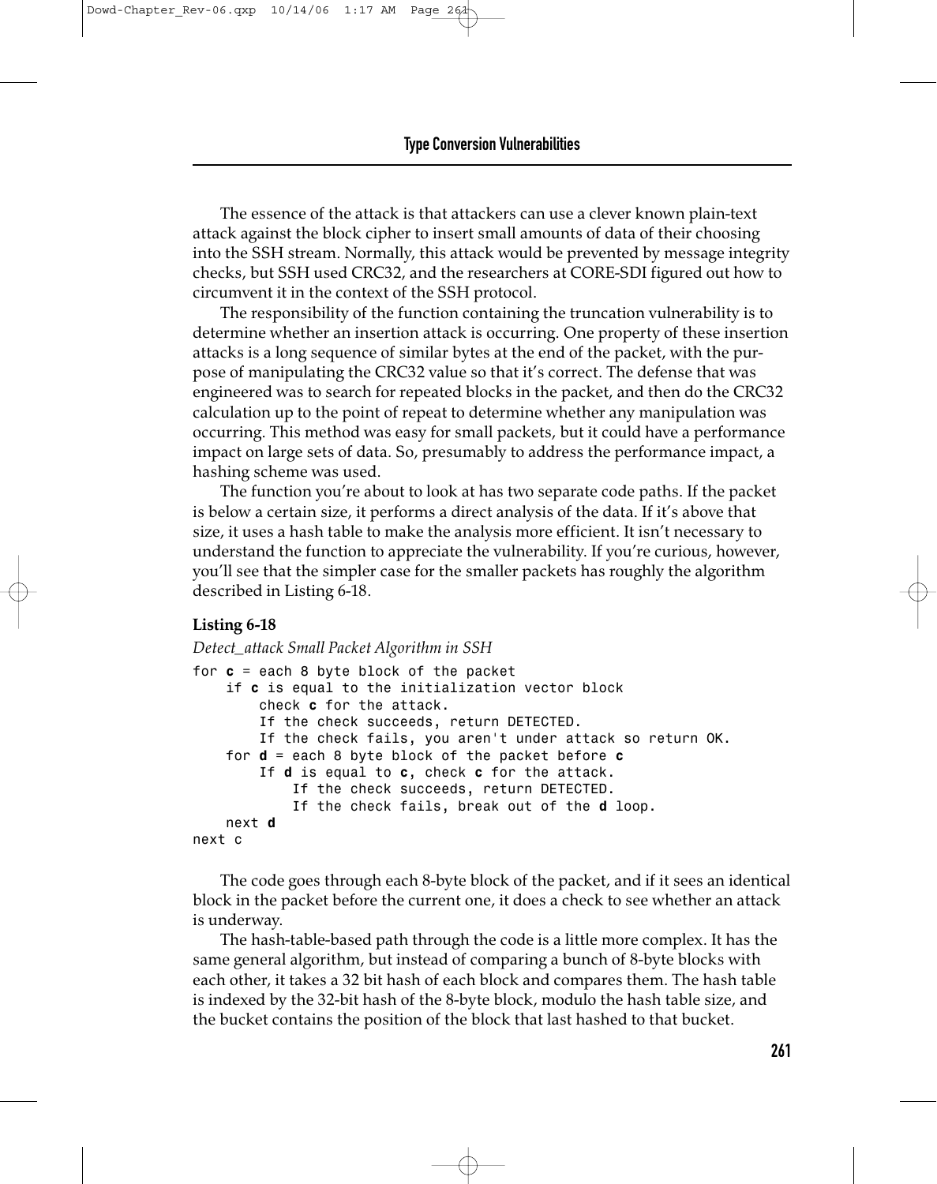The essence of the attack is that attackers can use a clever known plain-text attack against the block cipher to insert small amounts of data of their choosing into the SSH stream. Normally, this attack would be prevented by message integrity checks, but SSH used CRC32, and the researchers at CORE-SDI figured out how to circumvent it in the context of the SSH protocol.

The responsibility of the function containing the truncation vulnerability is to determine whether an insertion attack is occurring. One property of these insertion attacks is a long sequence of similar bytes at the end of the packet, with the purpose of manipulating the CRC32 value so that it's correct. The defense that was engineered was to search for repeated blocks in the packet, and then do the CRC32 calculation up to the point of repeat to determine whether any manipulation was occurring. This method was easy for small packets, but it could have a performance impact on large sets of data. So, presumably to address the performance impact, a hashing scheme was used.

The function you're about to look at has two separate code paths. If the packet is below a certain size, it performs a direct analysis of the data. If it's above that size, it uses a hash table to make the analysis more efficient. It isn't necessary to understand the function to appreciate the vulnerability. If you're curious, however, you'll see that the simpler case for the smaller packets has roughly the algorithm described in Listing 6-18.

**Listing 6-18**

*Detect_attack Small Packet Algorithm in SSH*

```
for c = each 8 byte block of the packet
    if c is equal to the initialization vector block
        check c for the attack.
        If the check succeeds, return DETECTED.
        If the check fails, you aren't under attack so return OK.
    for d = each 8 byte block of the packet before c
        If d is equal to c, check c for the attack.
            If the check succeeds, return DETECTED.
            If the check fails, break out of the d loop.
    next d
next c
```

The code goes through each 8-byte block of the packet, and if it sees an identical block in the packet before the current one, it does a check to see whether an attack is underway.

The hash-table-based path through the code is a little more complex. It has the same general algorithm, but instead of comparing a bunch of 8-byte blocks with each other, it takes a 32 bit hash of each block and compares them. The hash table is indexed by the 32-bit hash of the 8-byte block, modulo the hash table size, and the bucket contains the position of the block that last hashed to that bucket.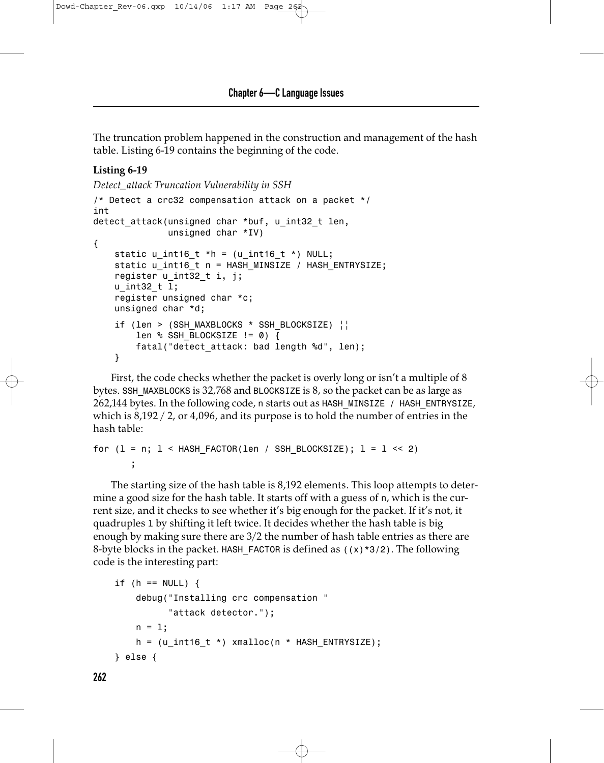The truncation problem happened in the construction and management of the hash table. Listing 6-19 contains the beginning of the code.

**Listing 6-19**

*Detect_attack Truncation Vulnerability in SSH*

```
/* Detect a crc32 compensation attack on a packet */
int
detect_attack(unsigned char *buf, u_int32_t len,
              unsigned char *IV)
{
    static u_int16_t *h = (u_int16_t *) NULL;
    static u_int16_t n = HASH_MINSIZE / HASH_ENTRYSIZE;
    register u_int32_t i, j;
    u_int32_t l;
    register unsigned char *c;
    unsigned char *d;

    if (len > (SSH_MAXBLOCKS * SSH_BLOCKSIZE) ||
        len % SSH_BLOCKSIZE != 0) {
        fatal("detect_attack: bad length %d", len);
    }
```

First, the code checks whether the packet is overly long or isn't a multiple of 8 bytes. `SSH_MAXBLOCKS` is 32,768 and `BLOCKSIZE` is 8, so the packet can be as large as 262,144 bytes. In the following code, `n` starts out as `HASH_MINSIZE / HASH_ENTRYSIZE`, which is 8,192 / 2, or 4,096, and its purpose is to hold the number of entries in the hash table:

```
for (l = n; l < HASH_FACTOR(len / SSH_BLOCKSIZE); l = l << 2)
       ;
```

The starting size of the hash table is 8,192 elements. This loop attempts to determine a good size for the hash table. It starts off with a guess of `n`, which is the current size, and it checks to see whether it's big enough for the packet. If it's not, it quadruples `l` by shifting it left twice. It decides whether the hash table is big enough by making sure there are 3/2 the number of hash table entries as there are 8-byte blocks in the packet. `HASH_FACTOR` is defined as `((x)*3/2)`. The following code is the interesting part:

```
    if (h == NULL) {
        debug("Installing crc compensation "
              "attack detector.");
        n = l;
        h = (u_int16_t *) xmalloc(n * HASH_ENTRYSIZE);
    } else {
```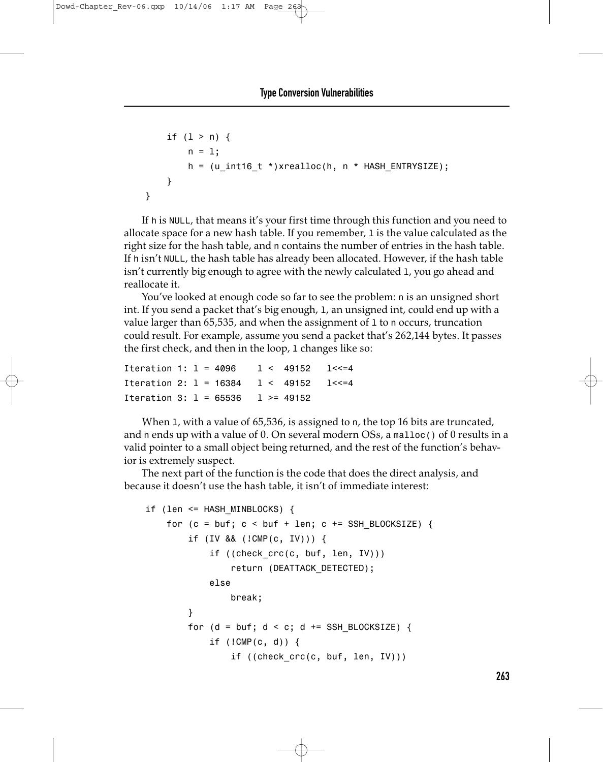```
        if (l > n) {
            n = l;
            h = (u_int16_t *)xrealloc(h, n * HASH_ENTRYSIZE);
        }
    }
```

If h is NULL, that means it's your first time through this function and you need to allocate space for a new hash table. If you remember, l is the value calculated as the right size for the hash table, and n contains the number of entries in the hash table. If h isn't NULL, the hash table has already been allocated. However, if the hash table isn't currently big enough to agree with the newly calculated l, you go ahead and reallocate it.

You've looked at enough code so far to see the problem: n is an unsigned short int. If you send a packet that's big enough, l, an unsigned int, could end up with a value larger than 65,535, and when the assignment of l to n occurs, truncation could result. For example, assume you send a packet that's 262,144 bytes. It passes the first check, and then in the loop, l changes like so:

```
Iteration 1: l = 4096    l <  49152   l<<=4
Iteration 2: l = 16384   l <  49152   l<<=4
Iteration 3: l = 65536   l >= 49152
```

When l, with a value of 65,536, is assigned to n, the top 16 bits are truncated, and n ends up with a value of 0. On several modern OSs, a malloc() of 0 results in a valid pointer to a small object being returned, and the rest of the function's behavior is extremely suspect.

The next part of the function is the code that does the direct analysis, and because it doesn't use the hash table, it isn't of immediate interest:

```
    if (len <= HASH_MINBLOCKS) {
        for (c = buf; c < buf + len; c += SSH_BLOCKSIZE) {
            if (IV && (!CMP(c, IV))) {
                if ((check_crc(c, buf, len, IV)))
                    return (DEATTACK_DETECTED);
                else
                    break;
            }
            for (d = buf; d < c; d += SSH_BLOCKSIZE) {
                if (!CMP(c, d)) {
                    if ((check_crc(c, buf, len, IV)))
```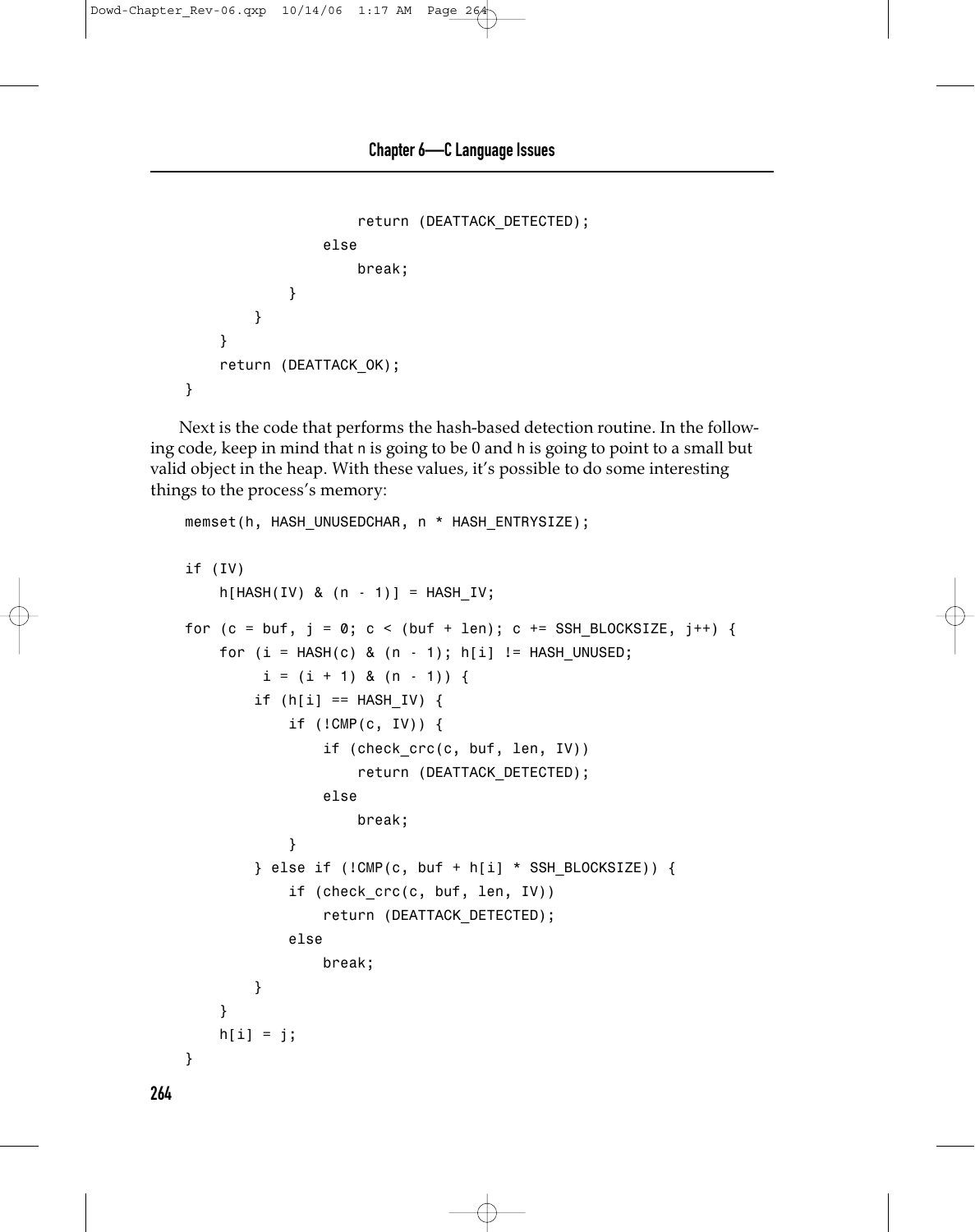```
                    return (DEATTACK_DETECTED);
                else
                    break;
            }
        }
    }
    return (DEATTACK_OK);
}
```

Next is the code that performs the hash-based detection routine. In the following code, keep in mind that n is going to be 0 and h is going to point to a small but valid object in the heap. With these values, it's possible to do some interesting things to the process's memory:

```
memset(h, HASH_UNUSEDCHAR, n * HASH_ENTRYSIZE);

if (IV)
    h[HASH(IV) & (n - 1)] = HASH_IV;

for (c = buf, j = 0; c < (buf + len); c += SSH_BLOCKSIZE, j++) {
    for (i = HASH(c) & (n - 1); h[i] != HASH_UNUSED;
         i = (i + 1) & (n - 1)) {
        if (h[i] == HASH_IV) {
            if (!CMP(c, IV)) {
                if (check_crc(c, buf, len, IV))
                    return (DEATTACK_DETECTED);
                else
                    break;
            }
        } else if (!CMP(c, buf + h[i] * SSH_BLOCKSIZE)) {
            if (check_crc(c, buf, len, IV))
                return (DEATTACK_DETECTED);
            else
                break;
        }
    }
    h[i] = j;
}
```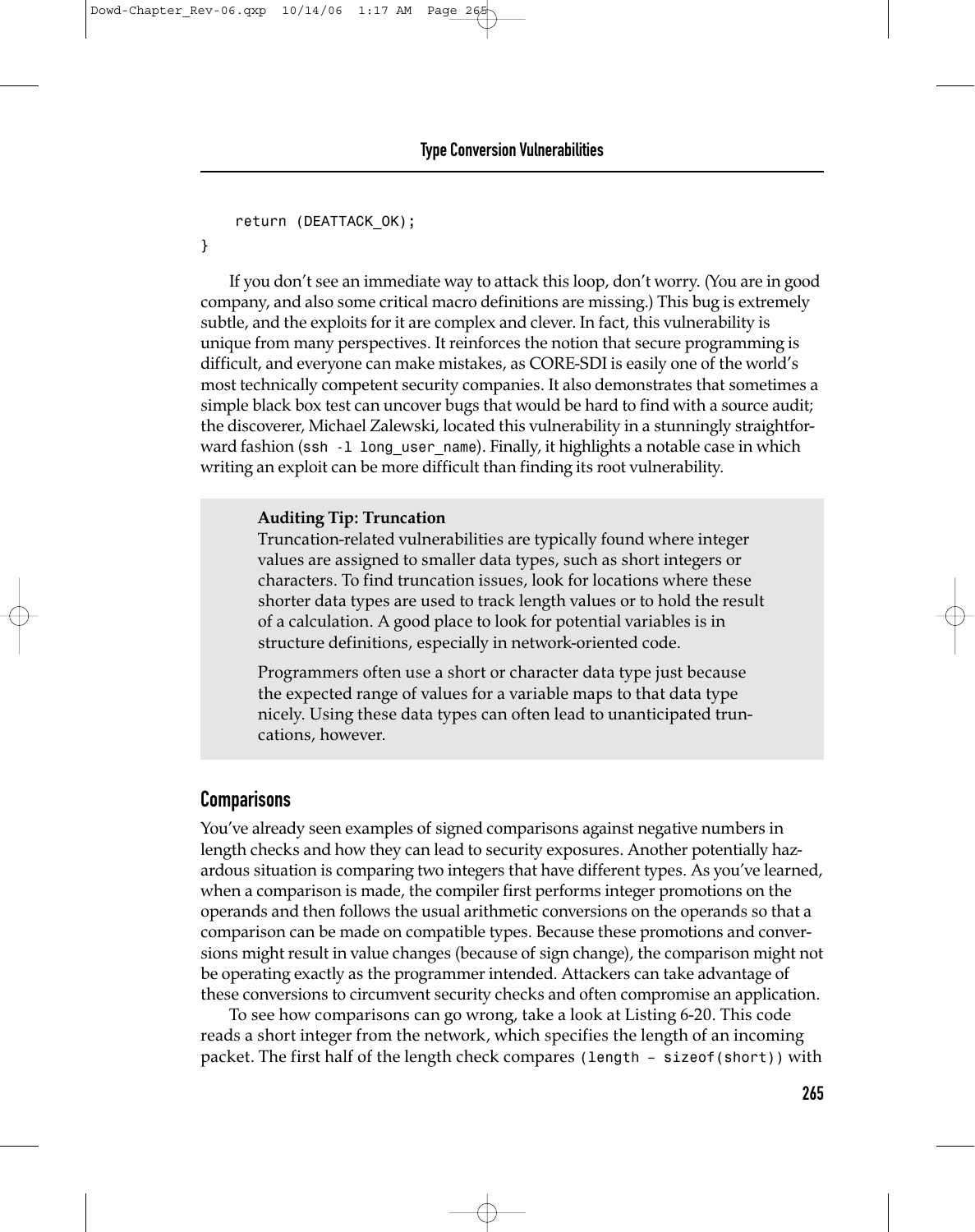```
    return (DEATTACK_OK);
}
```

If you don't see an immediate way to attack this loop, don't worry. (You are in good company, and also some critical macro definitions are missing.) This bug is extremely subtle, and the exploits for it are complex and clever. In fact, this vulnerability is unique from many perspectives. It reinforces the notion that secure programming is difficult, and everyone can make mistakes, as CORE-SDI is easily one of the world's most technically competent security companies. It also demonstrates that sometimes a simple black box test can uncover bugs that would be hard to find with a source audit; the discoverer, Michael Zalewski, located this vulnerability in a stunningly straightforward fashion (`ssh -l long_user_name`). Finally, it highlights a notable case in which writing an exploit can be more difficult than finding its root vulnerability.

> **Auditing Tip: Truncation**
> Truncation-related vulnerabilities are typically found where integer values are assigned to smaller data types, such as short integers or characters. To find truncation issues, look for locations where these shorter data types are used to track length values or to hold the result of a calculation. A good place to look for potential variables is in structure definitions, especially in network-oriented code.
>
> Programmers often use a short or character data type just because the expected range of values for a variable maps to that data type nicely. Using these data types can often lead to unanticipated truncations, however.

## Comparisons

You've already seen examples of signed comparisons against negative numbers in length checks and how they can lead to security exposures. Another potentially hazardous situation is comparing two integers that have different types. As you've learned, when a comparison is made, the compiler first performs integer promotions on the operands and then follows the usual arithmetic conversions on the operands so that a comparison can be made on compatible types. Because these promotions and conversions might result in value changes (because of sign change), the comparison might not be operating exactly as the programmer intended. Attackers can take advantage of these conversions to circumvent security checks and often compromise an application.

To see how comparisons can go wrong, take a look at Listing 6-20. This code reads a short integer from the network, which specifies the length of an incoming packet. The first half of the length check compares `(length – sizeof(short))` with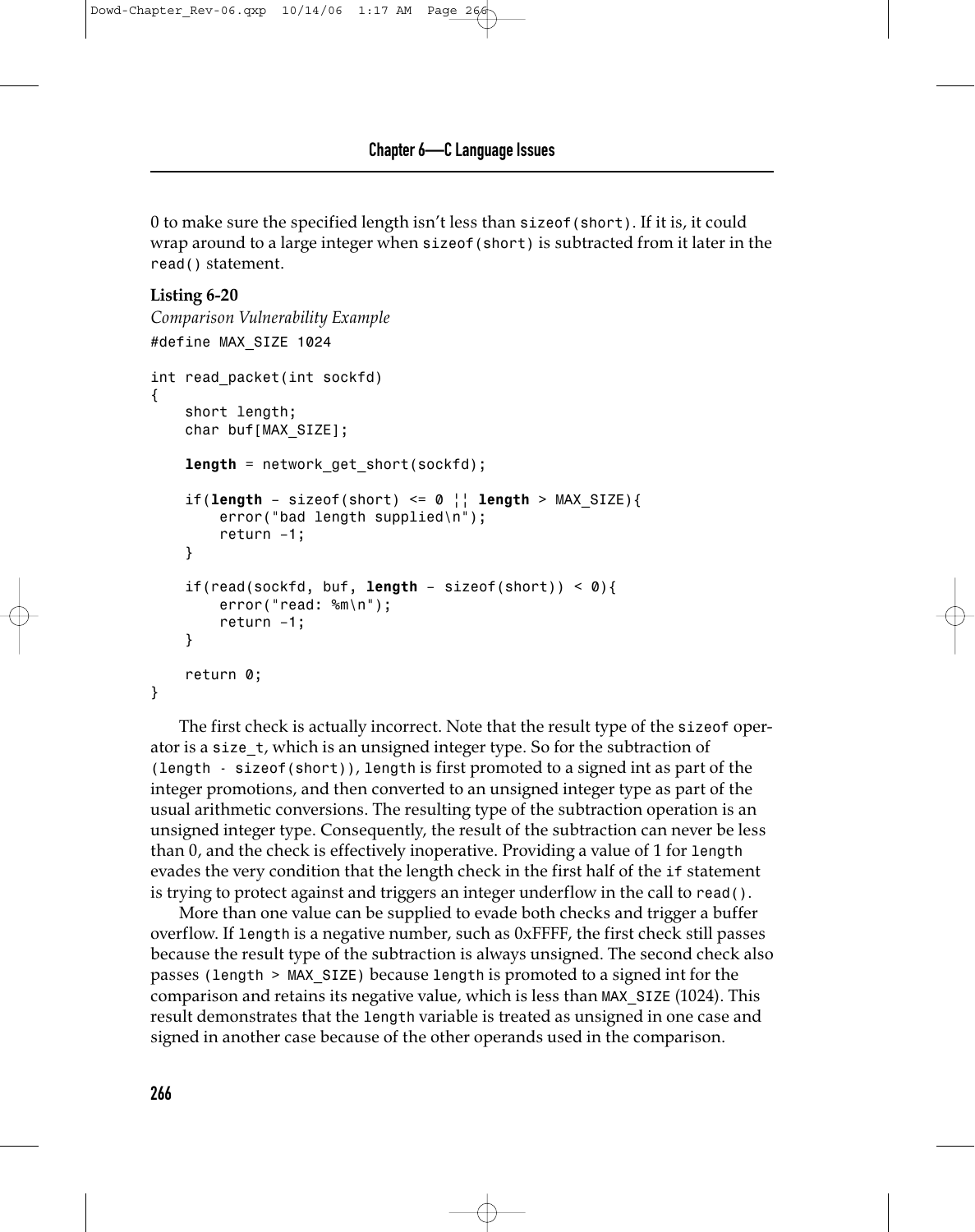0 to make sure the specified length isn't less than `sizeof(short)`. If it is, it could wrap around to a large integer when `sizeof(short)` is subtracted from it later in the `read()` statement.

**Listing 6-20**

*Comparison Vulnerability Example*

```
#define MAX_SIZE 1024

int read_packet(int sockfd)
{
    short length;
    char buf[MAX_SIZE];

    length = network_get_short(sockfd);

    if(length - sizeof(short) <= 0 || length > MAX_SIZE){
        error("bad length supplied\n");
        return -1;
    }

    if(read(sockfd, buf, length - sizeof(short)) < 0){
        error("read: %m\n");
        return -1;
    }

    return 0;
}
```

The first check is actually incorrect. Note that the result type of the `sizeof` operator is a `size_t`, which is an unsigned integer type. So for the subtraction of `(length - sizeof(short))`, `length` is first promoted to a signed int as part of the integer promotions, and then converted to an unsigned integer type as part of the usual arithmetic conversions. The resulting type of the subtraction operation is an unsigned integer type. Consequently, the result of the subtraction can never be less than 0, and the check is effectively inoperative. Providing a value of 1 for `length` evades the very condition that the length check in the first half of the `if` statement is trying to protect against and triggers an integer underflow in the call to `read()`.

More than one value can be supplied to evade both checks and trigger a buffer overflow. If `length` is a negative number, such as 0xFFFF, the first check still passes because the result type of the subtraction is always unsigned. The second check also passes `(length > MAX_SIZE)` because `length` is promoted to a signed int for the comparison and retains its negative value, which is less than `MAX_SIZE` (1024). This result demonstrates that the `length` variable is treated as unsigned in one case and signed in another case because of the other operands used in the comparison.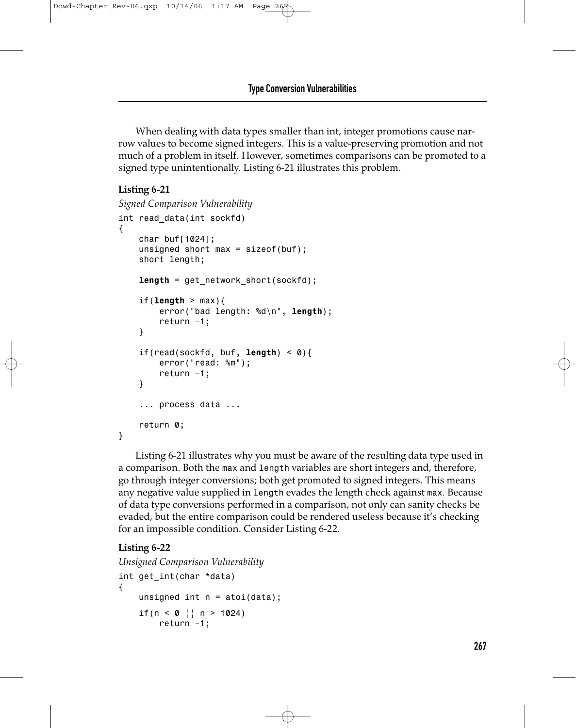When dealing with data types smaller than int, integer promotions cause narrow values to become signed integers. This is a value-preserving promotion and not much of a problem in itself. However, sometimes comparisons can be promoted to a signed type unintentionally. Listing 6-21 illustrates this problem.

**Listing 6-21**

*Signed Comparison Vulnerability*

```
int read_data(int sockfd)
{
    char buf[1024];
    unsigned short max = sizeof(buf);
    short length;

    length = get_network_short(sockfd);

    if(length > max){
        error("bad length: %d\n", length);
        return –1;
    }

    if(read(sockfd, buf, length) < 0){
        error("read: %m");
        return –1;
    }

    ... process data ...

    return 0;
}
```

Listing 6-21 illustrates why you must be aware of the resulting data type used in a comparison. Both the `max` and `length` variables are short integers and, therefore, go through integer conversions; both get promoted to signed integers. This means any negative value supplied in `length` evades the length check against `max`. Because of data type conversions performed in a comparison, not only can sanity checks be evaded, but the entire comparison could be rendered useless because it's checking for an impossible condition. Consider Listing 6-22.

**Listing 6-22**

*Unsigned Comparison Vulnerability*

```
int get_int(char *data)
{
    unsigned int n = atoi(data);

    if(n < 0 ¦¦ n > 1024)
        return –1;
```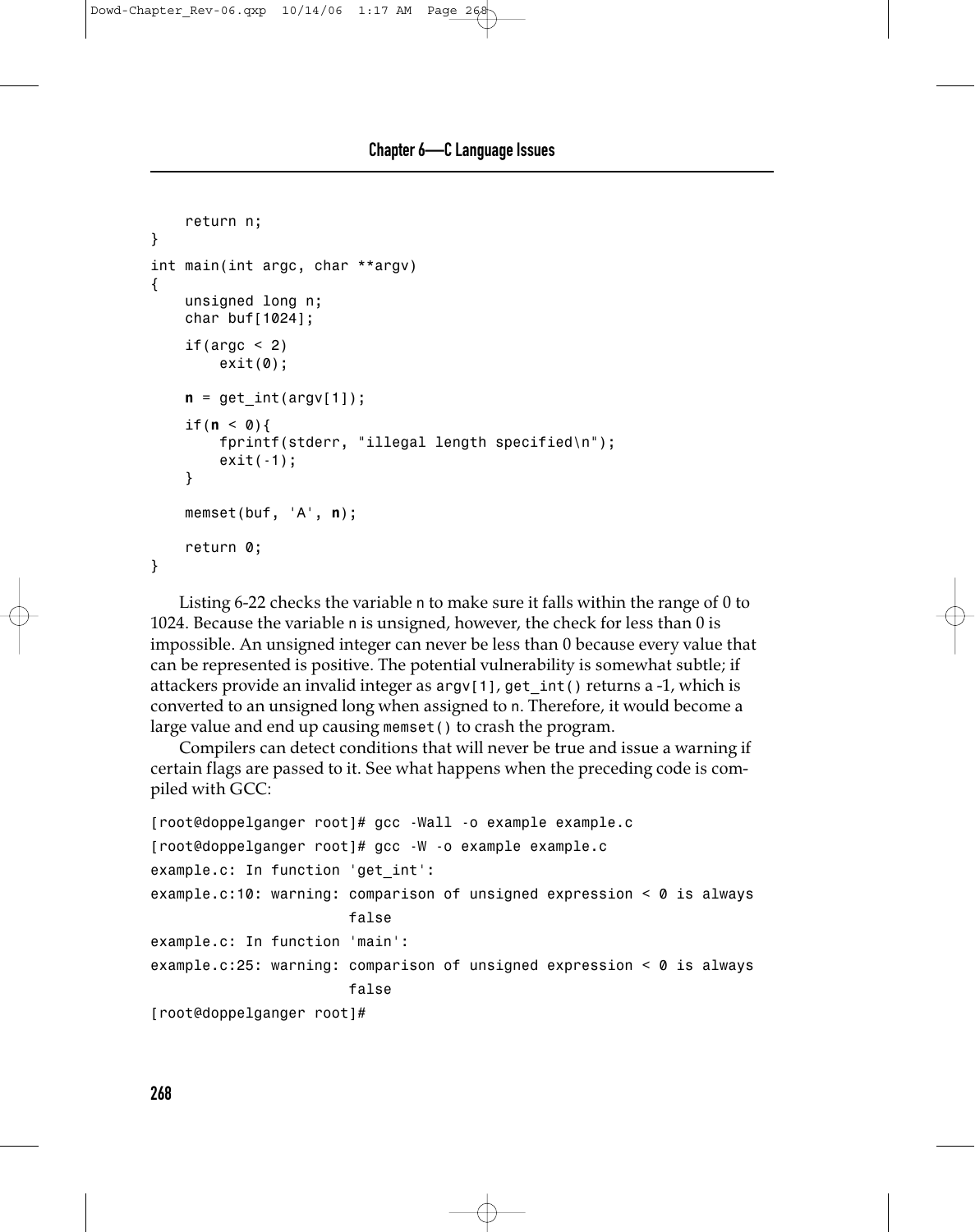```
    return n;
}

int main(int argc, char **argv)
{
    unsigned long n;
    char buf[1024];

    if(argc < 2)
        exit(0);

    n = get_int(argv[1]);

    if(n < 0){
        fprintf(stderr, "illegal length specified\n");
        exit(-1);
    }

    memset(buf, 'A', n);

    return 0;
}
```

Listing 6-22 checks the variable `n` to make sure it falls within the range of 0 to 1024. Because the variable `n` is unsigned, however, the check for less than 0 is impossible. An unsigned integer can never be less than 0 because every value that can be represented is positive. The potential vulnerability is somewhat subtle; if attackers provide an invalid integer as `argv[1]`, `get_int()` returns a -1, which is converted to an unsigned long when assigned to `n`. Therefore, it would become a large value and end up causing `memset()` to crash the program.

Compilers can detect conditions that will never be true and issue a warning if certain flags are passed to it. See what happens when the preceding code is compiled with GCC:

```
[root@doppelganger root]# gcc -Wall -o example example.c
[root@doppelganger root]# gcc -W -o example example.c
example.c: In function 'get_int':
example.c:10: warning: comparison of unsigned expression < 0 is always
                       false
example.c: In function 'main':
example.c:25: warning: comparison of unsigned expression < 0 is always
                       false
[root@doppelganger root]#
```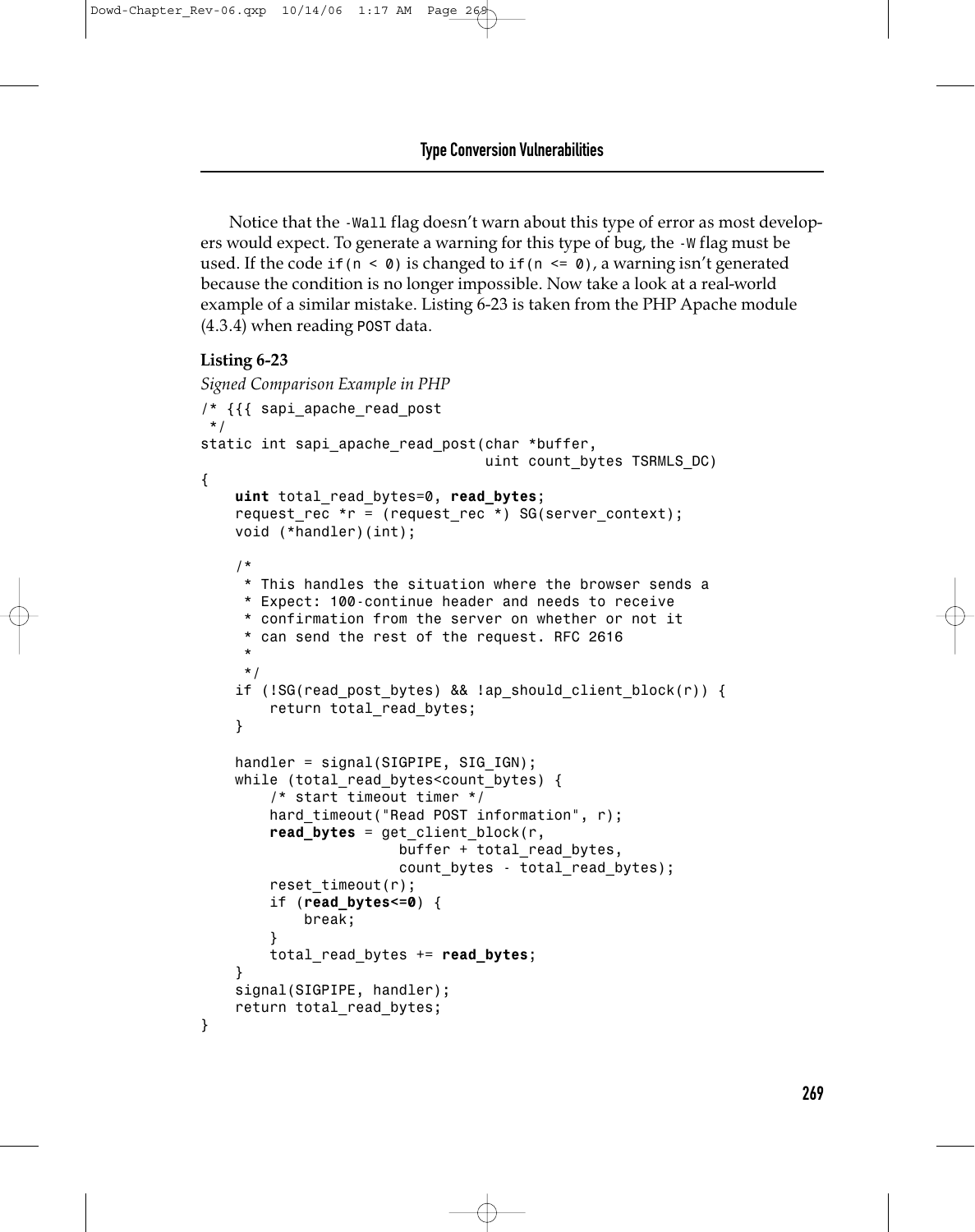Notice that the `-Wall` flag doesn't warn about this type of error as most developers would expect. To generate a warning for this type of bug, the `-W` flag must be used. If the code `if(n < 0)` is changed to `if(n <= 0)`, a warning isn't generated because the condition is no longer impossible. Now take a look at a real-world example of a similar mistake. Listing 6-23 is taken from the PHP Apache module (4.3.4) when reading `POST` data.

**Listing 6-23**

*Signed Comparison Example in PHP*

```
/* {{{ sapi_apache_read_post
 */
static int sapi_apache_read_post(char *buffer,
                                 uint count_bytes TSRMLS_DC)
{
    uint total_read_bytes=0, read_bytes;
    request_rec *r = (request_rec *) SG(server_context);
    void (*handler)(int);

    /*
     * This handles the situation where the browser sends a
     * Expect: 100-continue header and needs to receive
     * confirmation from the server on whether or not it
     * can send the rest of the request. RFC 2616
     *
     */
    if (!SG(read_post_bytes) && !ap_should_client_block(r)) {
        return total_read_bytes;
    }

    handler = signal(SIGPIPE, SIG_IGN);
    while (total_read_bytes<count_bytes) {
        /* start timeout timer */
        hard_timeout("Read POST information", r);
        read_bytes = get_client_block(r,
                         buffer + total_read_bytes,
                         count_bytes - total_read_bytes);
        reset_timeout(r);
        if (read_bytes<=0) {
            break;
        }
        total_read_bytes += read_bytes;
    }
    signal(SIGPIPE, handler);
    return total_read_bytes;
}
```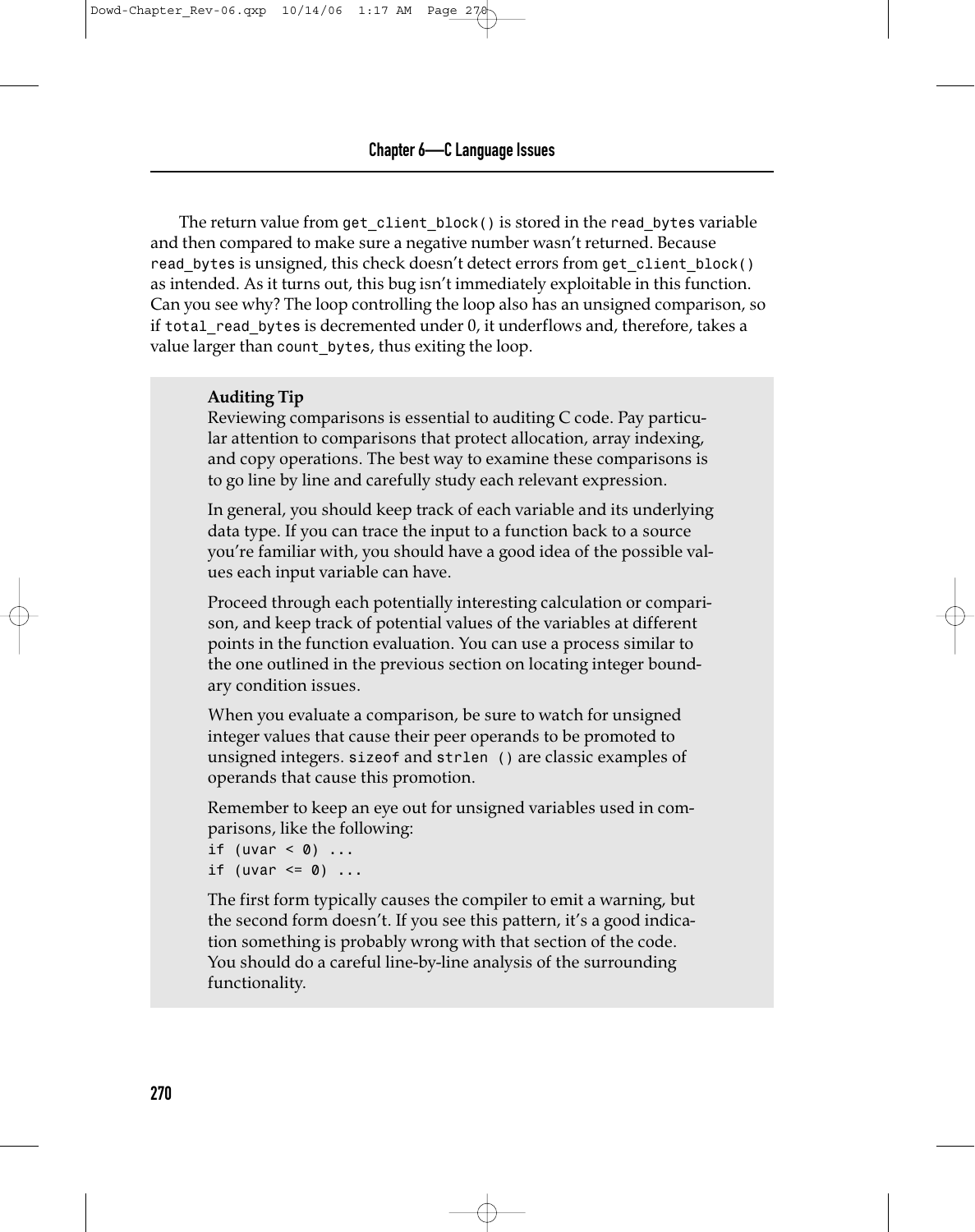The return value from `get_client_block()` is stored in the `read_bytes` variable and then compared to make sure a negative number wasn't returned. Because `read_bytes` is unsigned, this check doesn't detect errors from `get_client_block()` as intended. As it turns out, this bug isn't immediately exploitable in this function. Can you see why? The loop controlling the loop also has an unsigned comparison, so if `total_read_bytes` is decremented under 0, it underflows and, therefore, takes a value larger than `count_bytes`, thus exiting the loop.

> **Auditing Tip**
>
> Reviewing comparisons is essential to auditing C code. Pay particular attention to comparisons that protect allocation, array indexing, and copy operations. The best way to examine these comparisons is to go line by line and carefully study each relevant expression.
>
> In general, you should keep track of each variable and its underlying data type. If you can trace the input to a function back to a source you're familiar with, you should have a good idea of the possible values each input variable can have.
>
> Proceed through each potentially interesting calculation or comparison, and keep track of potential values of the variables at different points in the function evaluation. You can use a process similar to the one outlined in the previous section on locating integer boundary condition issues.
>
> When you evaluate a comparison, be sure to watch for unsigned integer values that cause their peer operands to be promoted to unsigned integers. `sizeof` and `strlen ()` are classic examples of operands that cause this promotion.
>
> Remember to keep an eye out for unsigned variables used in comparisons, like the following:
>
> ```
> if (uvar < 0) ...
> if (uvar <= 0) ...
> ```
>
> The first form typically causes the compiler to emit a warning, but the second form doesn't. If you see this pattern, it's a good indication something is probably wrong with that section of the code. You should do a careful line-by-line analysis of the surrounding functionality.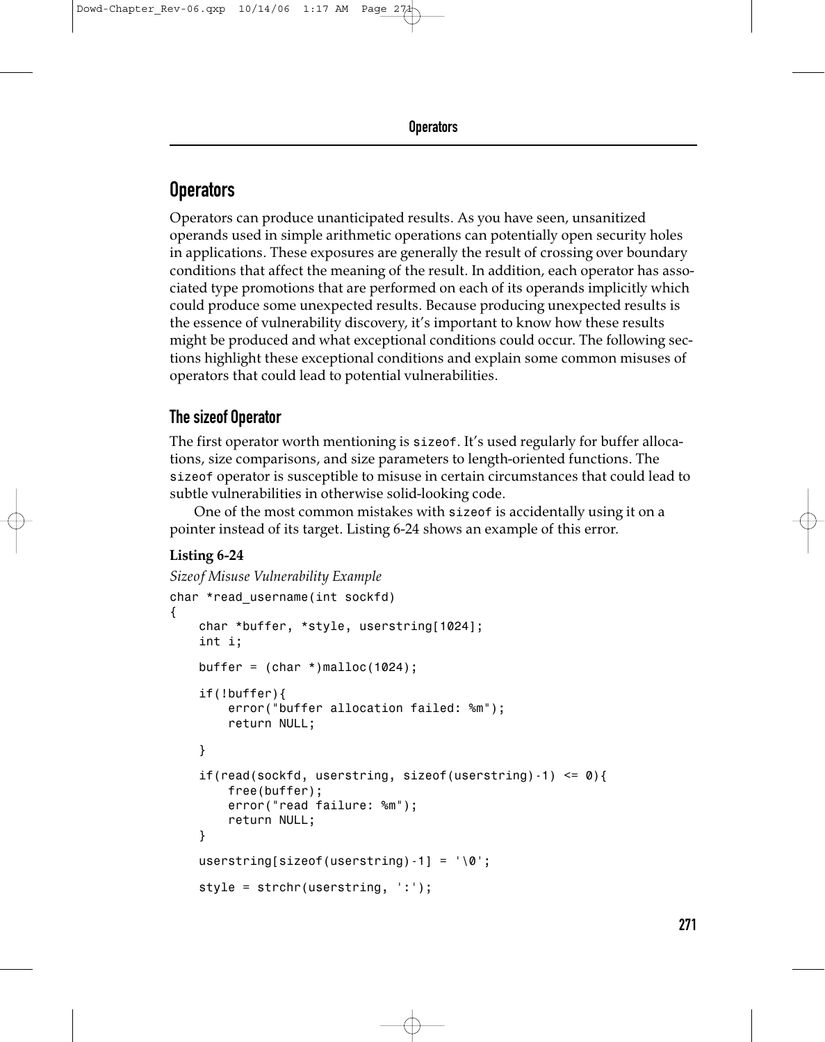## Operators

Operators can produce unanticipated results. As you have seen, unsanitized operands used in simple arithmetic operations can potentially open security holes in applications. These exposures are generally the result of crossing over boundary conditions that affect the meaning of the result. In addition, each operator has associated type promotions that are performed on each of its operands implicitly which could produce some unexpected results. Because producing unexpected results is the essence of vulnerability discovery, it's important to know how these results might be produced and what exceptional conditions could occur. The following sections highlight these exceptional conditions and explain some common misuses of operators that could lead to potential vulnerabilities.

### The sizeof Operator

The first operator worth mentioning is `sizeof`. It's used regularly for buffer allocations, size comparisons, and size parameters to length-oriented functions. The `sizeof` operator is susceptible to misuse in certain circumstances that could lead to subtle vulnerabilities in otherwise solid-looking code.

One of the most common mistakes with `sizeof` is accidentally using it on a pointer instead of its target. Listing 6-24 shows an example of this error.

**Listing 6-24**

*Sizeof Misuse Vulnerability Example*

```
char *read_username(int sockfd)
{
    char *buffer, *style, userstring[1024];
    int i;

    buffer = (char *)malloc(1024);

    if(!buffer){
        error("buffer allocation failed: %m");
        return NULL;

    }

    if(read(sockfd, userstring, sizeof(userstring)-1) <= 0){
        free(buffer);
        error("read failure: %m");
        return NULL;
    }

    userstring[sizeof(userstring)-1] = '\0';

    style = strchr(userstring, ':');
```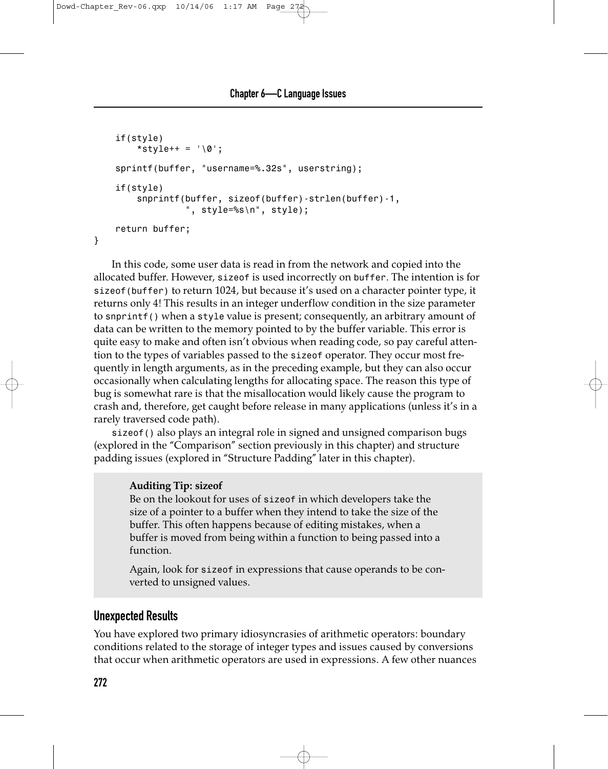```
    if(style)
        *style++ = '\0';

    sprintf(buffer, "username=%.32s", userstring);

    if(style)
        snprintf(buffer, sizeof(buffer)-strlen(buffer)-1,
                 ", style=%s\n", style);

    return buffer;
}
```

In this code, some user data is read in from the network and copied into the allocated buffer. However, sizeof is used incorrectly on buffer. The intention is for sizeof(buffer) to return 1024, but because it's used on a character pointer type, it returns only 4! This results in an integer underflow condition in the size parameter to snprintf() when a style value is present; consequently, an arbitrary amount of data can be written to the memory pointed to by the buffer variable. This error is quite easy to make and often isn't obvious when reading code, so pay careful attention to the types of variables passed to the sizeof operator. They occur most frequently in length arguments, as in the preceding example, but they can also occur occasionally when calculating lengths for allocating space. The reason this type of bug is somewhat rare is that the misallocation would likely cause the program to crash and, therefore, get caught before release in many applications (unless it's in a rarely traversed code path).

sizeof() also plays an integral role in signed and unsigned comparison bugs (explored in the "Comparison" section previously in this chapter) and structure padding issues (explored in "Structure Padding" later in this chapter).

> **Auditing Tip: sizeof**
>
> Be on the lookout for uses of sizeof in which developers take the size of a pointer to a buffer when they intend to take the size of the buffer. This often happens because of editing mistakes, when a buffer is moved from being within a function to being passed into a function.
>
> Again, look for sizeof in expressions that cause operands to be converted to unsigned values.

## Unexpected Results

You have explored two primary idiosyncrasies of arithmetic operators: boundary conditions related to the storage of integer types and issues caused by conversions that occur when arithmetic operators are used in expressions. A few other nuances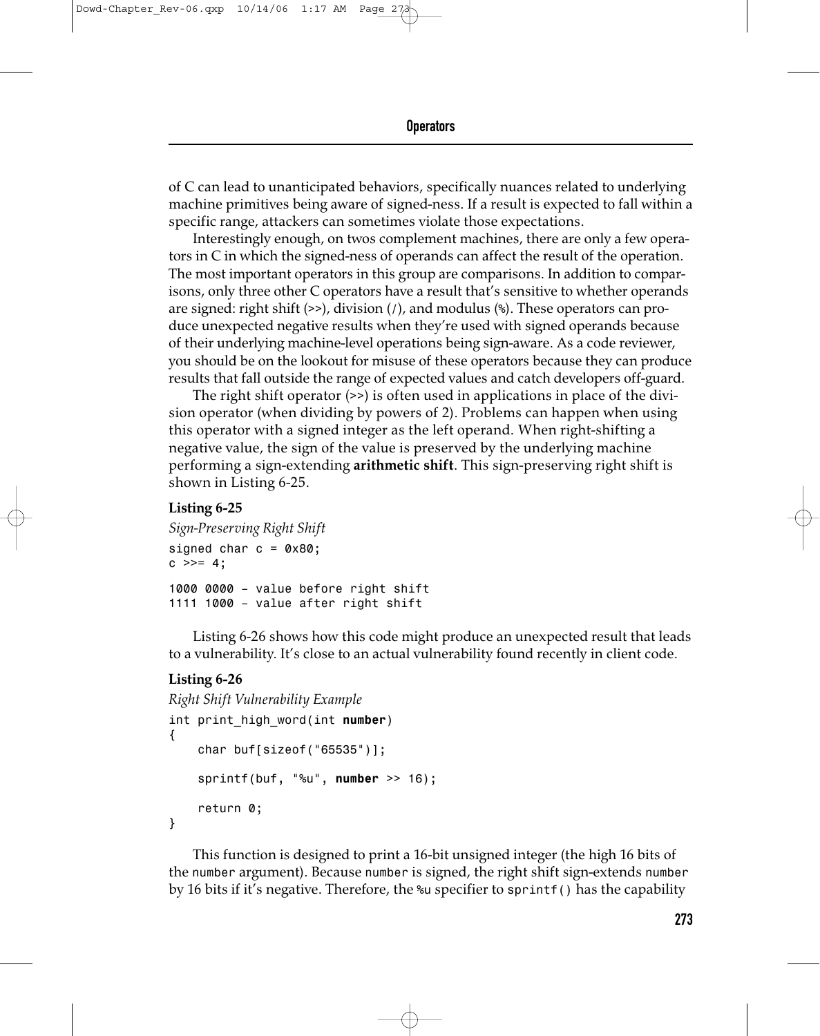of C can lead to unanticipated behaviors, specifically nuances related to underlying machine primitives being aware of signed-ness. If a result is expected to fall within a specific range, attackers can sometimes violate those expectations.

Interestingly enough, on twos complement machines, there are only a few operators in C in which the signed-ness of operands can affect the result of the operation. The most important operators in this group are comparisons. In addition to comparisons, only three other C operators have a result that's sensitive to whether operands are signed: right shift (>>), division (/), and modulus (%). These operators can produce unexpected negative results when they're used with signed operands because of their underlying machine-level operations being sign-aware. As a code reviewer, you should be on the lookout for misuse of these operators because they can produce results that fall outside the range of expected values and catch developers off-guard.

The right shift operator (>>) is often used in applications in place of the division operator (when dividing by powers of 2). Problems can happen when using this operator with a signed integer as the left operand. When right-shifting a negative value, the sign of the value is preserved by the underlying machine performing a sign-extending **arithmetic shift**. This sign-preserving right shift is shown in Listing 6-25.

**Listing 6-25**

*Sign-Preserving Right Shift*

```
signed char c = 0x80;
c >>= 4;

1000 0000 – value before right shift
1111 1000 – value after right shift
```

Listing 6-26 shows how this code might produce an unexpected result that leads to a vulnerability. It's close to an actual vulnerability found recently in client code.

**Listing 6-26**

*Right Shift Vulnerability Example*

```
int print_high_word(int number)
{
    char buf[sizeof("65535")];

    sprintf(buf, "%u", number >> 16);

    return 0;
}
```

This function is designed to print a 16-bit unsigned integer (the high 16 bits of the `number` argument). Because `number` is signed, the right shift sign-extends `number` by 16 bits if it's negative. Therefore, the `%u` specifier to `sprintf()` has the capability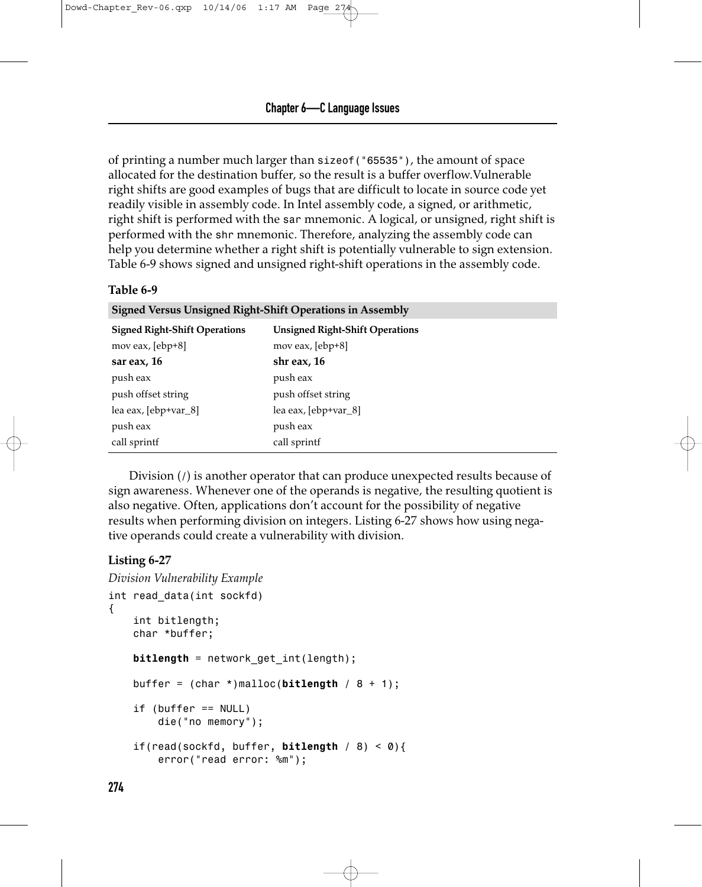of printing a number much larger than `sizeof("65535")`, the amount of space allocated for the destination buffer, so the result is a buffer overflow.Vulnerable right shifts are good examples of bugs that are difficult to locate in source code yet readily visible in assembly code. In Intel assembly code, a signed, or arithmetic, right shift is performed with the `sar` mnemonic. A logical, or unsigned, right shift is performed with the `shr` mnemonic. Therefore, analyzing the assembly code can help you determine whether a right shift is potentially vulnerable to sign extension. Table 6-9 shows signed and unsigned right-shift operations in the assembly code.

**Table 6-9**

**Signed Versus Unsigned Right-Shift Operations in Assembly**

| Signed Right-Shift Operations | Unsigned Right-Shift Operations |
|---|---|
| mov eax, [ebp+8] | mov eax, [ebp+8] |
| **sar eax, 16** | **shr eax, 16** |
| push eax | push eax |
| push offset string | push offset string |
| lea eax, [ebp+var_8] | lea eax, [ebp+var_8] |
| push eax | push eax |
| call sprintf | call sprintf |

Division (`/`) is another operator that can produce unexpected results because of sign awareness. Whenever one of the operands is negative, the resulting quotient is also negative. Often, applications don't account for the possibility of negative results when performing division on integers. Listing 6-27 shows how using negative operands could create a vulnerability with division.

**Listing 6-27**

*Division Vulnerability Example*

```
int read_data(int sockfd)
{
    int bitlength;
    char *buffer;

    bitlength = network_get_int(length);

    buffer = (char *)malloc(bitlength / 8 + 1);

    if (buffer == NULL)
        die("no memory");

    if(read(sockfd, buffer, bitlength / 8) < 0){
        error("read error: %m");
```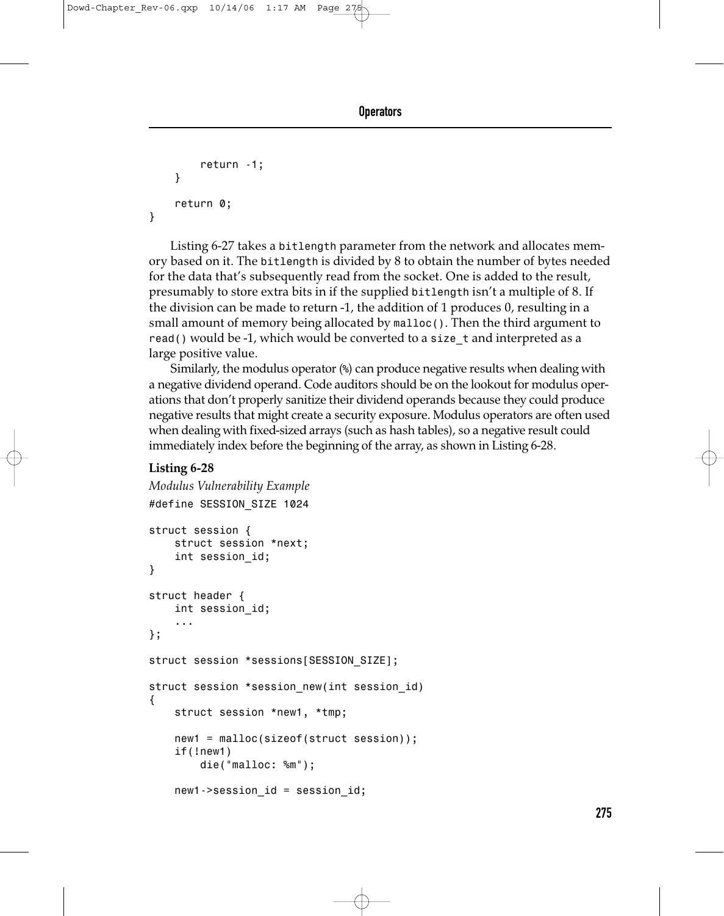```
        return -1;
    }

    return 0;
}
```

Listing 6-27 takes a bitlength parameter from the network and allocates memory based on it. The bitlength is divided by 8 to obtain the number of bytes needed for the data that's subsequently read from the socket. One is added to the result, presumably to store extra bits in if the supplied bitlength isn't a multiple of 8. If the division can be made to return -1, the addition of 1 produces 0, resulting in a small amount of memory being allocated by malloc(). Then the third argument to read() would be -1, which would be converted to a size_t and interpreted as a large positive value.

Similarly, the modulus operator (%) can produce negative results when dealing with a negative dividend operand. Code auditors should be on the lookout for modulus operations that don't properly sanitize their dividend operands because they could produce negative results that might create a security exposure. Modulus operators are often used when dealing with fixed-sized arrays (such as hash tables), so a negative result could immediately index before the beginning of the array, as shown in Listing 6-28.

**Listing 6-28**

*Modulus Vulnerability Example*

```
#define SESSION_SIZE 1024

struct session {
    struct session *next;
    int session_id;
}

struct header {
    int session_id;
    ...
};

struct session *sessions[SESSION_SIZE];

struct session *session_new(int session_id)
{
    struct session *new1, *tmp;

    new1 = malloc(sizeof(struct session));
    if(!new1)
        die("malloc: %m");

    new1->session_id = session_id;
```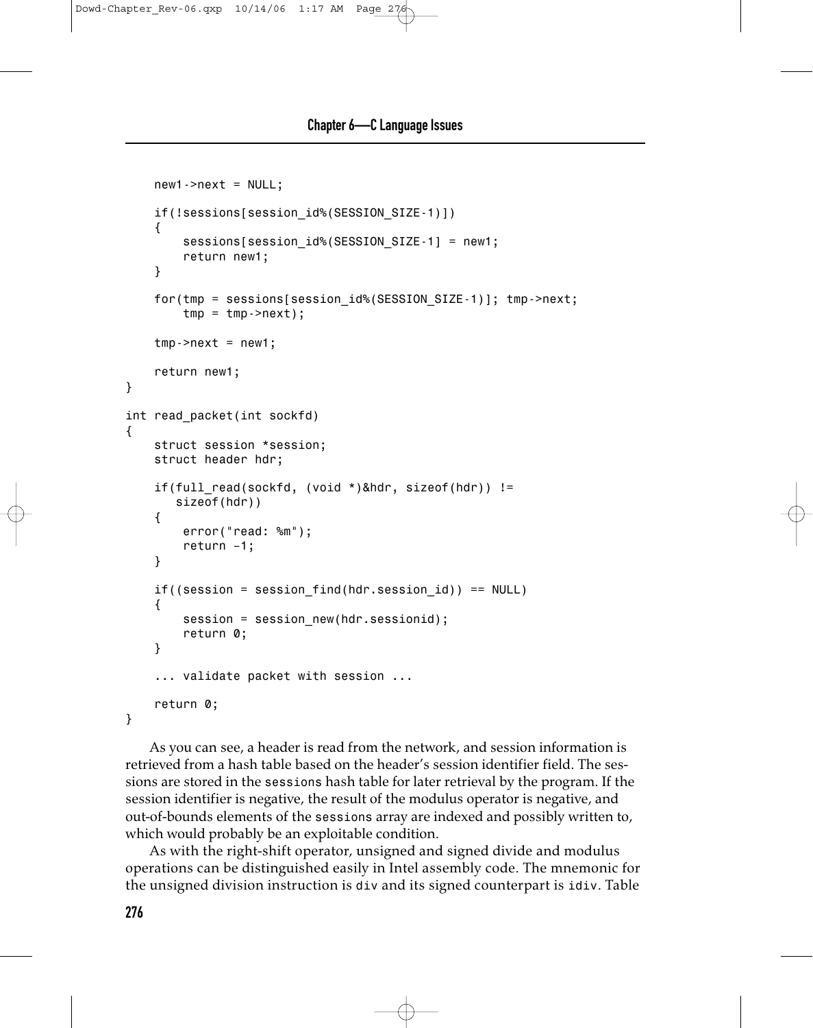```
    new1->next = NULL;

    if(!sessions[session_id%(SESSION_SIZE-1)])
    {
        sessions[session_id%(SESSION_SIZE-1] = new1;
        return new1;
    }

    for(tmp = sessions[session_id%(SESSION_SIZE-1)]; tmp->next;
        tmp = tmp->next);

    tmp->next = new1;

    return new1;
}

int read_packet(int sockfd)
{
    struct session *session;
    struct header hdr;

    if(full_read(sockfd, (void *)&hdr, sizeof(hdr)) !=
       sizeof(hdr))
    {
        error("read: %m");
        return –1;
    }

    if((session = session_find(hdr.session_id)) == NULL)
    {
        session = session_new(hdr.sessionid);
        return 0;
    }

    ... validate packet with session ...

    return 0;
}
```

As you can see, a header is read from the network, and session information is retrieved from a hash table based on the header's session identifier field. The sessions are stored in the `sessions` hash table for later retrieval by the program. If the session identifier is negative, the result of the modulus operator is negative, and out-of-bounds elements of the `sessions` array are indexed and possibly written to, which would probably be an exploitable condition.

As with the right-shift operator, unsigned and signed divide and modulus operations can be distinguished easily in Intel assembly code. The mnemonic for the unsigned division instruction is `div` and its signed counterpart is `idiv`. Table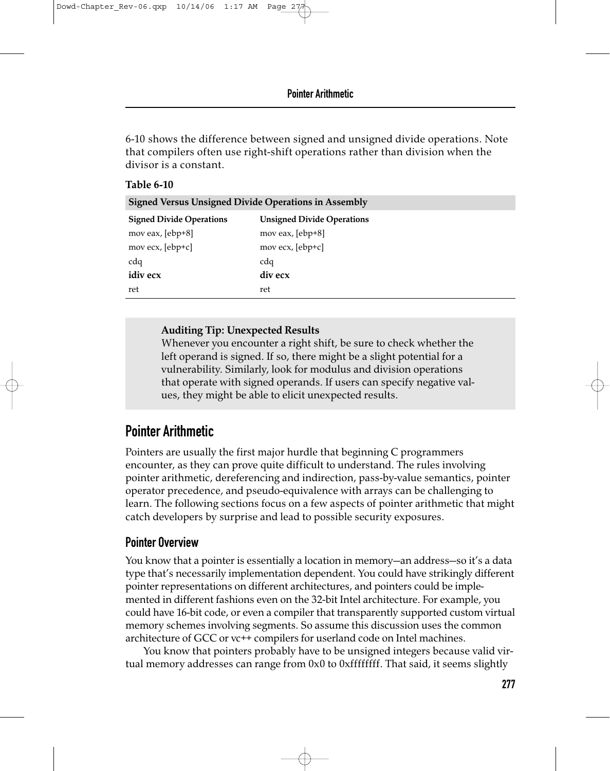6-10 shows the difference between signed and unsigned divide operations. Note that compilers often use right-shift operations rather than division when the divisor is a constant.

**Table 6-10**

**Signed Versus Unsigned Divide Operations in Assembly**

| Signed Divide Operations | Unsigned Divide Operations |
|---|---|
| mov eax, [ebp+8] | mov eax, [ebp+8] |
| mov ecx, [ebp+c] | mov ecx, [ebp+c] |
| cdq | cdq |
| **idiv ecx** | **div ecx** |
| ret | ret |

> **Auditing Tip: Unexpected Results**
> Whenever you encounter a right shift, be sure to check whether the left operand is signed. If so, there might be a slight potential for a vulnerability. Similarly, look for modulus and division operations that operate with signed operands. If users can specify negative values, they might be able to elicit unexpected results.

## Pointer Arithmetic

Pointers are usually the first major hurdle that beginning C programmers encounter, as they can prove quite difficult to understand. The rules involving pointer arithmetic, dereferencing and indirection, pass-by-value semantics, pointer operator precedence, and pseudo-equivalence with arrays can be challenging to learn. The following sections focus on a few aspects of pointer arithmetic that might catch developers by surprise and lead to possible security exposures.

### Pointer Overview

You know that a pointer is essentially a location in memory—an address—so it's a data type that's necessarily implementation dependent. You could have strikingly different pointer representations on different architectures, and pointers could be implemented in different fashions even on the 32-bit Intel architecture. For example, you could have 16-bit code, or even a compiler that transparently supported custom virtual memory schemes involving segments. So assume this discussion uses the common architecture of GCC or vc++ compilers for userland code on Intel machines.

You know that pointers probably have to be unsigned integers because valid virtual memory addresses can range from 0x0 to 0xffffffff. That said, it seems slightly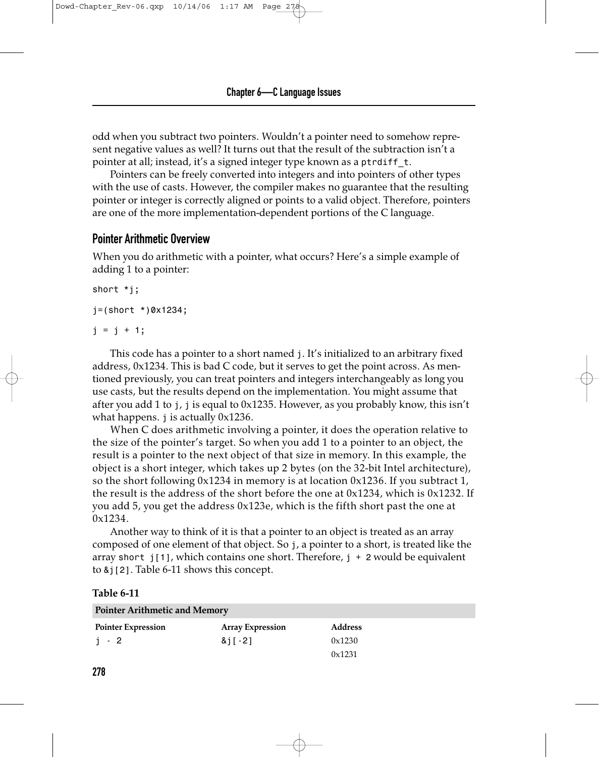odd when you subtract two pointers. Wouldn't a pointer need to somehow represent negative values as well? It turns out that the result of the subtraction isn't a pointer at all; instead, it's a signed integer type known as a `ptrdiff_t`.

Pointers can be freely converted into integers and into pointers of other types with the use of casts. However, the compiler makes no guarantee that the resulting pointer or integer is correctly aligned or points to a valid object. Therefore, pointers are one of the more implementation-dependent portions of the C language.

## Pointer Arithmetic Overview

When you do arithmetic with a pointer, what occurs? Here's a simple example of adding 1 to a pointer:

```
short *j;

j=(short *)0x1234;

j = j + 1;
```

This code has a pointer to a short named `j`. It's initialized to an arbitrary fixed address, 0x1234. This is bad C code, but it serves to get the point across. As mentioned previously, you can treat pointers and integers interchangeably as long you use casts, but the results depend on the implementation. You might assume that after you add 1 to `j`, `j` is equal to 0x1235. However, as you probably know, this isn't what happens. `j` is actually 0x1236.

When C does arithmetic involving a pointer, it does the operation relative to the size of the pointer's target. So when you add 1 to a pointer to an object, the result is a pointer to the next object of that size in memory. In this example, the object is a short integer, which takes up 2 bytes (on the 32-bit Intel architecture), so the short following 0x1234 in memory is at location 0x1236. If you subtract 1, the result is the address of the short before the one at 0x1234, which is 0x1232. If you add 5, you get the address 0x123e, which is the fifth short past the one at 0x1234.

Another way to think of it is that a pointer to an object is treated as an array composed of one element of that object. So `j`, a pointer to a short, is treated like the array `short j[1]`, which contains one short. Therefore, `j + 2` would be equivalent to `&j[2]`. Table 6-11 shows this concept.

**Table 6-11**

**Pointer Arithmetic and Memory**

| Pointer Expression | Array Expression | Address |
|---|---|---|
| `j - 2` | `&j[-2]` | 0x1230 |
| | | 0x1231 |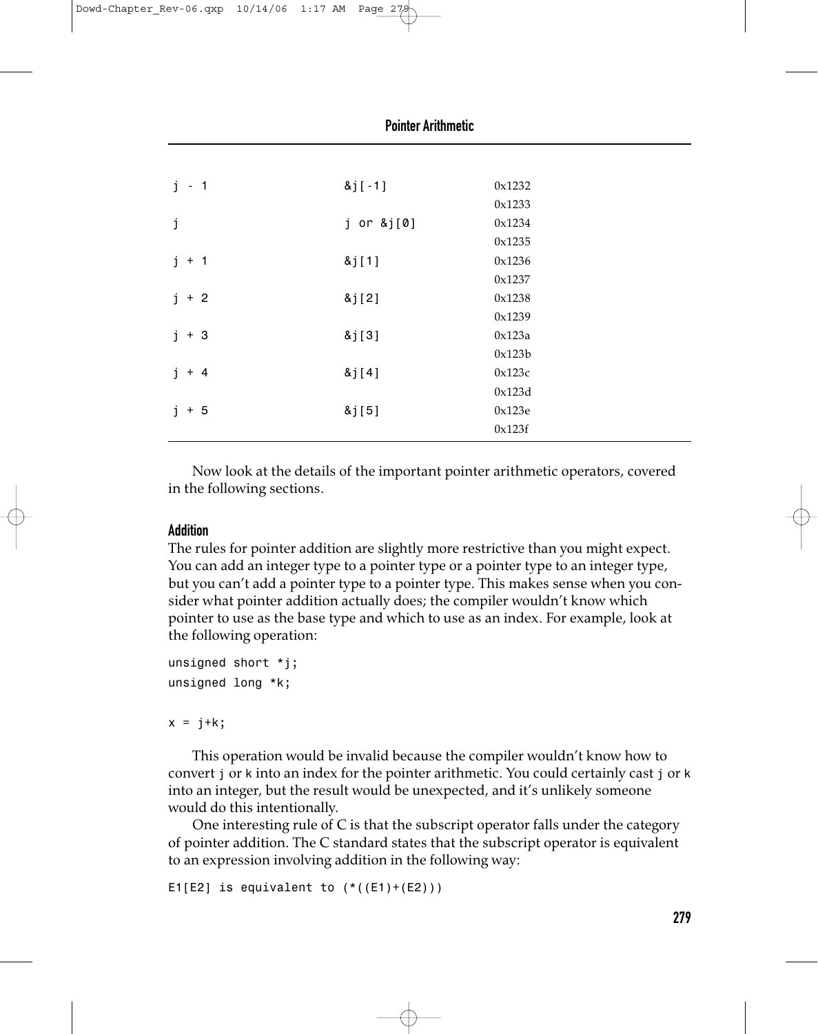| | | |
|---|---|---|
| j - 1 | &j[-1] | 0x1232 |
| | | 0x1233 |
| j | j or &j[0] | 0x1234 |
| | | 0x1235 |
| j + 1 | &j[1] | 0x1236 |
| | | 0x1237 |
| j + 2 | &j[2] | 0x1238 |
| | | 0x1239 |
| j + 3 | &j[3] | 0x123a |
| | | 0x123b |
| j + 4 | &j[4] | 0x123c |
| | | 0x123d |
| j + 5 | &j[5] | 0x123e |
| | | 0x123f |

Now look at the details of the important pointer arithmetic operators, covered in the following sections.

### Addition

The rules for pointer addition are slightly more restrictive than you might expect. You can add an integer type to a pointer type or a pointer type to an integer type, but you can't add a pointer type to a pointer type. This makes sense when you consider what pointer addition actually does; the compiler wouldn't know which pointer to use as the base type and which to use as an index. For example, look at the following operation:

```
unsigned short *j;
unsigned long *k;

x = j+k;
```

This operation would be invalid because the compiler wouldn't know how to convert `j` or `k` into an index for the pointer arithmetic. You could certainly cast `j` or `k` into an integer, but the result would be unexpected, and it's unlikely someone would do this intentionally.

One interesting rule of C is that the subscript operator falls under the category of pointer addition. The C standard states that the subscript operator is equivalent to an expression involving addition in the following way:

```
E1[E2] is equivalent to (*((E1)+(E2)))
```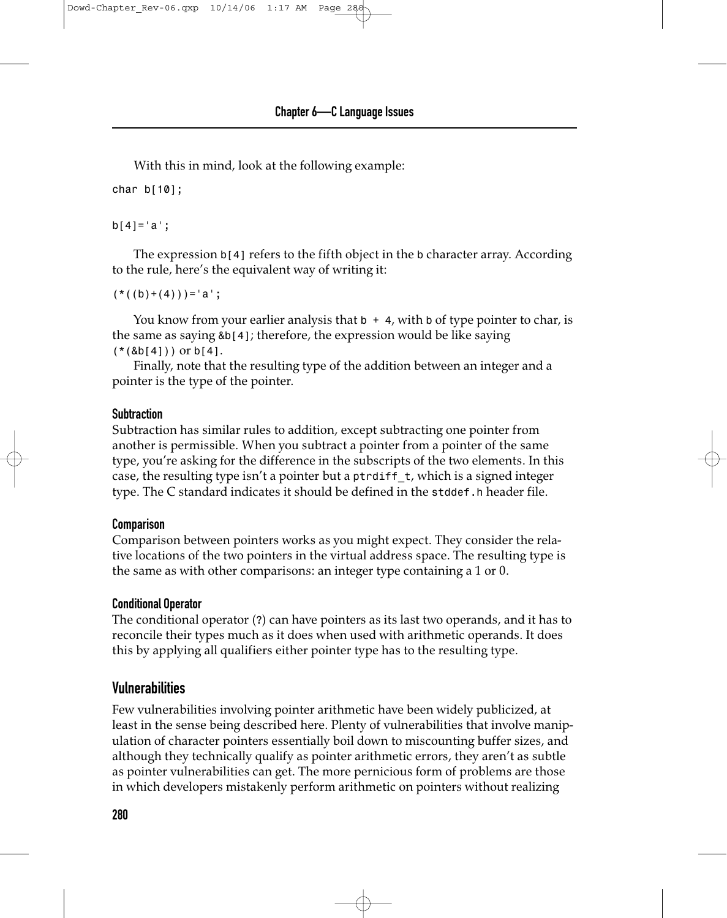With this in mind, look at the following example:

```
char b[10];

b[4]='a';
```

The expression `b[4]` refers to the fifth object in the `b` character array. According to the rule, here's the equivalent way of writing it:

```
(*((b)+(4)))='a';
```

You know from your earlier analysis that `b + 4`, with `b` of type pointer to char, is the same as saying `&b[4]`; therefore, the expression would be like saying `(*(&b[4]))` or `b[4]`.

Finally, note that the resulting type of the addition between an integer and a pointer is the type of the pointer.

#### Subtraction

Subtraction has similar rules to addition, except subtracting one pointer from another is permissible. When you subtract a pointer from a pointer of the same type, you're asking for the difference in the subscripts of the two elements. In this case, the resulting type isn't a pointer but a `ptrdiff_t`, which is a signed integer type. The C standard indicates it should be defined in the `stddef.h` header file.

#### Comparison

Comparison between pointers works as you might expect. They consider the relative locations of the two pointers in the virtual address space. The resulting type is the same as with other comparisons: an integer type containing a 1 or 0.

#### Conditional Operator

The conditional operator (`?`) can have pointers as its last two operands, and it has to reconcile their types much as it does when used with arithmetic operands. It does this by applying all qualifiers either pointer type has to the resulting type.

### Vulnerabilities

Few vulnerabilities involving pointer arithmetic have been widely publicized, at least in the sense being described here. Plenty of vulnerabilities that involve manipulation of character pointers essentially boil down to miscounting buffer sizes, and although they technically qualify as pointer arithmetic errors, they aren't as subtle as pointer vulnerabilities can get. The more pernicious form of problems are those in which developers mistakenly perform arithmetic on pointers without realizing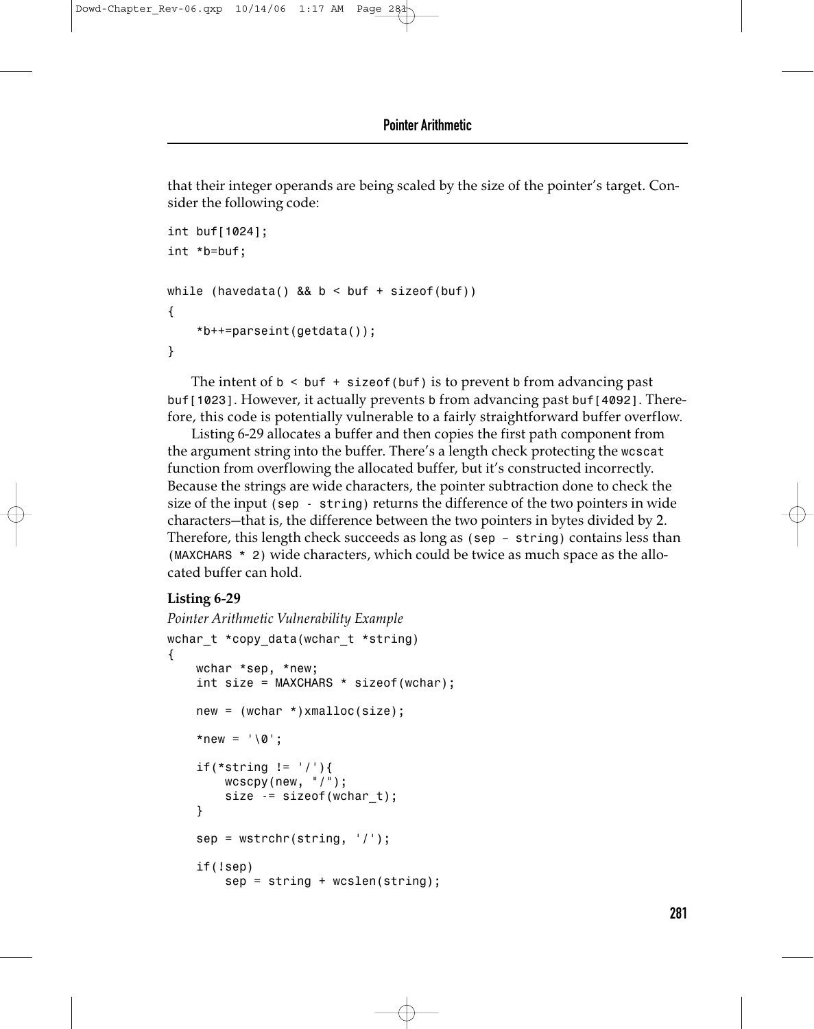that their integer operands are being scaled by the size of the pointer's target. Consider the following code:

```
int buf[1024];
int *b=buf;

while (havedata() && b < buf + sizeof(buf))
{
    *b++=parseint(getdata());
}
```

The intent of `b < buf + sizeof(buf)` is to prevent `b` from advancing past `buf[1023]`. However, it actually prevents `b` from advancing past `buf[4092]`. Therefore, this code is potentially vulnerable to a fairly straightforward buffer overflow.

Listing 6-29 allocates a buffer and then copies the first path component from the argument string into the buffer. There's a length check protecting the `wcscat` function from overflowing the allocated buffer, but it's constructed incorrectly. Because the strings are wide characters, the pointer subtraction done to check the size of the input `(sep - string)` returns the difference of the two pointers in wide characters—that is, the difference between the two pointers in bytes divided by 2. Therefore, this length check succeeds as long as `(sep – string)` contains less than `(MAXCHARS * 2)` wide characters, which could be twice as much space as the allocated buffer can hold.

**Listing 6-29**

*Pointer Arithmetic Vulnerability Example*

```
wchar_t *copy_data(wchar_t *string)
{
    wchar *sep, *new;
    int size = MAXCHARS * sizeof(wchar);

    new = (wchar *)xmalloc(size);

    *new = '\0';

    if(*string != '/'){
        wcscpy(new, "/");
        size -= sizeof(wchar_t);
    }

    sep = wstrchr(string, '/');

    if(!sep)
        sep = string + wcslen(string);
```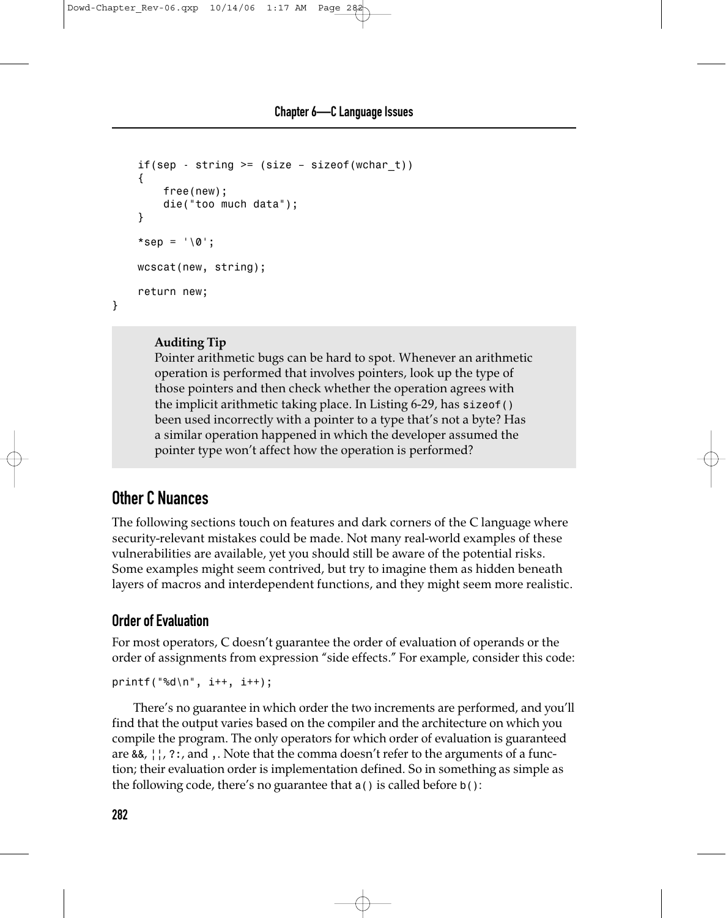```
    if(sep - string >= (size - sizeof(wchar_t))
    {
        free(new);
        die("too much data");
    }

    *sep = '\0';

    wcscat(new, string);

    return new;
}
```

> **Auditing Tip**
>
> Pointer arithmetic bugs can be hard to spot. Whenever an arithmetic operation is performed that involves pointers, look up the type of those pointers and then check whether the operation agrees with the implicit arithmetic taking place. In Listing 6-29, has `sizeof()` been used incorrectly with a pointer to a type that's not a byte? Has a similar operation happened in which the developer assumed the pointer type won't affect how the operation is performed?

## Other C Nuances

The following sections touch on features and dark corners of the C language where security-relevant mistakes could be made. Not many real-world examples of these vulnerabilities are available, yet you should still be aware of the potential risks. Some examples might seem contrived, but try to imagine them as hidden beneath layers of macros and interdependent functions, and they might seem more realistic.

### Order of Evaluation

For most operators, C doesn't guarantee the order of evaluation of operands or the order of assignments from expression "side effects." For example, consider this code:

```
printf("%d\n", i++, i++);
```

There's no guarantee in which order the two increments are performed, and you'll find that the output varies based on the compiler and the architecture on which you compile the program. The only operators for which order of evaluation is guaranteed are `&&`, `||`, `?:`, and `,`. Note that the comma doesn't refer to the arguments of a function; their evaluation order is implementation defined. So in something as simple as the following code, there's no guarantee that `a()` is called before `b()`: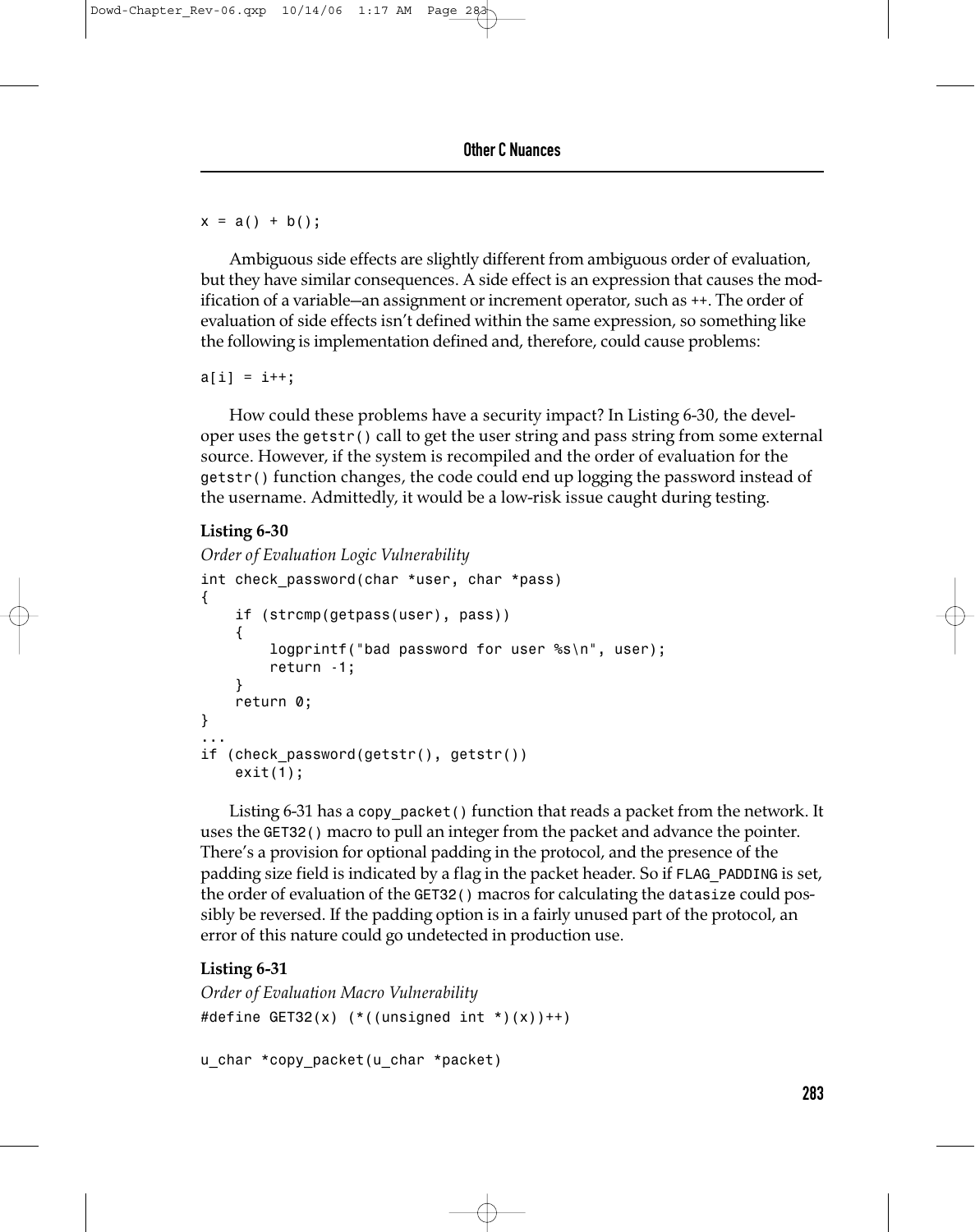```
x = a() + b();
```

Ambiguous side effects are slightly different from ambiguous order of evaluation, but they have similar consequences. A side effect is an expression that causes the modification of a variable—an assignment or increment operator, such as ++. The order of evaluation of side effects isn't defined within the same expression, so something like the following is implementation defined and, therefore, could cause problems:

```
a[i] = i++;
```

How could these problems have a security impact? In Listing 6-30, the developer uses the `getstr()` call to get the user string and pass string from some external source. However, if the system is recompiled and the order of evaluation for the `getstr()` function changes, the code could end up logging the password instead of the username. Admittedly, it would be a low-risk issue caught during testing.

**Listing 6-30**

*Order of Evaluation Logic Vulnerability*

```
int check_password(char *user, char *pass)
{
    if (strcmp(getpass(user), pass))
    {
        logprintf("bad password for user %s\n", user);
        return -1;
    }
    return 0;
}
...
if (check_password(getstr(), getstr())
    exit(1);
```

Listing 6-31 has a `copy_packet()` function that reads a packet from the network. It uses the `GET32()` macro to pull an integer from the packet and advance the pointer. There's a provision for optional padding in the protocol, and the presence of the padding size field is indicated by a flag in the packet header. So if `FLAG_PADDING` is set, the order of evaluation of the `GET32()` macros for calculating the `datasize` could possibly be reversed. If the padding option is in a fairly unused part of the protocol, an error of this nature could go undetected in production use.

**Listing 6-31**

*Order of Evaluation Macro Vulnerability*

```
#define GET32(x) (*((unsigned int *)(x))++)

u_char *copy_packet(u_char *packet)
```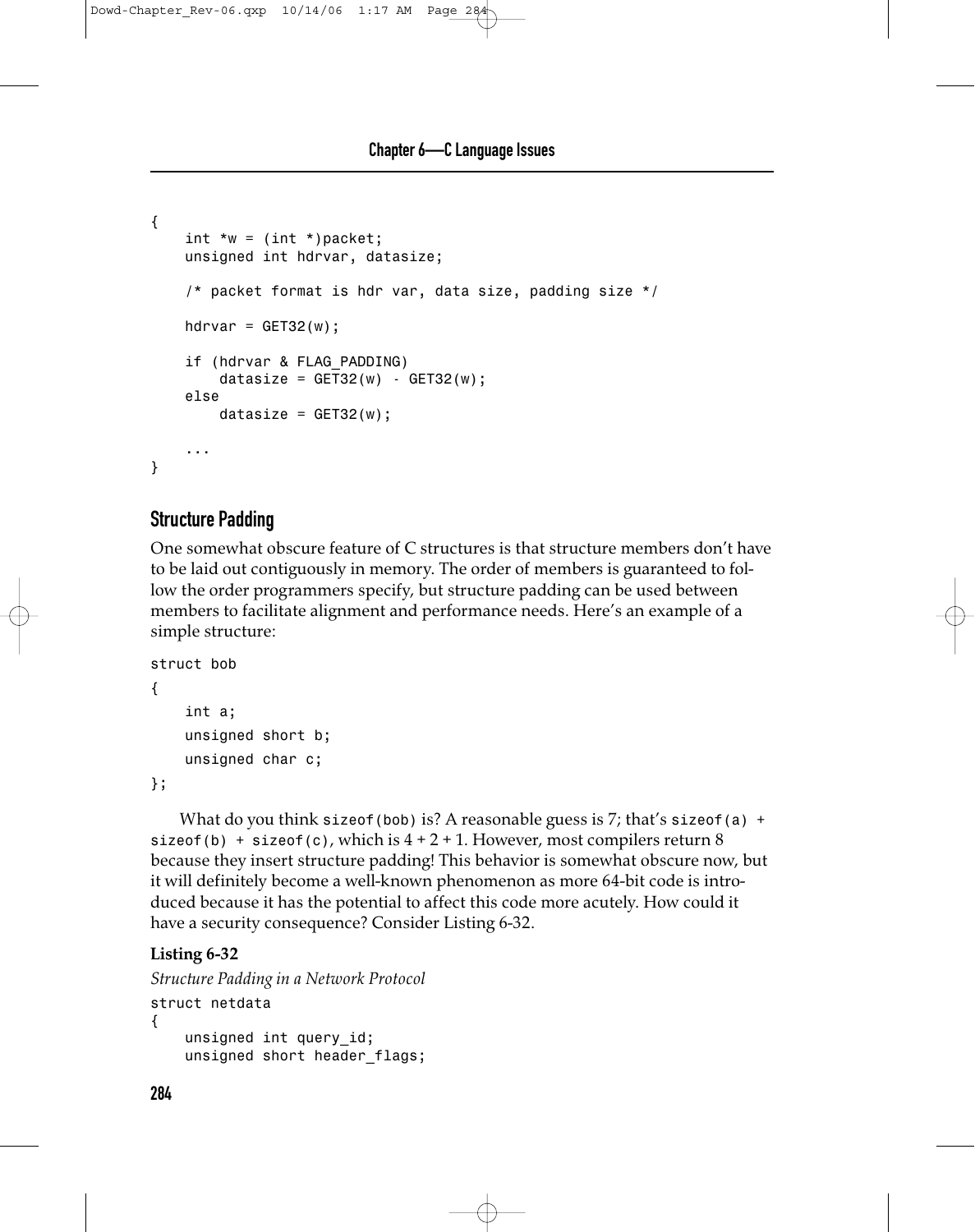```
{
    int *w = (int *)packet;
    unsigned int hdrvar, datasize;

    /* packet format is hdr var, data size, padding size */

    hdrvar = GET32(w);

    if (hdrvar & FLAG_PADDING)
        datasize = GET32(w) - GET32(w);
    else
        datasize = GET32(w);

    ...
}
```

## Structure Padding

One somewhat obscure feature of C structures is that structure members don't have to be laid out contiguously in memory. The order of members is guaranteed to follow the order programmers specify, but structure padding can be used between members to facilitate alignment and performance needs. Here's an example of a simple structure:

```
struct bob
{
    int a;
    unsigned short b;
    unsigned char c;
};
```

What do you think `sizeof(bob)` is? A reasonable guess is 7; that's `sizeof(a) + sizeof(b) + sizeof(c)`, which is 4 + 2 + 1. However, most compilers return 8 because they insert structure padding! This behavior is somewhat obscure now, but it will definitely become a well-known phenomenon as more 64-bit code is introduced because it has the potential to affect this code more acutely. How could it have a security consequence? Consider Listing 6-32.

**Listing 6-32**

*Structure Padding in a Network Protocol*

```
struct netdata
{
    unsigned int query_id;
    unsigned short header_flags;
```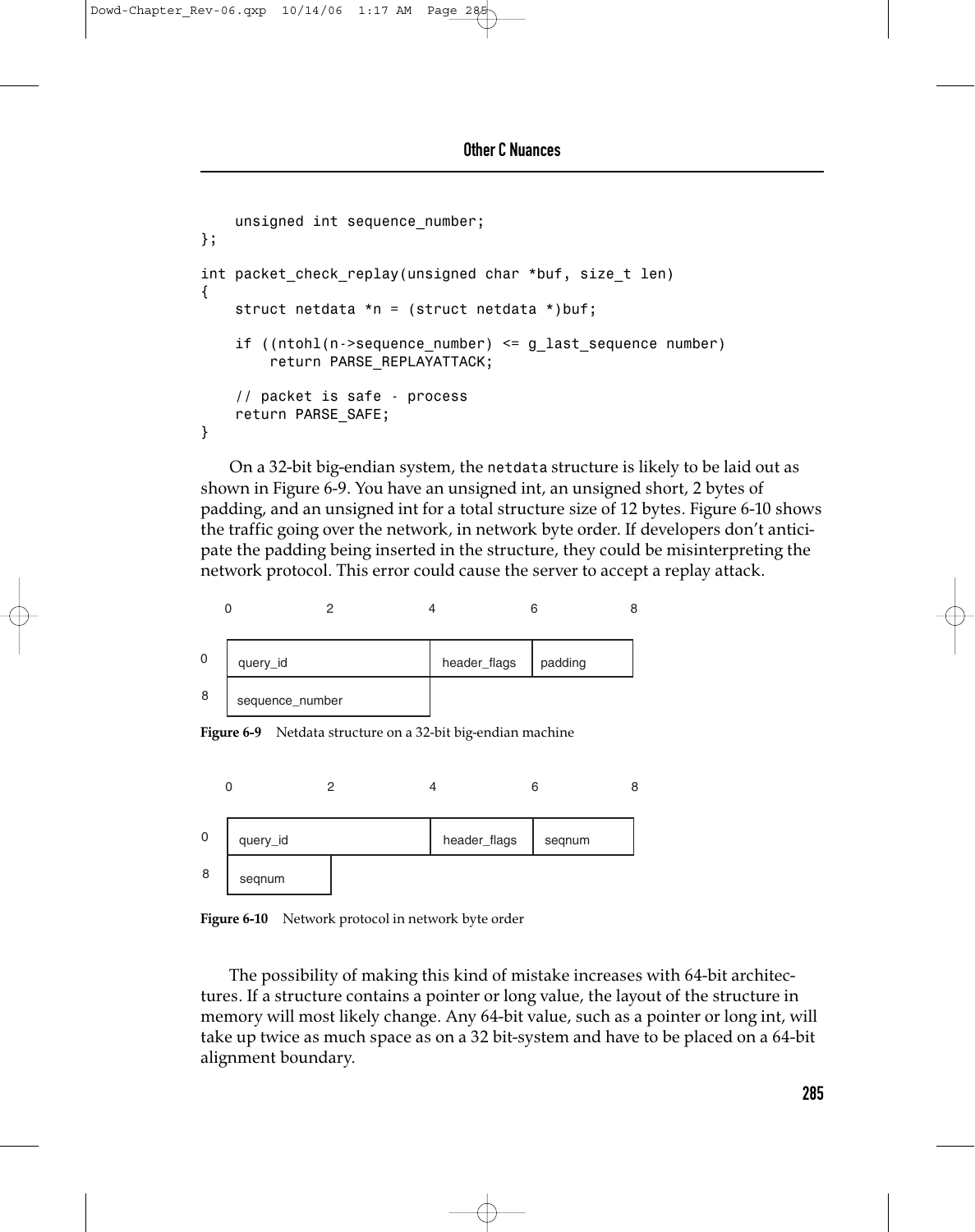```
    unsigned int sequence_number;
};

int packet_check_replay(unsigned char *buf, size_t len)
{
    struct netdata *n = (struct netdata *)buf;

    if ((ntohl(n->sequence_number) <= g_last_sequence number)
        return PARSE_REPLAYATTACK;

    // packet is safe - process
    return PARSE_SAFE;
}
```

On a 32-bit big-endian system, the netdata structure is likely to be laid out as shown in Figure 6-9. You have an unsigned int, an unsigned short, 2 bytes of padding, and an unsigned int for a total structure size of 12 bytes. Figure 6-10 shows the traffic going over the network, in network byte order. If developers don't anticipate the padding being inserted in the structure, they could be misinterpreting the network protocol. This error could cause the server to accept a replay attack.

| | 0 | 2 | 4 | 6 |
|---|---|---|---|---|
| 0 | query_id | | header_flags | padding |
| 8 | sequence_number | | | |

**Figure 6-9** Netdata structure on a 32-bit big-endian machine

| | 0 | 2 | 4 | 6 |
|---|---|---|---|---|
| 0 | query_id | | header_flags | seqnum |
| 8 | seqnum | | | |

**Figure 6-10** Network protocol in network byte order

The possibility of making this kind of mistake increases with 64-bit architectures. If a structure contains a pointer or long value, the layout of the structure in memory will most likely change. Any 64-bit value, such as a pointer or long int, will take up twice as much space as on a 32 bit-system and have to be placed on a 64-bit alignment boundary.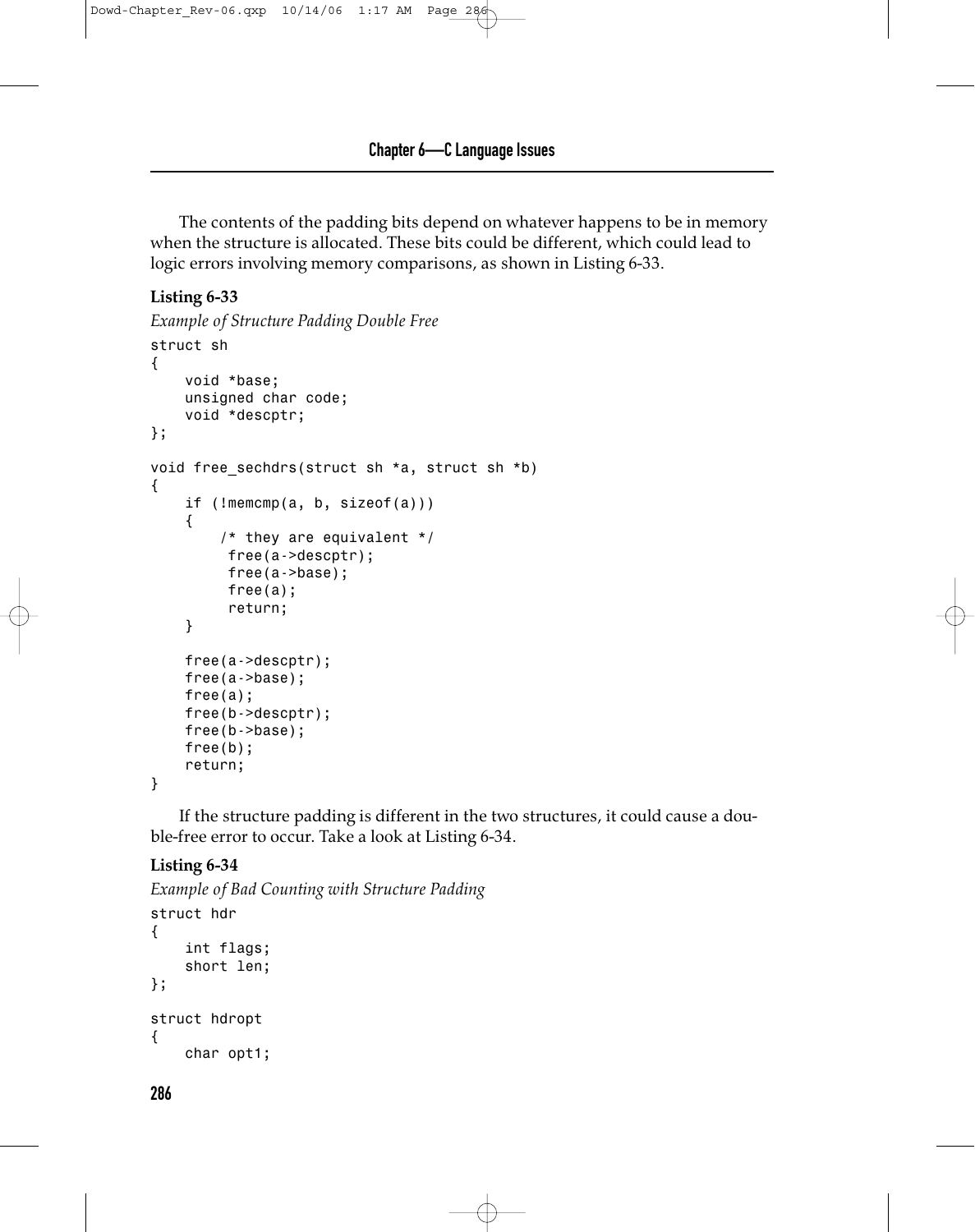The contents of the padding bits depend on whatever happens to be in memory when the structure is allocated. These bits could be different, which could lead to logic errors involving memory comparisons, as shown in Listing 6-33.

**Listing 6-33**

*Example of Structure Padding Double Free*

```
struct sh
{
    void *base;
    unsigned char code;
    void *descptr;
};

void free_sechdrs(struct sh *a, struct sh *b)
{
    if (!memcmp(a, b, sizeof(a)))
    {
        /* they are equivalent */
         free(a->descptr);
         free(a->base);
         free(a);
         return;
    }

    free(a->descptr);
    free(a->base);
    free(a);
    free(b->descptr);
    free(b->base);
    free(b);
    return;
}
```

If the structure padding is different in the two structures, it could cause a double-free error to occur. Take a look at Listing 6-34.

**Listing 6-34**

*Example of Bad Counting with Structure Padding*

```
struct hdr
{
    int flags;
    short len;
};

struct hdropt
{
    char opt1;
```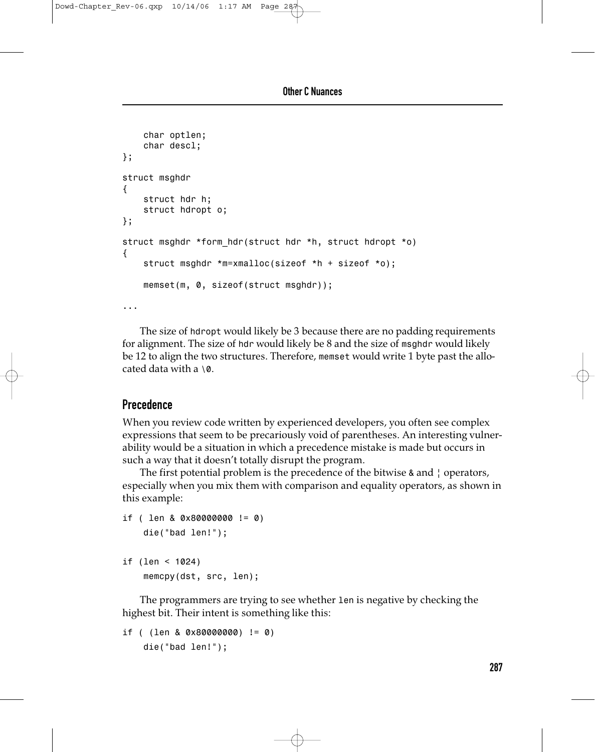```
    char optlen;
    char descl;
};

struct msghdr
{
    struct hdr h;
    struct hdropt o;
};

struct msghdr *form_hdr(struct hdr *h, struct hdropt *o)
{
    struct msghdr *m=xmalloc(sizeof *h + sizeof *o);

    memset(m, 0, sizeof(struct msghdr));

...
```

The size of hdropt would likely be 3 because there are no padding requirements for alignment. The size of hdr would likely be 8 and the size of msghdr would likely be 12 to align the two structures. Therefore, memset would write 1 byte past the allocated data with a \0.

## Precedence

When you review code written by experienced developers, you often see complex expressions that seem to be precariously void of parentheses. An interesting vulnerability would be a situation in which a precedence mistake is made but occurs in such a way that it doesn't totally disrupt the program.

The first potential problem is the precedence of the bitwise & and ¦ operators, especially when you mix them with comparison and equality operators, as shown in this example:

```
if ( len & 0x80000000 != 0)
    die("bad len!");

if (len < 1024)
    memcpy(dst, src, len);
```

The programmers are trying to see whether len is negative by checking the highest bit. Their intent is something like this:

```
if ( (len & 0x80000000) != 0)
    die("bad len!");
```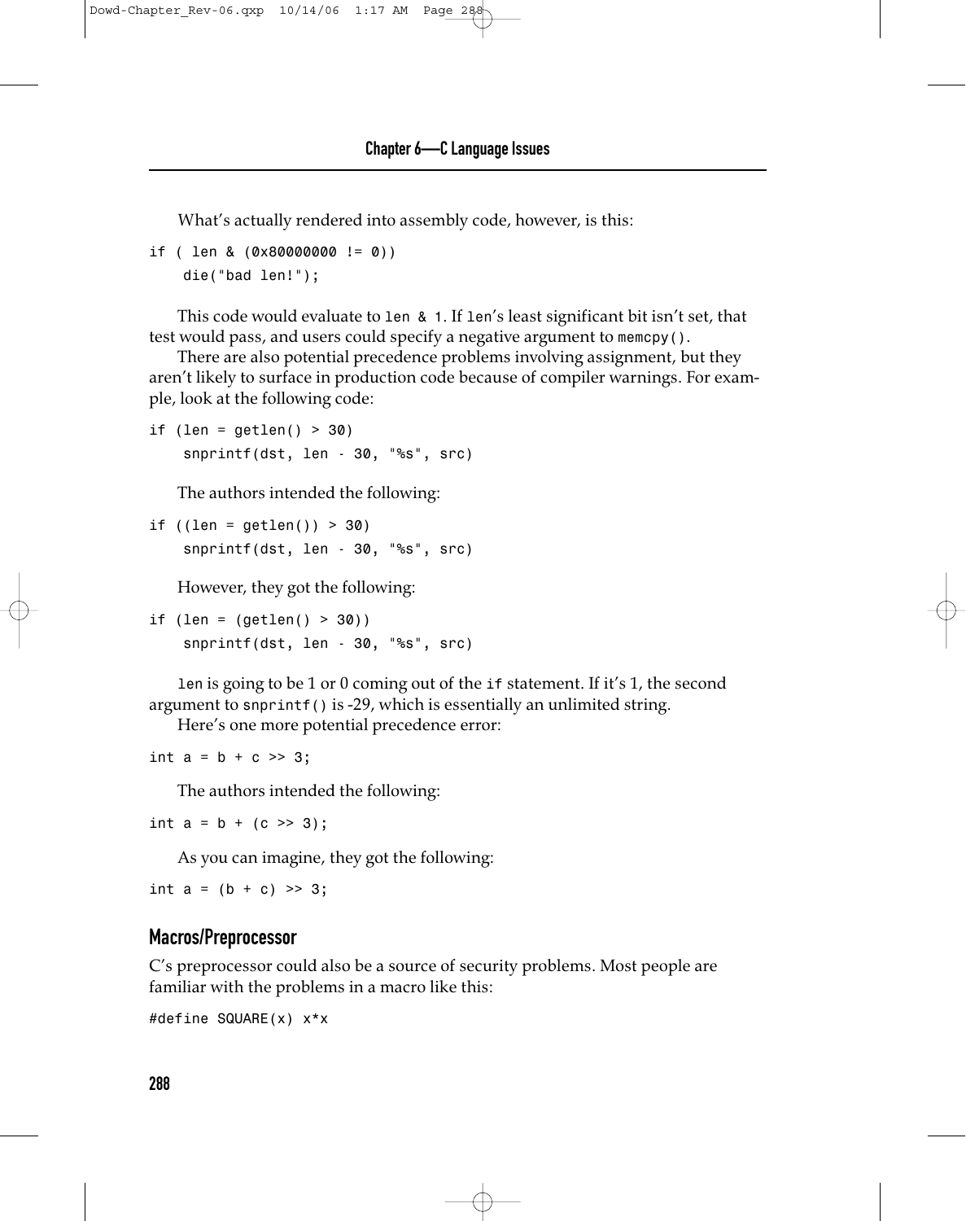What's actually rendered into assembly code, however, is this:

```
if ( len & (0x80000000 != 0))
    die("bad len!");
```

This code would evaluate to `len & 1`. If `len`'s least significant bit isn't set, that test would pass, and users could specify a negative argument to `memcpy()`.

There are also potential precedence problems involving assignment, but they aren't likely to surface in production code because of compiler warnings. For example, look at the following code:

```
if (len = getlen() > 30)
    snprintf(dst, len - 30, "%s", src)
```

The authors intended the following:

```
if ((len = getlen()) > 30)
    snprintf(dst, len - 30, "%s", src)
```

However, they got the following:

```
if (len = (getlen() > 30))
    snprintf(dst, len - 30, "%s", src)
```

`len` is going to be 1 or 0 coming out of the `if` statement. If it's 1, the second argument to `snprintf()` is -29, which is essentially an unlimited string.

Here's one more potential precedence error:

```
int a = b + c >> 3;
```

The authors intended the following:

```
int a = b + (c >> 3);
```

As you can imagine, they got the following:

```
int a = (b + c) >> 3;
```

## Macros/Preprocessor

C's preprocessor could also be a source of security problems. Most people are familiar with the problems in a macro like this:

```
#define SQUARE(x) x*x
```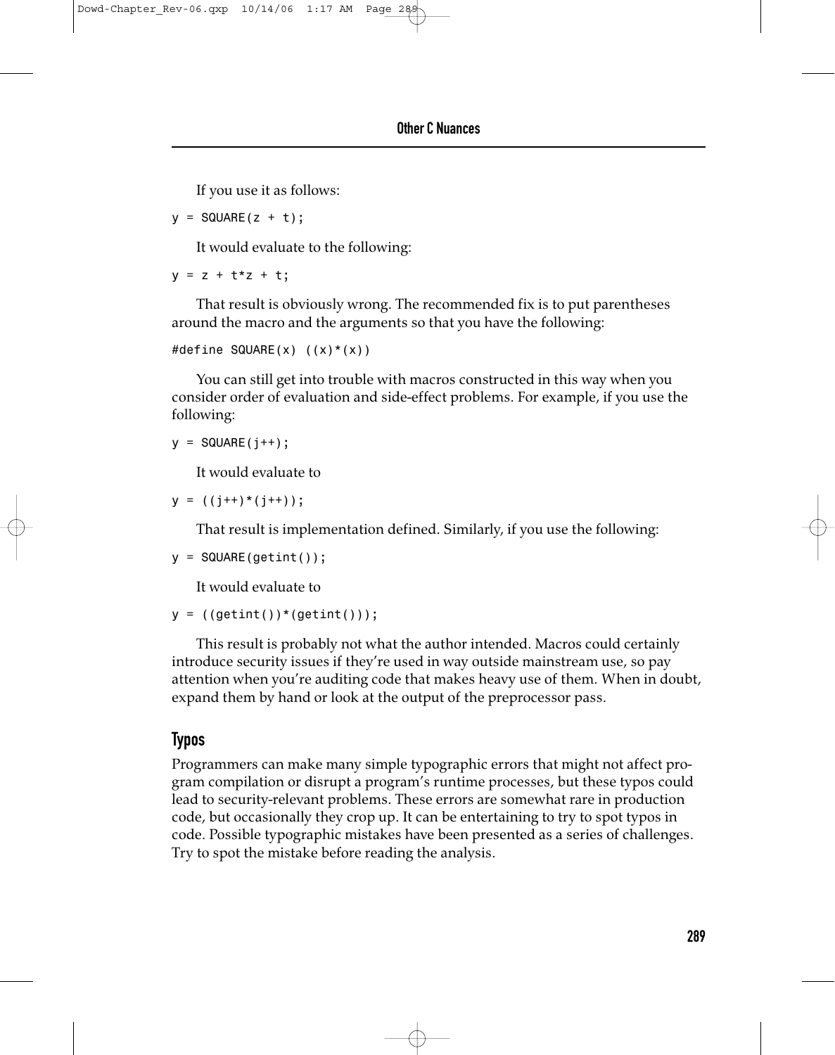If you use it as follows:

```
y = SQUARE(z + t);
```

It would evaluate to the following:

```
y = z + t*z + t;
```

That result is obviously wrong. The recommended fix is to put parentheses around the macro and the arguments so that you have the following:

```
#define SQUARE(x) ((x)*(x))
```

You can still get into trouble with macros constructed in this way when you consider order of evaluation and side-effect problems. For example, if you use the following:

```
y = SQUARE(j++);
```

It would evaluate to

```
y = ((j++)*(j++));
```

That result is implementation defined. Similarly, if you use the following:

```
y = SQUARE(getint());
```

It would evaluate to

```
y = ((getint())*(getint()));
```

This result is probably not what the author intended. Macros could certainly introduce security issues if they're used in way outside mainstream use, so pay attention when you're auditing code that makes heavy use of them. When in doubt, expand them by hand or look at the output of the preprocessor pass.

## Typos

Programmers can make many simple typographic errors that might not affect program compilation or disrupt a program's runtime processes, but these typos could lead to security-relevant problems. These errors are somewhat rare in production code, but occasionally they crop up. It can be entertaining to try to spot typos in code. Possible typographic mistakes have been presented as a series of challenges. Try to spot the mistake before reading the analysis.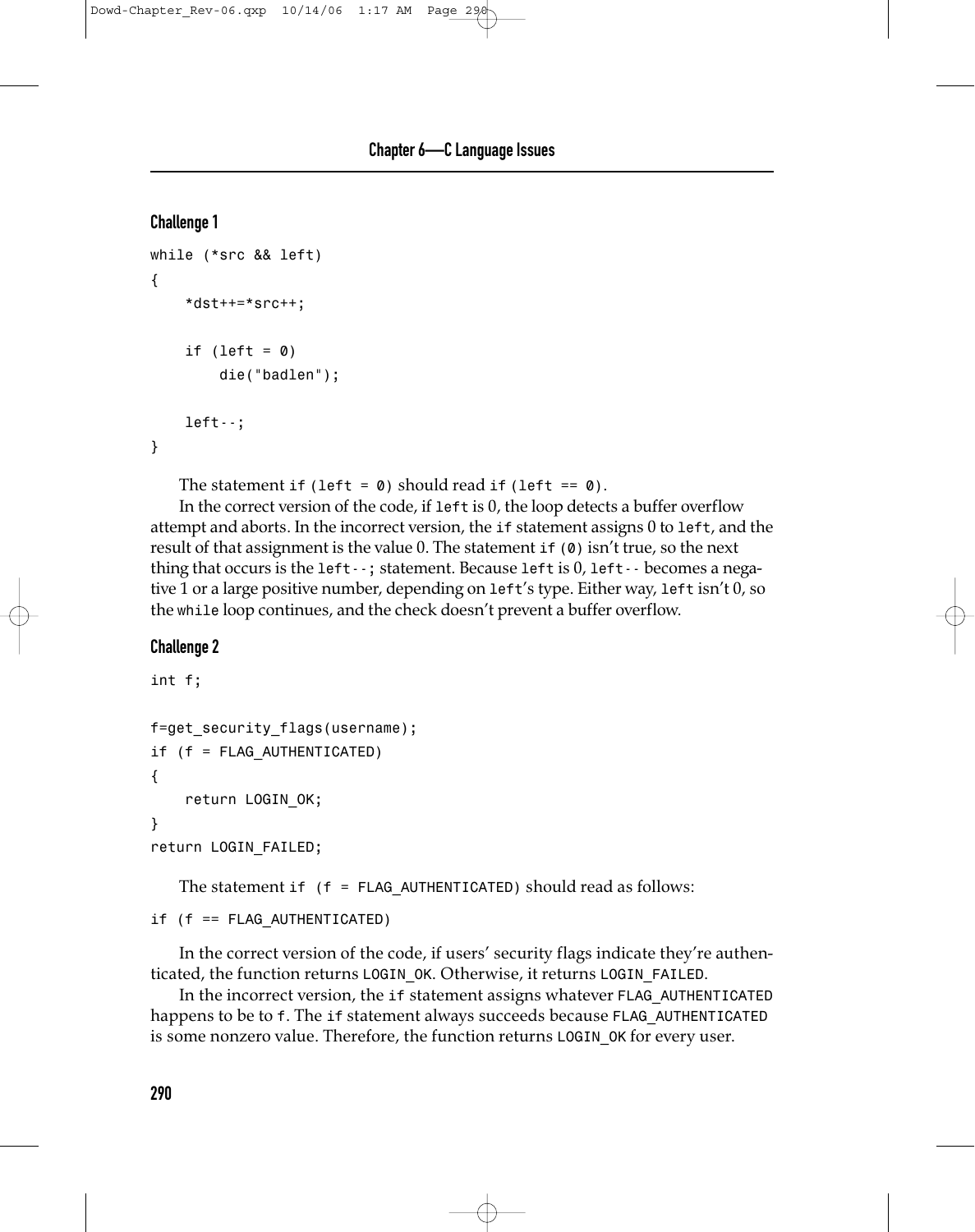### Challenge 1

```
while (*src && left)
{
    *dst++=*src++;

    if (left = 0)
        die("badlen");

    left--;
}
```

The statement `if (left = 0)` should read `if (left == 0)`.

In the correct version of the code, if `left` is 0, the loop detects a buffer overflow attempt and aborts. In the incorrect version, the `if` statement assigns 0 to `left`, and the result of that assignment is the value 0. The statement `if (0)` isn't true, so the next thing that occurs is the `left--;` statement. Because `left` is 0, `left--` becomes a negative 1 or a large positive number, depending on `left`'s type. Either way, `left` isn't 0, so the `while` loop continues, and the check doesn't prevent a buffer overflow.

### Challenge 2

```
int f;

f=get_security_flags(username);
if (f = FLAG_AUTHENTICATED)
{
    return LOGIN_OK;
}
return LOGIN_FAILED;
```

The statement `if (f = FLAG_AUTHENTICATED)` should read as follows:

```
if (f == FLAG_AUTHENTICATED)
```

In the correct version of the code, if users' security flags indicate they're authenticated, the function returns `LOGIN_OK`. Otherwise, it returns `LOGIN_FAILED`.

In the incorrect version, the `if` statement assigns whatever `FLAG_AUTHENTICATED` happens to be to `f`. The `if` statement always succeeds because `FLAG_AUTHENTICATED` is some nonzero value. Therefore, the function returns `LOGIN_OK` for every user.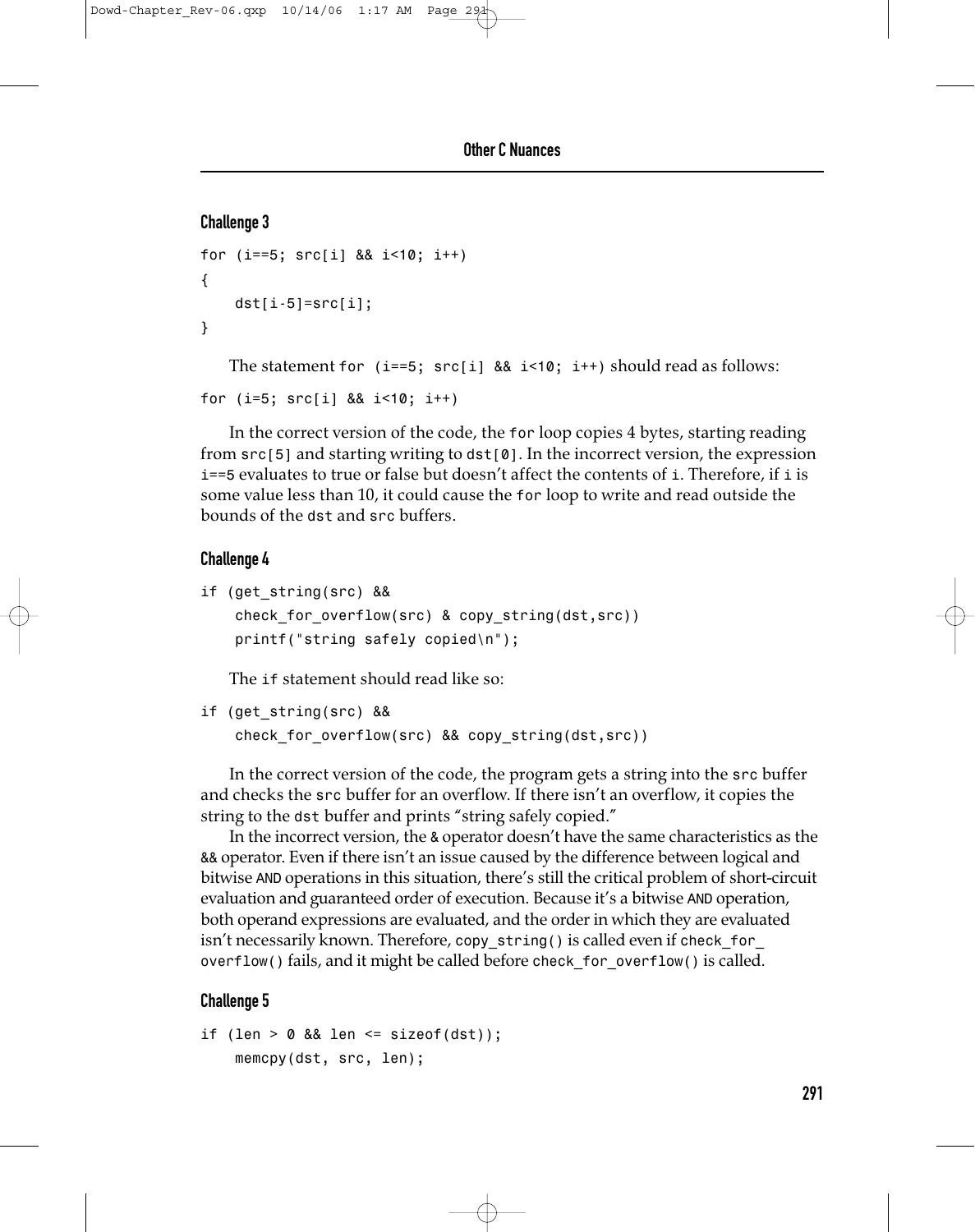### Challenge 3

```
for (i==5; src[i] && i<10; i++)
{
    dst[i-5]=src[i];
}
```

The statement `for (i==5; src[i] && i<10; i++)` should read as follows:

```
for (i=5; src[i] && i<10; i++)
```

In the correct version of the code, the `for` loop copies 4 bytes, starting reading from `src[5]` and starting writing to `dst[0]`. In the incorrect version, the expression `i==5` evaluates to true or false but doesn't affect the contents of `i`. Therefore, if `i` is some value less than 10, it could cause the `for` loop to write and read outside the bounds of the `dst` and `src` buffers.

### Challenge 4

```
if (get_string(src) &&
    check_for_overflow(src) & copy_string(dst,src))
    printf("string safely copied\n");
```

The `if` statement should read like so:

```
if (get_string(src) &&
    check_for_overflow(src) && copy_string(dst,src))
```

In the correct version of the code, the program gets a string into the `src` buffer and checks the `src` buffer for an overflow. If there isn't an overflow, it copies the string to the `dst` buffer and prints "string safely copied."

In the incorrect version, the `&` operator doesn't have the same characteristics as the `&&` operator. Even if there isn't an issue caused by the difference between logical and bitwise `AND` operations in this situation, there's still the critical problem of short-circuit evaluation and guaranteed order of execution. Because it's a bitwise `AND` operation, both operand expressions are evaluated, and the order in which they are evaluated isn't necessarily known. Therefore, `copy_string()` is called even if `check_for_overflow()` fails, and it might be called before `check_for_overflow()` is called.

### Challenge 5

```
if (len > 0 && len <= sizeof(dst));
    memcpy(dst, src, len);
```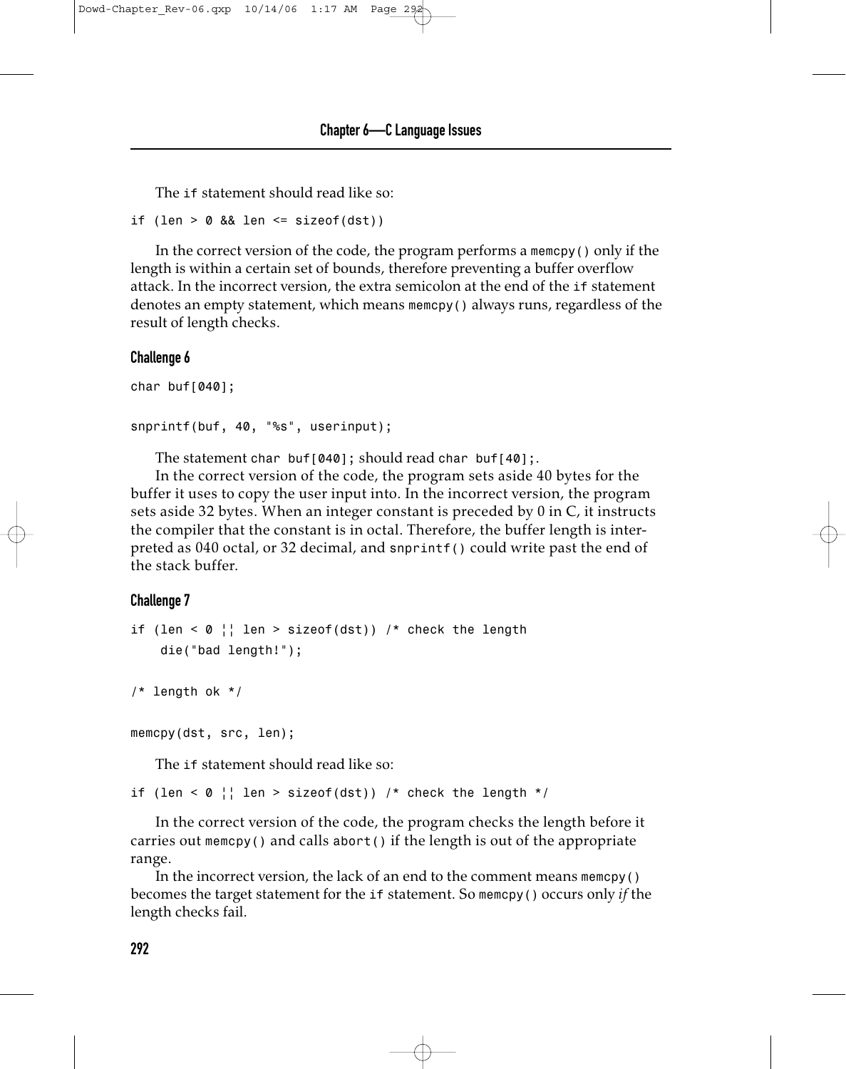The if statement should read like so:

```
if (len > 0 && len <= sizeof(dst))
```

In the correct version of the code, the program performs a `memcpy()` only if the length is within a certain set of bounds, therefore preventing a buffer overflow attack. In the incorrect version, the extra semicolon at the end of the `if` statement denotes an empty statement, which means `memcpy()` always runs, regardless of the result of length checks.

### Challenge 6

```
char buf[040];

snprintf(buf, 40, "%s", userinput);
```

The statement `char buf[040];` should read `char buf[40];`.

In the correct version of the code, the program sets aside 40 bytes for the buffer it uses to copy the user input into. In the incorrect version, the program sets aside 32 bytes. When an integer constant is preceded by 0 in C, it instructs the compiler that the constant is in octal. Therefore, the buffer length is interpreted as 040 octal, or 32 decimal, and `snprintf()` could write past the end of the stack buffer.

### Challenge 7

```
if (len < 0 ¦¦ len > sizeof(dst)) /* check the length
    die("bad length!");

/* length ok */

memcpy(dst, src, len);
```

The if statement should read like so:

```
if (len < 0 ¦¦ len > sizeof(dst)) /* check the length */
```

In the correct version of the code, the program checks the length before it carries out `memcpy()` and calls `abort()` if the length is out of the appropriate range.

In the incorrect version, the lack of an end to the comment means `memcpy()` becomes the target statement for the `if` statement. So `memcpy()` occurs only *if* the length checks fail.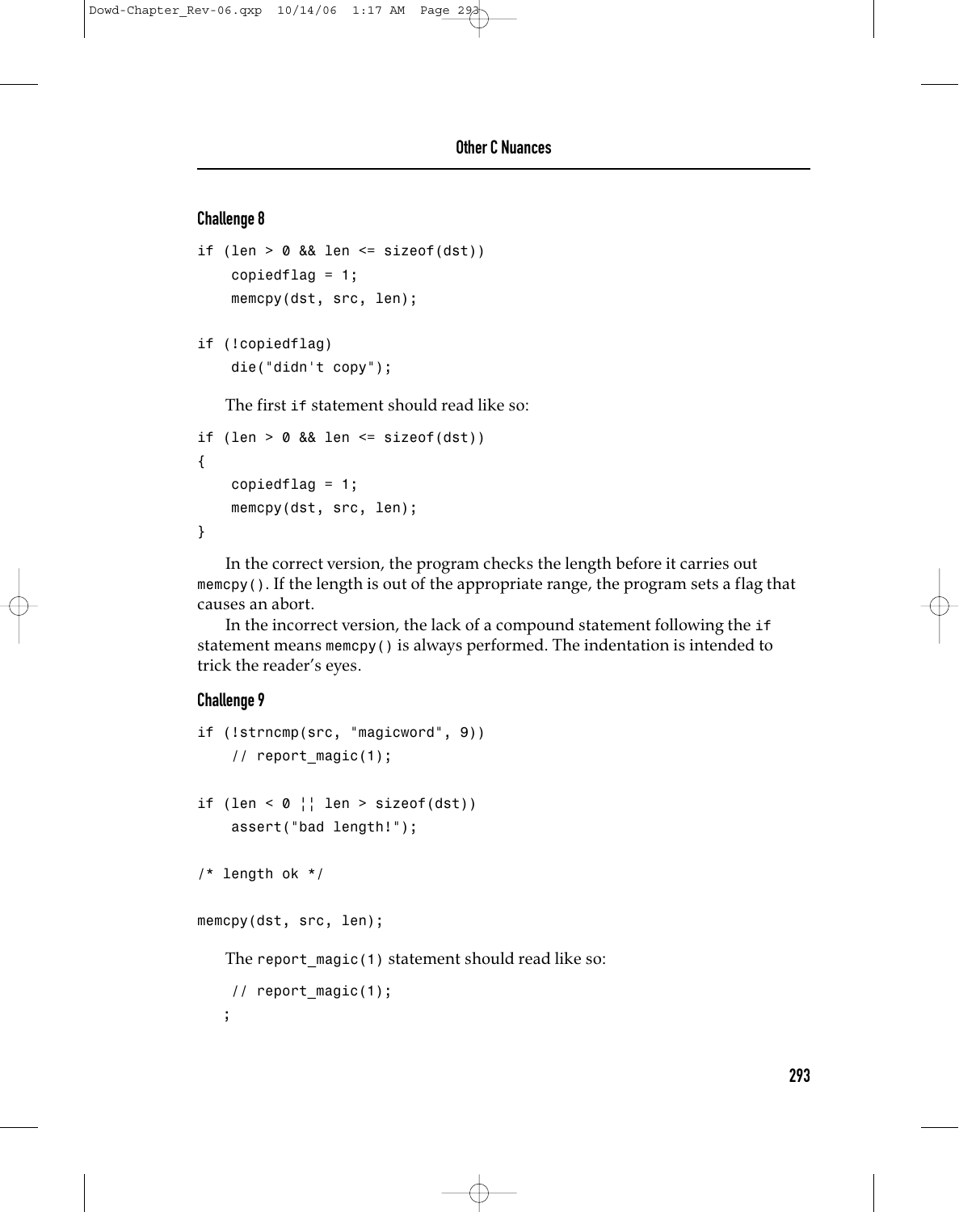### Challenge 8

```
if (len > 0 && len <= sizeof(dst))
    copiedflag = 1;
    memcpy(dst, src, len);

if (!copiedflag)
    die("didn't copy");
```

The first `if` statement should read like so:

```
if (len > 0 && len <= sizeof(dst))
{
    copiedflag = 1;
    memcpy(dst, src, len);
}
```

In the correct version, the program checks the length before it carries out `memcpy()`. If the length is out of the appropriate range, the program sets a flag that causes an abort.

In the incorrect version, the lack of a compound statement following the `if` statement means `memcpy()` is always performed. The indentation is intended to trick the reader's eyes.

### Challenge 9

```
if (!strncmp(src, "magicword", 9))
    // report_magic(1);

if (len < 0 ¦¦ len > sizeof(dst))
    assert("bad length!");

/* length ok */

memcpy(dst, src, len);
```

The `report_magic(1)` statement should read like so:

```
    // report_magic(1);
   ;
```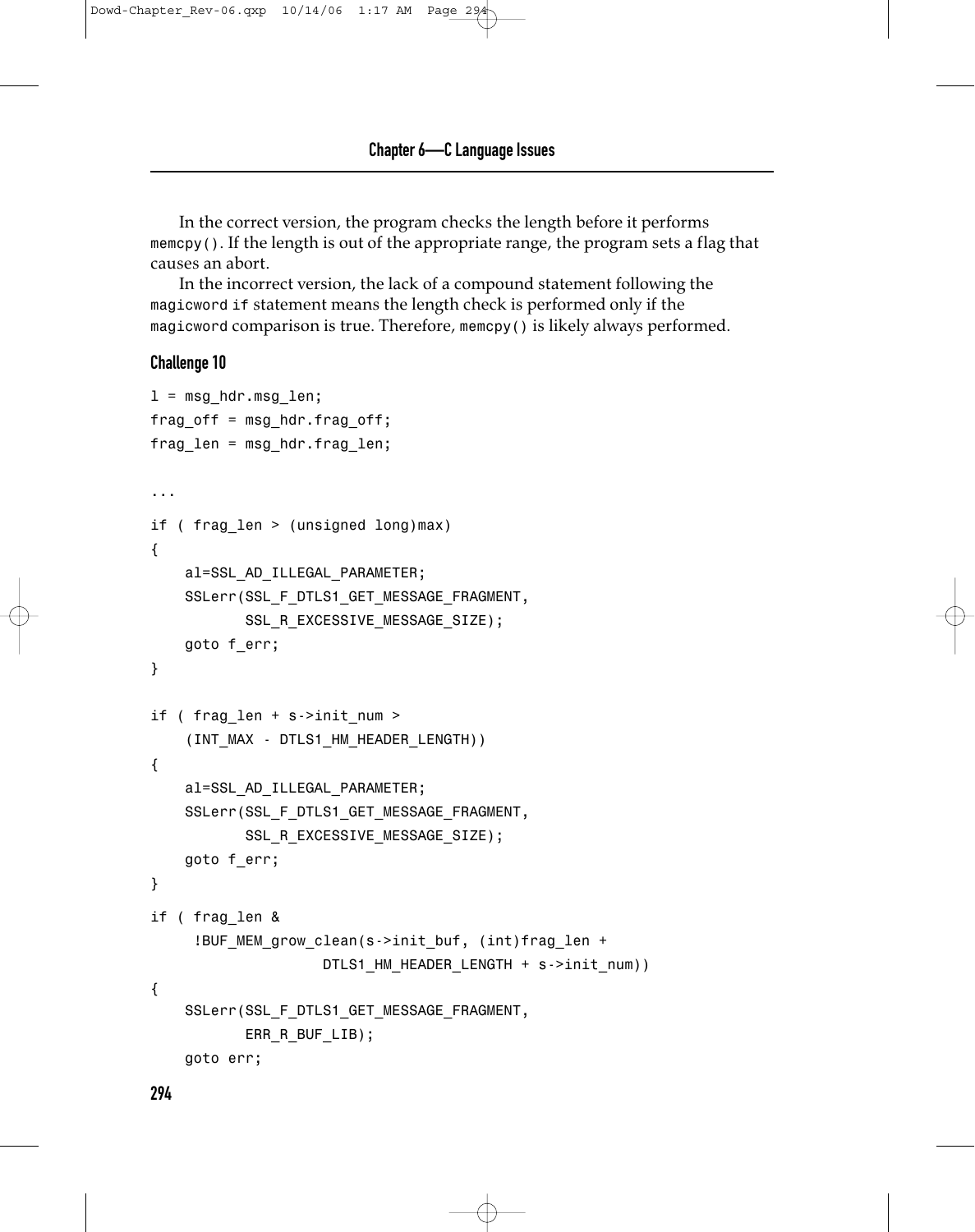In the correct version, the program checks the length before it performs `memcpy()`. If the length is out of the appropriate range, the program sets a flag that causes an abort.

In the incorrect version, the lack of a compound statement following the `magicword` `if` statement means the length check is performed only if the `magicword` comparison is true. Therefore, `memcpy()` is likely always performed.

### Challenge 10

```
l = msg_hdr.msg_len;
frag_off = msg_hdr.frag_off;
frag_len = msg_hdr.frag_len;

...

if ( frag_len > (unsigned long)max)
{
    al=SSL_AD_ILLEGAL_PARAMETER;
    SSLerr(SSL_F_DTLS1_GET_MESSAGE_FRAGMENT,
           SSL_R_EXCESSIVE_MESSAGE_SIZE);
    goto f_err;
}

if ( frag_len + s->init_num >
    (INT_MAX - DTLS1_HM_HEADER_LENGTH))
{
    al=SSL_AD_ILLEGAL_PARAMETER;
    SSLerr(SSL_F_DTLS1_GET_MESSAGE_FRAGMENT,
           SSL_R_EXCESSIVE_MESSAGE_SIZE);
    goto f_err;
}

if ( frag_len &
     !BUF_MEM_grow_clean(s->init_buf, (int)frag_len +
                   DTLS1_HM_HEADER_LENGTH + s->init_num))
{
    SSLerr(SSL_F_DTLS1_GET_MESSAGE_FRAGMENT,
           ERR_R_BUF_LIB);
    goto err;
```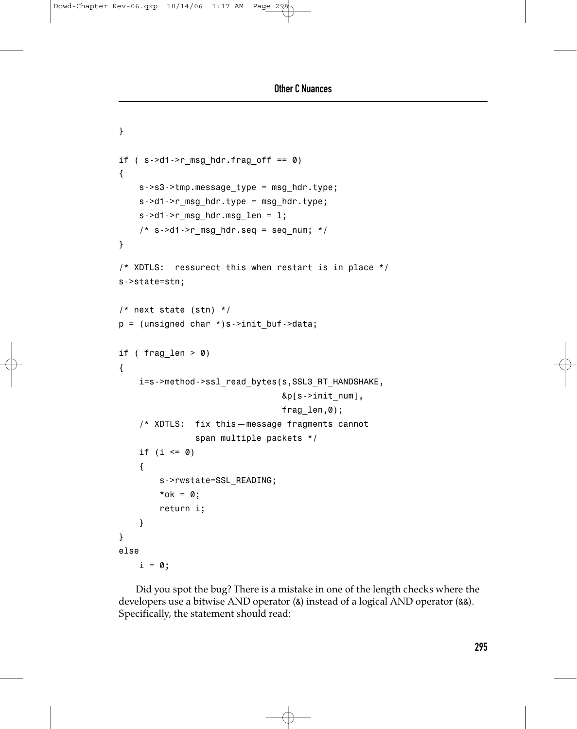```
}

if ( s->d1->r_msg_hdr.frag_off == 0)
{
    s->s3->tmp.message_type = msg_hdr.type;
    s->d1->r_msg_hdr.type = msg_hdr.type;
    s->d1->r_msg_hdr.msg_len = l;
    /* s->d1->r_msg_hdr.seq = seq_num; */
}

/* XDTLS:  ressurect this when restart is in place */
s->state=stn;

/* next state (stn) */
p = (unsigned char *)s->init_buf->data;

if ( frag_len > 0)
{
    i=s->method->ssl_read_bytes(s,SSL3_RT_HANDSHAKE,
                                &p[s->init_num],
                                frag_len,0);
    /* XDTLS:  fix this—message fragments cannot
               span multiple packets */
    if (i <= 0)
    {
        s->rwstate=SSL_READING;
        *ok = 0;
        return i;
    }
}
else
    i = 0;
```

Did you spot the bug? There is a mistake in one of the length checks where the developers use a bitwise AND operator (`&`) instead of a logical AND operator (`&&`). Specifically, the statement should read: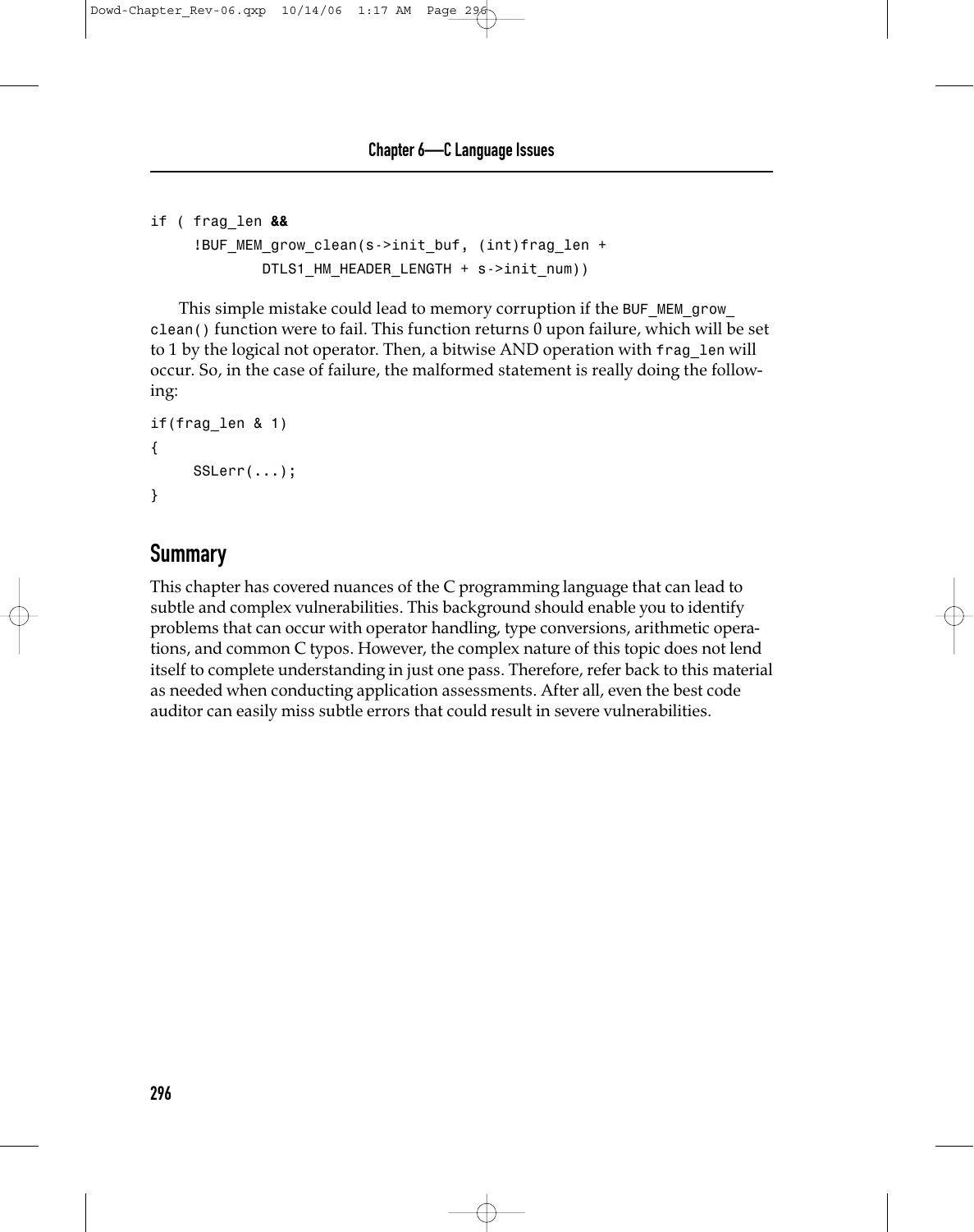```
if ( frag_len &&
     !BUF_MEM_grow_clean(s->init_buf, (int)frag_len +
            DTLS1_HM_HEADER_LENGTH + s->init_num))
```

This simple mistake could lead to memory corruption if the `BUF_MEM_grow_clean()` function were to fail. This function returns 0 upon failure, which will be set to 1 by the logical not operator. Then, a bitwise AND operation with `frag_len` will occur. So, in the case of failure, the malformed statement is really doing the following:

```
if(frag_len & 1)
{
     SSLerr(...);
}
```

## Summary

This chapter has covered nuances of the C programming language that can lead to subtle and complex vulnerabilities. This background should enable you to identify problems that can occur with operator handling, type conversions, arithmetic operations, and common C typos. However, the complex nature of this topic does not lend itself to complete understanding in just one pass. Therefore, refer back to this material as needed when conducting application assessments. After all, even the best code auditor can easily miss subtle errors that could result in severe vulnerabilities.